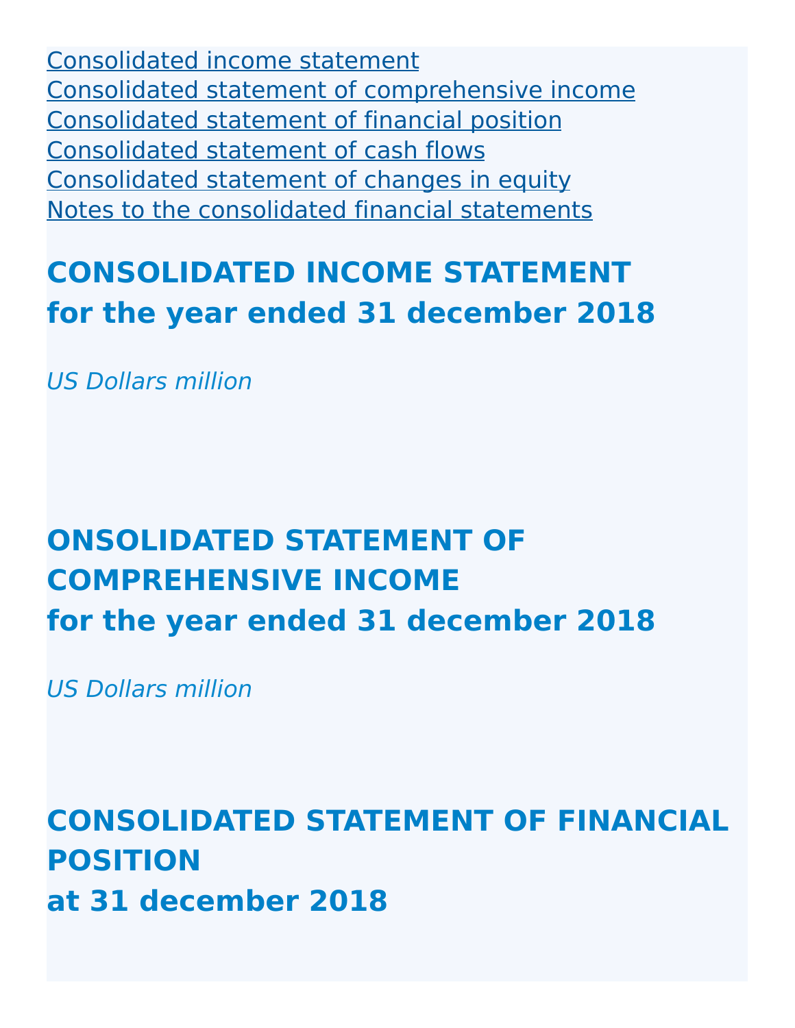[Consolidated income statement](#)
[Consolidated statement of comprehensive income](#)
[Consolidated statement of financial position](#)
[Consolidated statement of cash flows](#)
[Consolidated statement of changes in equity](#)
[Notes to the consolidated financial statements](#)

## CONSOLIDATED INCOME STATEMENT for the year ended 31 december 2018

*US Dollars million*

## ONSOLIDATED STATEMENT OF COMPREHENSIVE INCOME for the year ended 31 december 2018

*US Dollars million*

## CONSOLIDATED STATEMENT OF FINANCIAL POSITION at 31 december 2018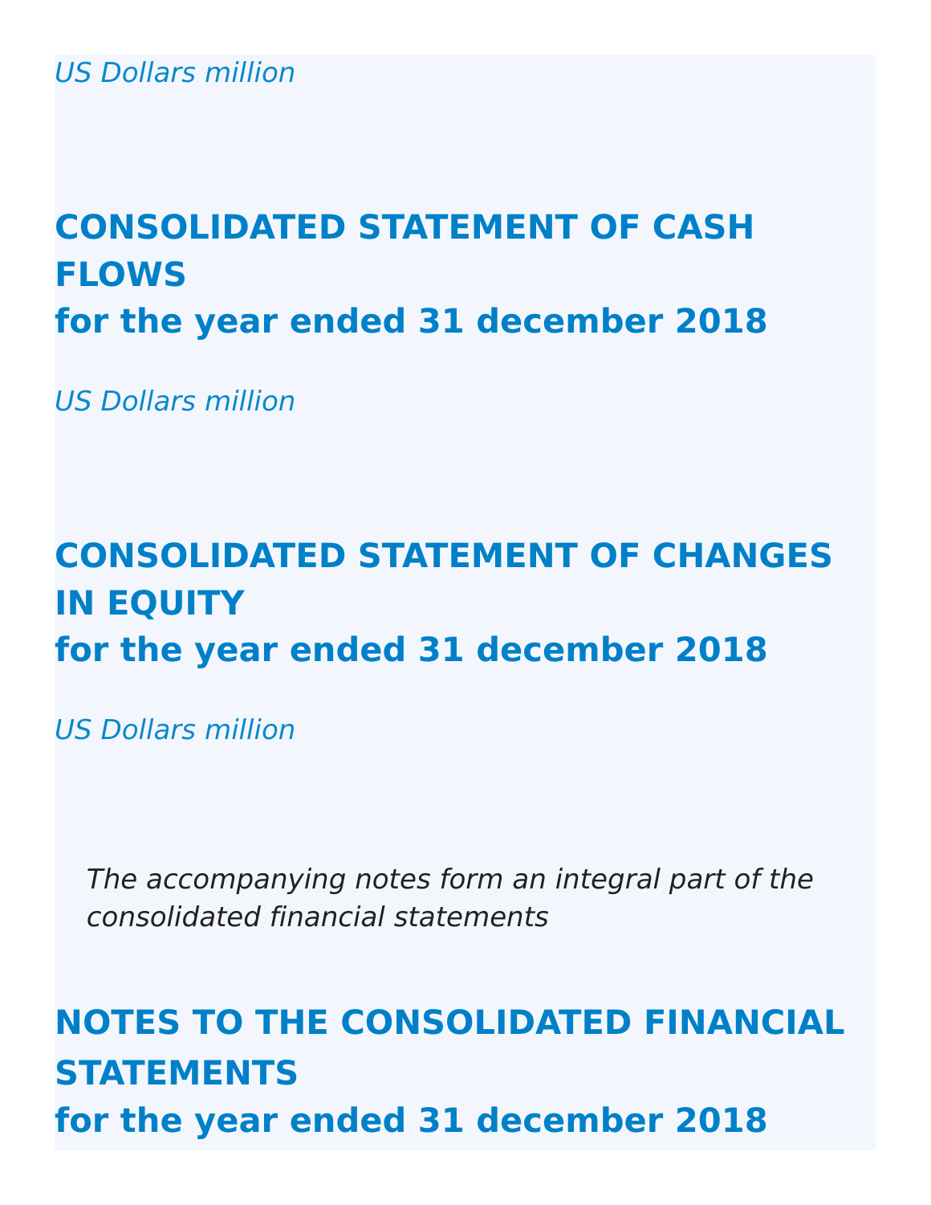*US Dollars million*

## CONSOLIDATED STATEMENT OF CASH FLOWS
## for the year ended 31 december 2018

*US Dollars million*

## CONSOLIDATED STATEMENT OF CHANGES IN EQUITY
## for the year ended 31 december 2018

*US Dollars million*

*The accompanying notes form an integral part of the consolidated financial statements*

## NOTES TO THE CONSOLIDATED FINANCIAL STATEMENTS
## for the year ended 31 december 2018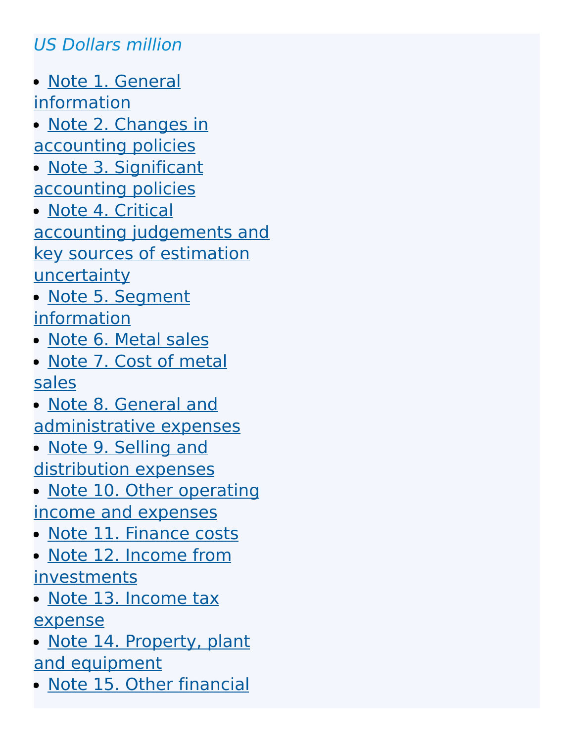*US Dollars million*

- Note 1. General information
- Note 2. Changes in accounting policies
- Note 3. Significant accounting policies
- Note 4. Critical accounting judgements and key sources of estimation uncertainty
- Note 5. Segment information
- Note 6. Metal sales
- Note 7. Cost of metal sales
- Note 8. General and administrative expenses
- Note 9. Selling and distribution expenses
- Note 10. Other operating income and expenses
- Note 11. Finance costs
- Note 12. Income from investments
- Note 13. Income tax expense
- Note 14. Property, plant and equipment
- Note 15. Other financial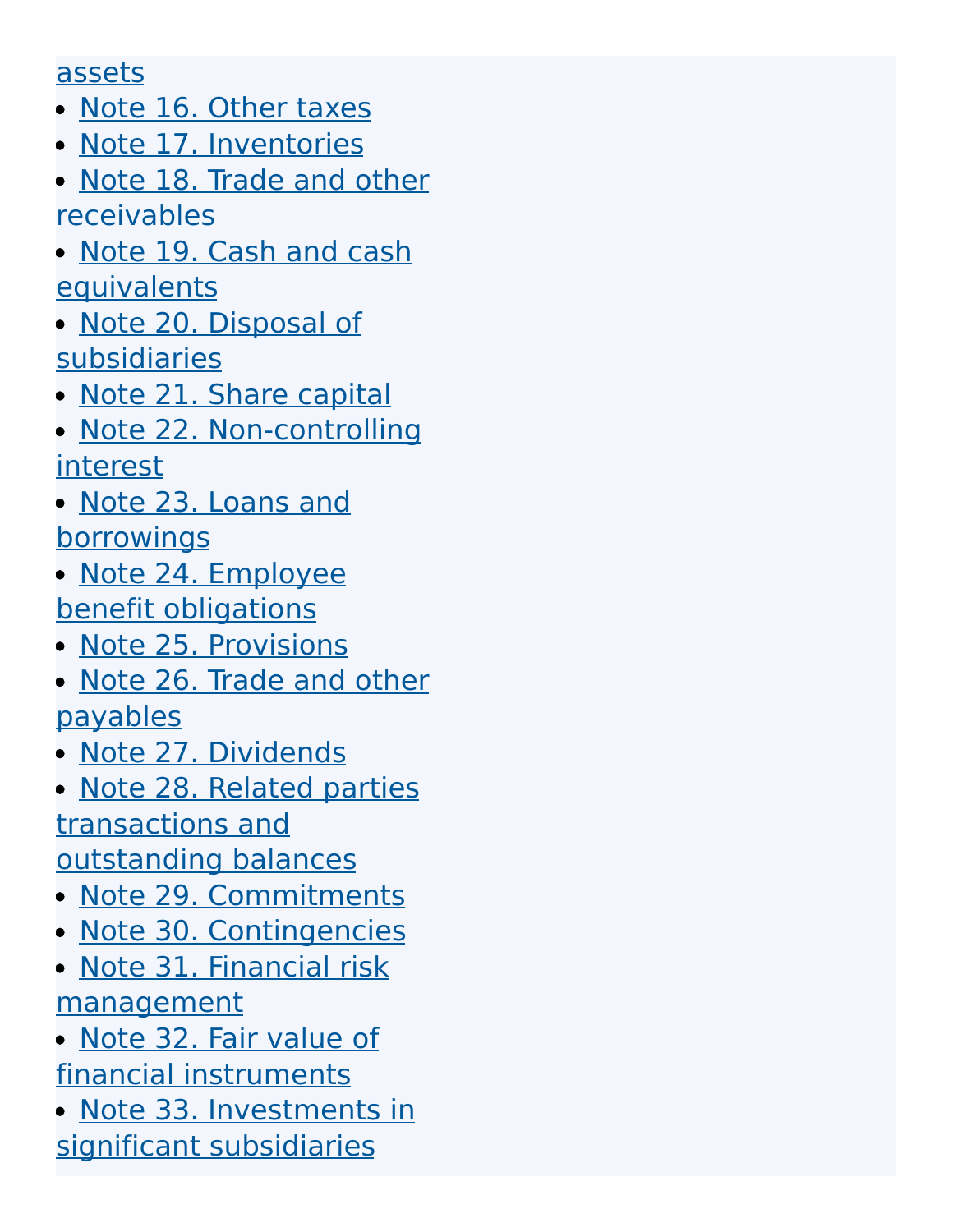assets

- Note 16. Other taxes
- Note 17. Inventories
- Note 18. Trade and other receivables
- Note 19. Cash and cash equivalents
- Note 20. Disposal of subsidiaries
- Note 21. Share capital
- Note 22. Non-controlling interest
- Note 23. Loans and borrowings
- Note 24. Employee benefit obligations
- Note 25. Provisions
- Note 26. Trade and other payables
- Note 27. Dividends
- Note 28. Related parties transactions and outstanding balances
- Note 29. Commitments
- Note 30. Contingencies
- Note 31. Financial risk management
- Note 32. Fair value of financial instruments
- Note 33. Investments in significant subsidiaries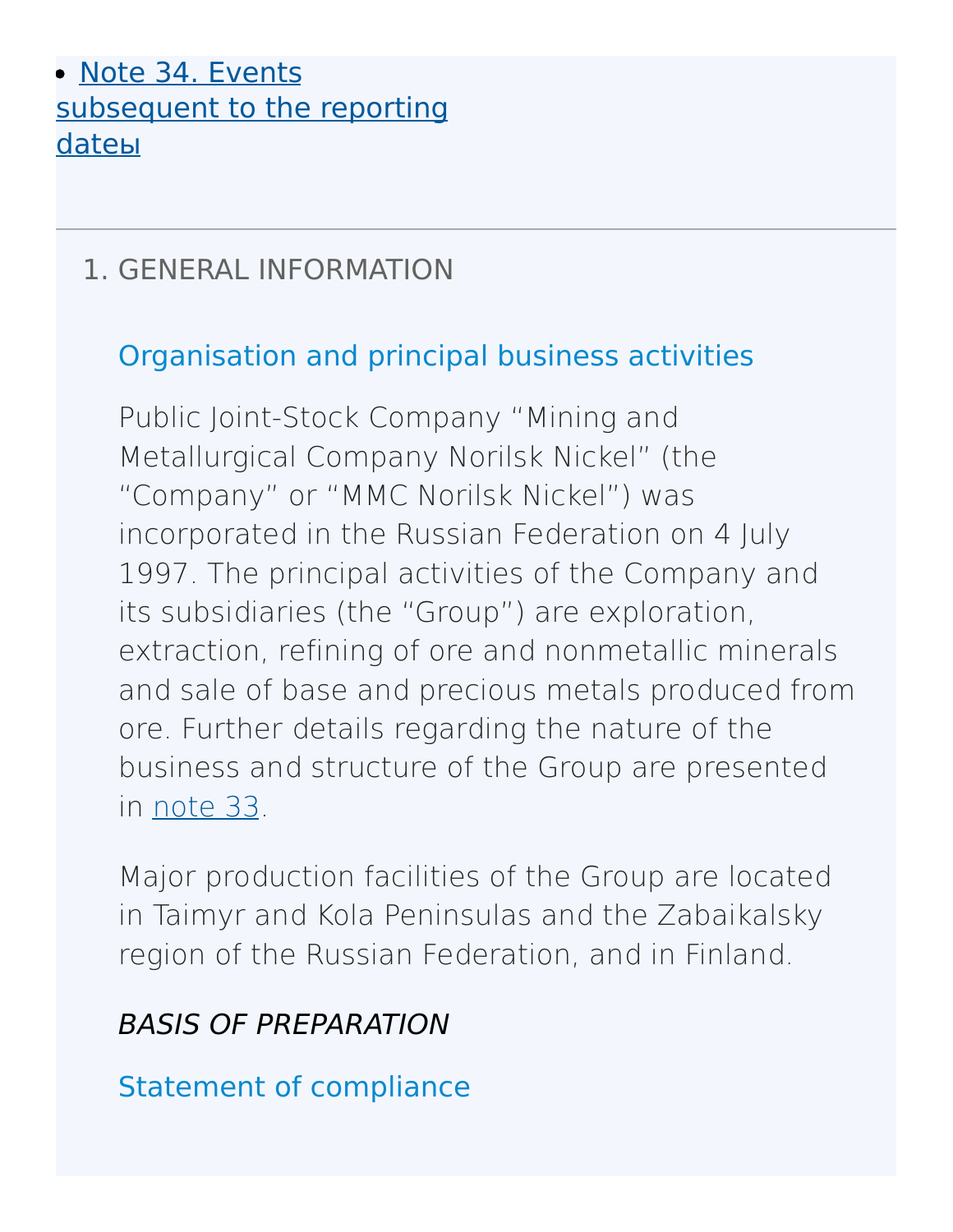- Note 34. Events subsequent to the reporting dateы

## 1. GENERAL INFORMATION

### Organisation and principal business activities

Public Joint-Stock Company “Mining and Metallurgical Company Norilsk Nickel” (the “Company” or “MMC Norilsk Nickel”) was incorporated in the Russian Federation on 4 July 1997. The principal activities of the Company and its subsidiaries (the “Group”) are exploration, extraction, refining of ore and nonmetallic minerals and sale of base and precious metals produced from ore. Further details regarding the nature of the business and structure of the Group are presented in note 33.

Major production facilities of the Group are located in Taimyr and Kola Peninsulas and the Zabaikalsky region of the Russian Federation, and in Finland.

*BASIS OF PREPARATION*

### Statement of compliance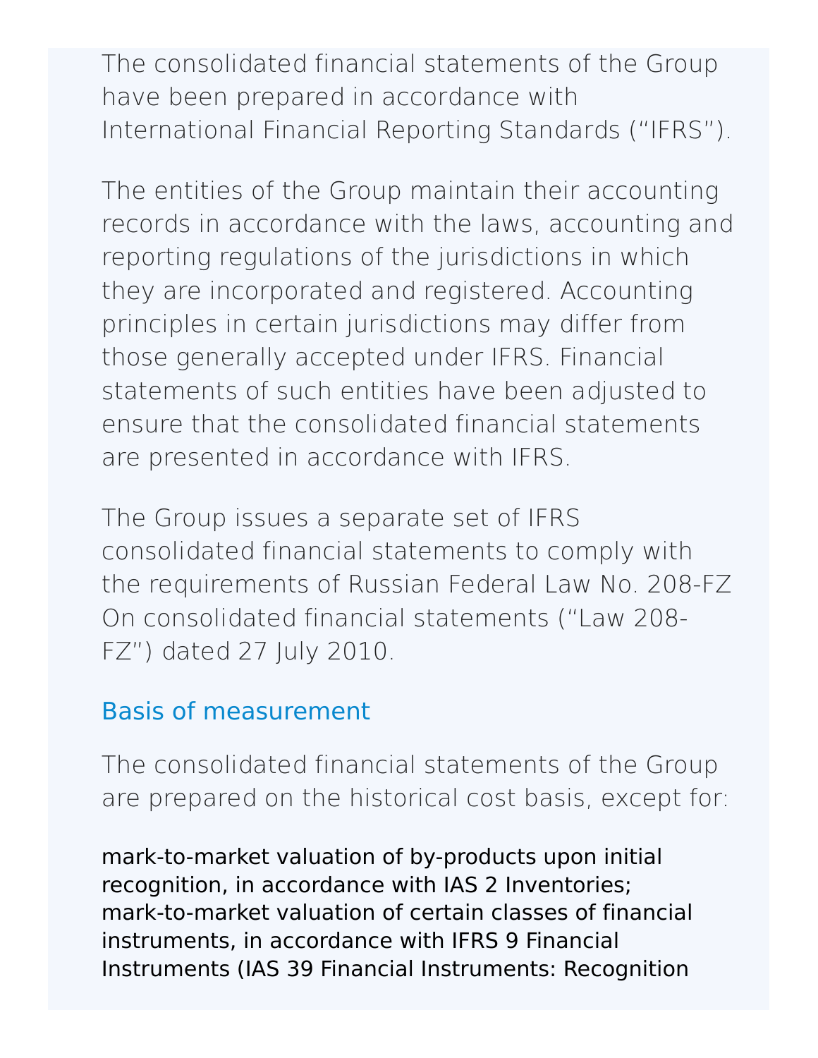The consolidated financial statements of the Group have been prepared in accordance with International Financial Reporting Standards ("IFRS").

The entities of the Group maintain their accounting records in accordance with the laws, accounting and reporting regulations of the jurisdictions in which they are incorporated and registered. Accounting principles in certain jurisdictions may differ from those generally accepted under IFRS. Financial statements of such entities have been adjusted to ensure that the consolidated financial statements are presented in accordance with IFRS.

The Group issues a separate set of IFRS consolidated financial statements to comply with the requirements of Russian Federal Law No. 208-FZ On consolidated financial statements ("Law 208-FZ") dated 27 July 2010.

### Basis of measurement

The consolidated financial statements of the Group are prepared on the historical cost basis, except for:

- mark-to-market valuation of by-products upon initial recognition, in accordance with IAS 2 Inventories;
- mark-to-market valuation of certain classes of financial instruments, in accordance with IFRS 9 Financial Instruments (IAS 39 Financial Instruments: Recognition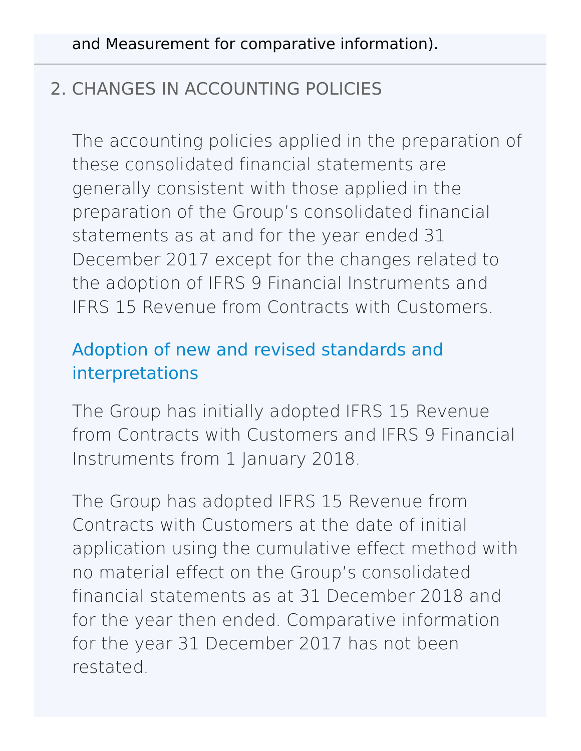and Measurement for comparative information).

## 2. CHANGES IN ACCOUNTING POLICIES

The accounting policies applied in the preparation of these consolidated financial statements are generally consistent with those applied in the preparation of the Group's consolidated financial statements as at and for the year ended 31 December 2017 except for the changes related to the adoption of IFRS 9 Financial Instruments and IFRS 15 Revenue from Contracts with Customers.

### Adoption of new and revised standards and interpretations

The Group has initially adopted IFRS 15 Revenue from Contracts with Customers and IFRS 9 Financial Instruments from 1 January 2018.

The Group has adopted IFRS 15 Revenue from Contracts with Customers at the date of initial application using the cumulative effect method with no material effect on the Group's consolidated financial statements as at 31 December 2018 and for the year then ended. Comparative information for the year 31 December 2017 has not been restated.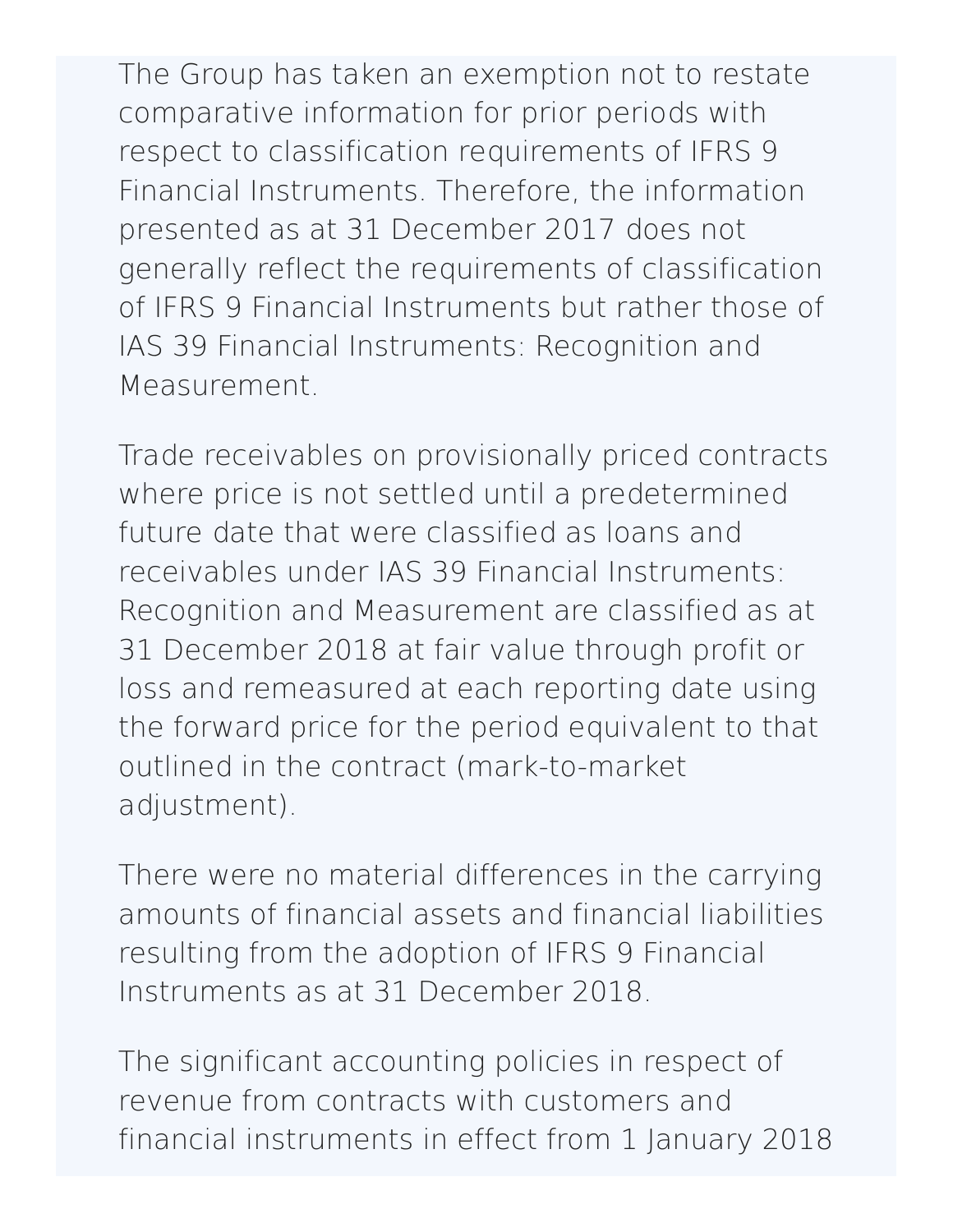The Group has taken an exemption not to restate comparative information for prior periods with respect to classification requirements of IFRS 9 Financial Instruments. Therefore, the information presented as at 31 December 2017 does not generally reflect the requirements of classification of IFRS 9 Financial Instruments but rather those of IAS 39 Financial Instruments: Recognition and Measurement.

Trade receivables on provisionally priced contracts where price is not settled until a predetermined future date that were classified as loans and receivables under IAS 39 Financial Instruments: Recognition and Measurement are classified as at 31 December 2018 at fair value through profit or loss and remeasured at each reporting date using the forward price for the period equivalent to that outlined in the contract (mark-to-market adjustment).

There were no material differences in the carrying amounts of financial assets and financial liabilities resulting from the adoption of IFRS 9 Financial Instruments as at 31 December 2018.

The significant accounting policies in respect of revenue from contracts with customers and financial instruments in effect from 1 January 2018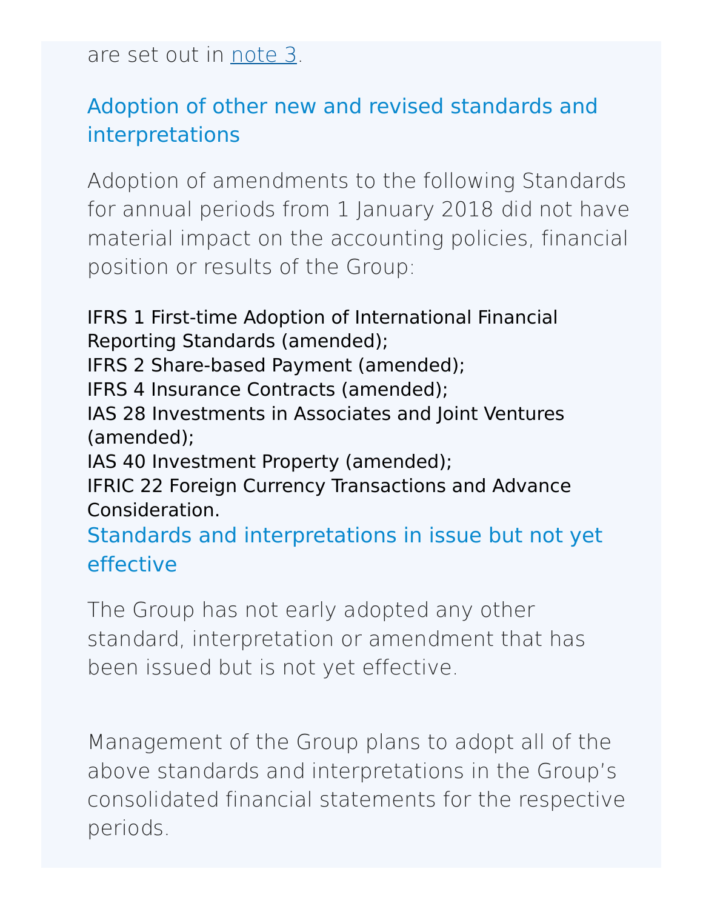are set out in note 3.

## Adoption of other new and revised standards and interpretations

Adoption of amendments to the following Standards for annual periods from 1 January 2018 did not have material impact on the accounting policies, financial position or results of the Group:

IFRS 1 First-time Adoption of International Financial Reporting Standards (amended);
IFRS 2 Share-based Payment (amended);
IFRS 4 Insurance Contracts (amended);
IAS 28 Investments in Associates and Joint Ventures (amended);
IAS 40 Investment Property (amended);
IFRIC 22 Foreign Currency Transactions and Advance Consideration.

## Standards and interpretations in issue but not yet effective

The Group has not early adopted any other standard, interpretation or amendment that has been issued but is not yet effective.

Management of the Group plans to adopt all of the above standards and interpretations in the Group's consolidated financial statements for the respective periods.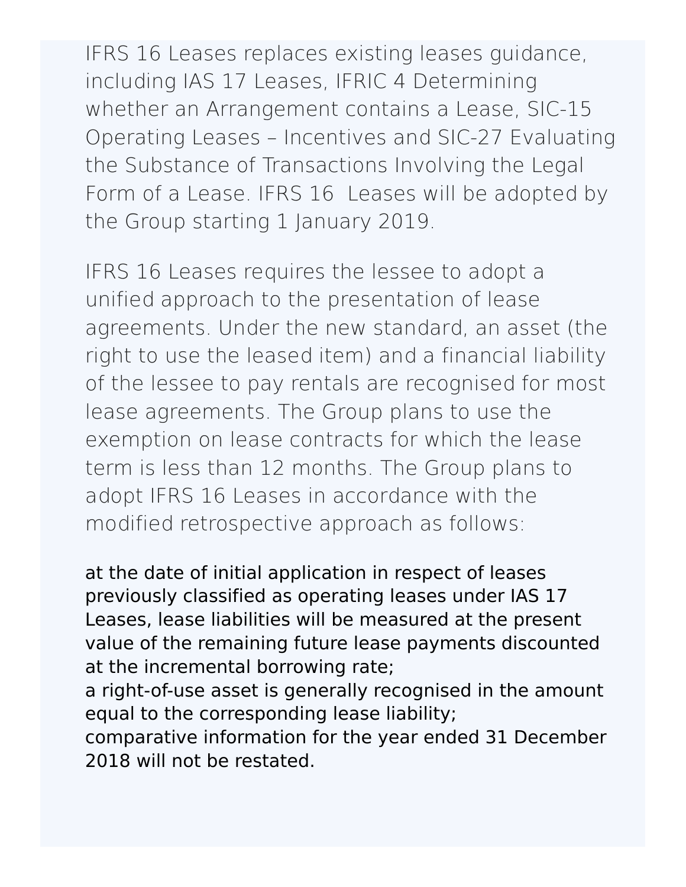IFRS 16 Leases replaces existing leases guidance, including IAS 17 Leases, IFRIC 4 Determining whether an Arrangement contains a Lease, SIC-15 Operating Leases – Incentives and SIC-27 Evaluating the Substance of Transactions Involving the Legal Form of a Lease. IFRS 16 Leases will be adopted by the Group starting 1 January 2019.

IFRS 16 Leases requires the lessee to adopt a unified approach to the presentation of lease agreements. Under the new standard, an asset (the right to use the leased item) and a financial liability of the lessee to pay rentals are recognised for most lease agreements. The Group plans to use the exemption on lease contracts for which the lease term is less than 12 months. The Group plans to adopt IFRS 16 Leases in accordance with the modified retrospective approach as follows:

- at the date of initial application in respect of leases previously classified as operating leases under IAS 17 Leases, lease liabilities will be measured at the present value of the remaining future lease payments discounted at the incremental borrowing rate;
- a right-of-use asset is generally recognised in the amount equal to the corresponding lease liability;
- comparative information for the year ended 31 December 2018 will not be restated.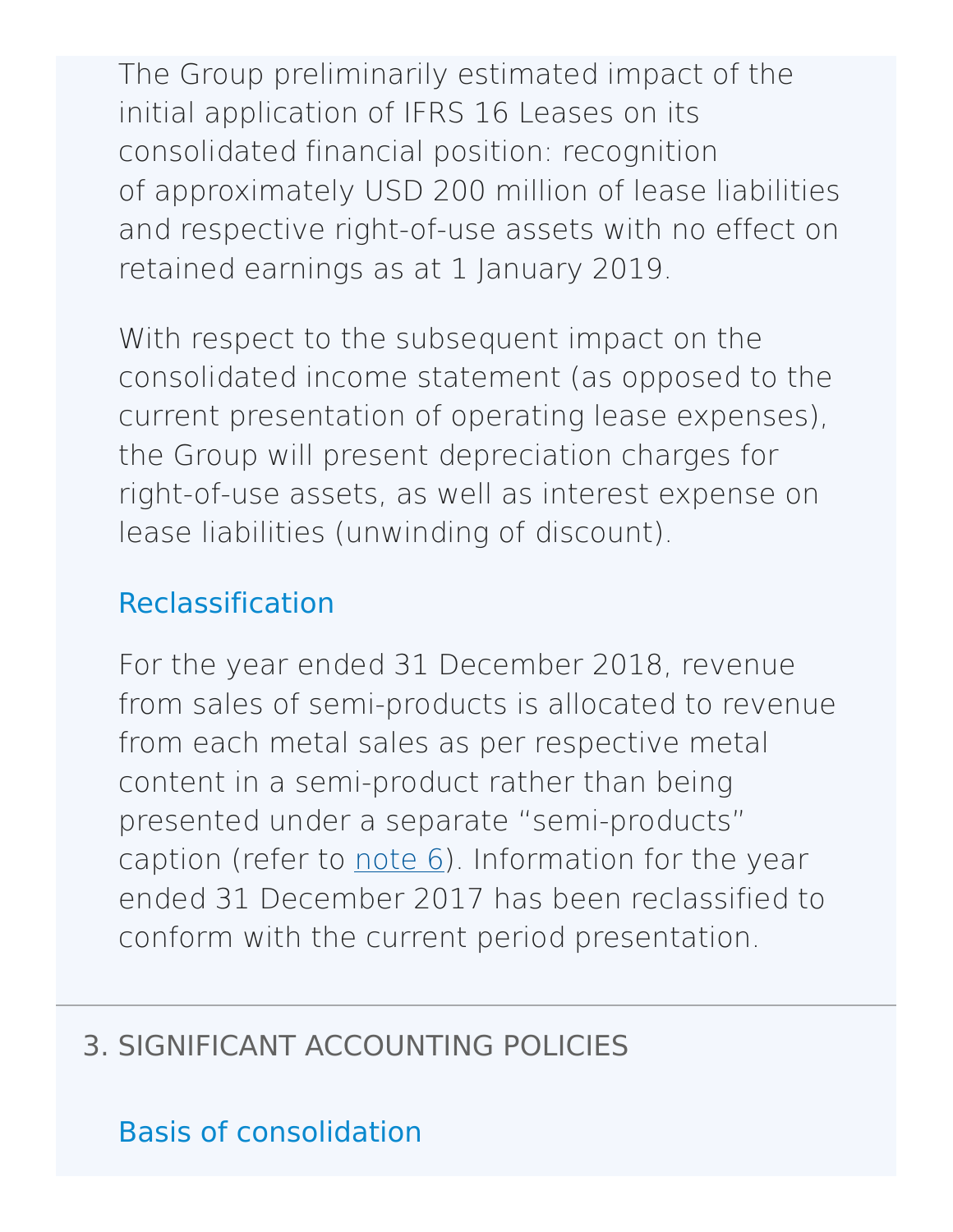The Group preliminarily estimated impact of the initial application of IFRS 16 Leases on its consolidated financial position: recognition of approximately USD 200 million of lease liabilities and respective right-of-use assets with no effect on retained earnings as at 1 January 2019.

With respect to the subsequent impact on the consolidated income statement (as opposed to the current presentation of operating lease expenses), the Group will present depreciation charges for right-of-use assets, as well as interest expense on lease liabilities (unwinding of discount).

### Reclassification

For the year ended 31 December 2018, revenue from sales of semi-products is allocated to revenue from each metal sales as per respective metal content in a semi-product rather than being presented under a separate "semi-products" caption (refer to note 6). Information for the year ended 31 December 2017 has been reclassified to conform with the current period presentation.

## 3. SIGNIFICANT ACCOUNTING POLICIES

### Basis of consolidation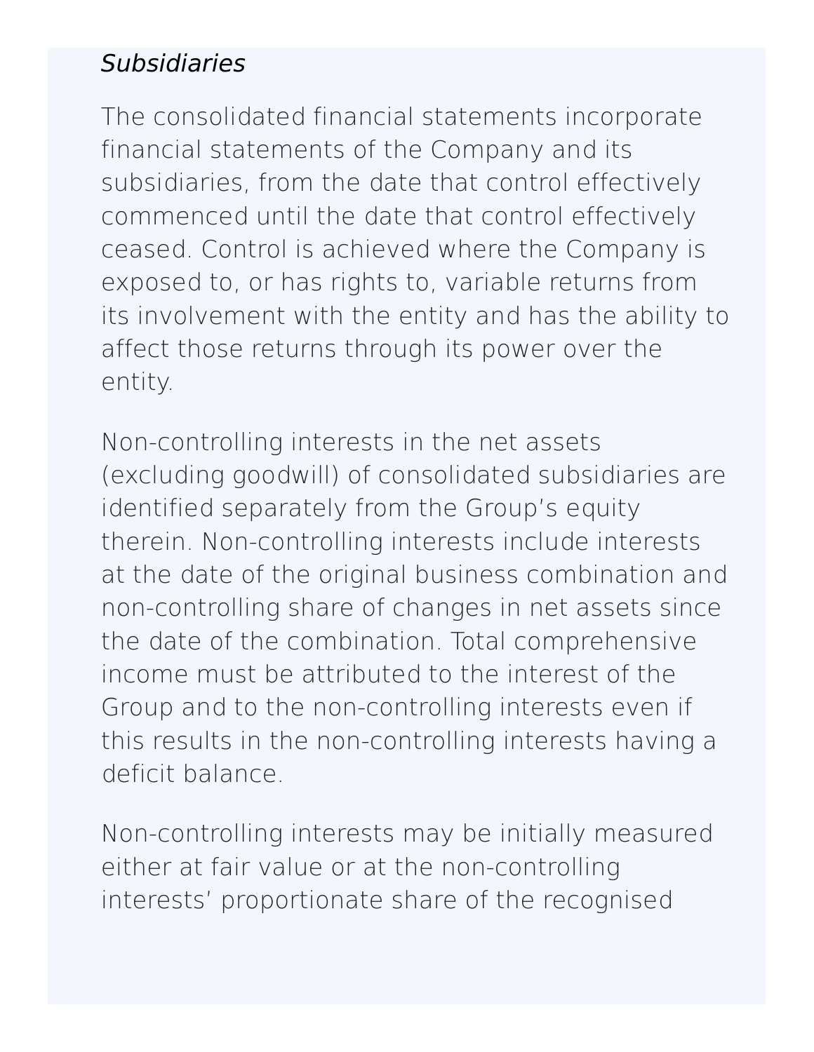*Subsidiaries*

The consolidated financial statements incorporate financial statements of the Company and its subsidiaries, from the date that control effectively commenced until the date that control effectively ceased. Control is achieved where the Company is exposed to, or has rights to, variable returns from its involvement with the entity and has the ability to affect those returns through its power over the entity.

Non-controlling interests in the net assets (excluding goodwill) of consolidated subsidiaries are identified separately from the Group's equity therein. Non-controlling interests include interests at the date of the original business combination and non-controlling share of changes in net assets since the date of the combination. Total comprehensive income must be attributed to the interest of the Group and to the non-controlling interests even if this results in the non-controlling interests having a deficit balance.

Non-controlling interests may be initially measured either at fair value or at the non-controlling interests' proportionate share of the recognised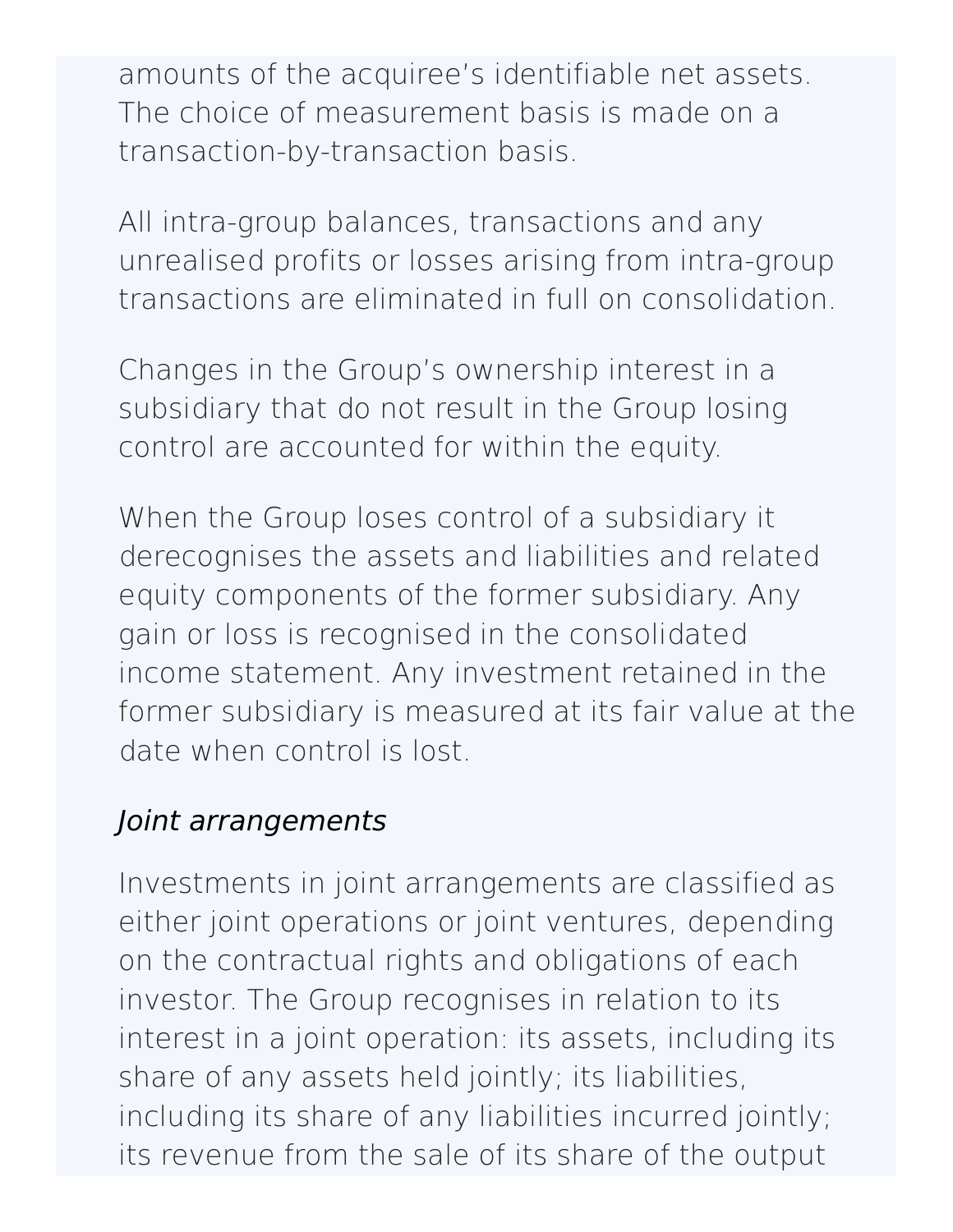amounts of the acquiree's identifiable net assets. The choice of measurement basis is made on a transaction-by-transaction basis.

All intra-group balances, transactions and any unrealised profits or losses arising from intra-group transactions are eliminated in full on consolidation.

Changes in the Group's ownership interest in a subsidiary that do not result in the Group losing control are accounted for within the equity.

When the Group loses control of a subsidiary it derecognises the assets and liabilities and related equity components of the former subsidiary. Any gain or loss is recognised in the consolidated income statement. Any investment retained in the former subsidiary is measured at its fair value at the date when control is lost.

*Joint arrangements*

Investments in joint arrangements are classified as either joint operations or joint ventures, depending on the contractual rights and obligations of each investor. The Group recognises in relation to its interest in a joint operation: its assets, including its share of any assets held jointly; its liabilities, including its share of any liabilities incurred jointly; its revenue from the sale of its share of the output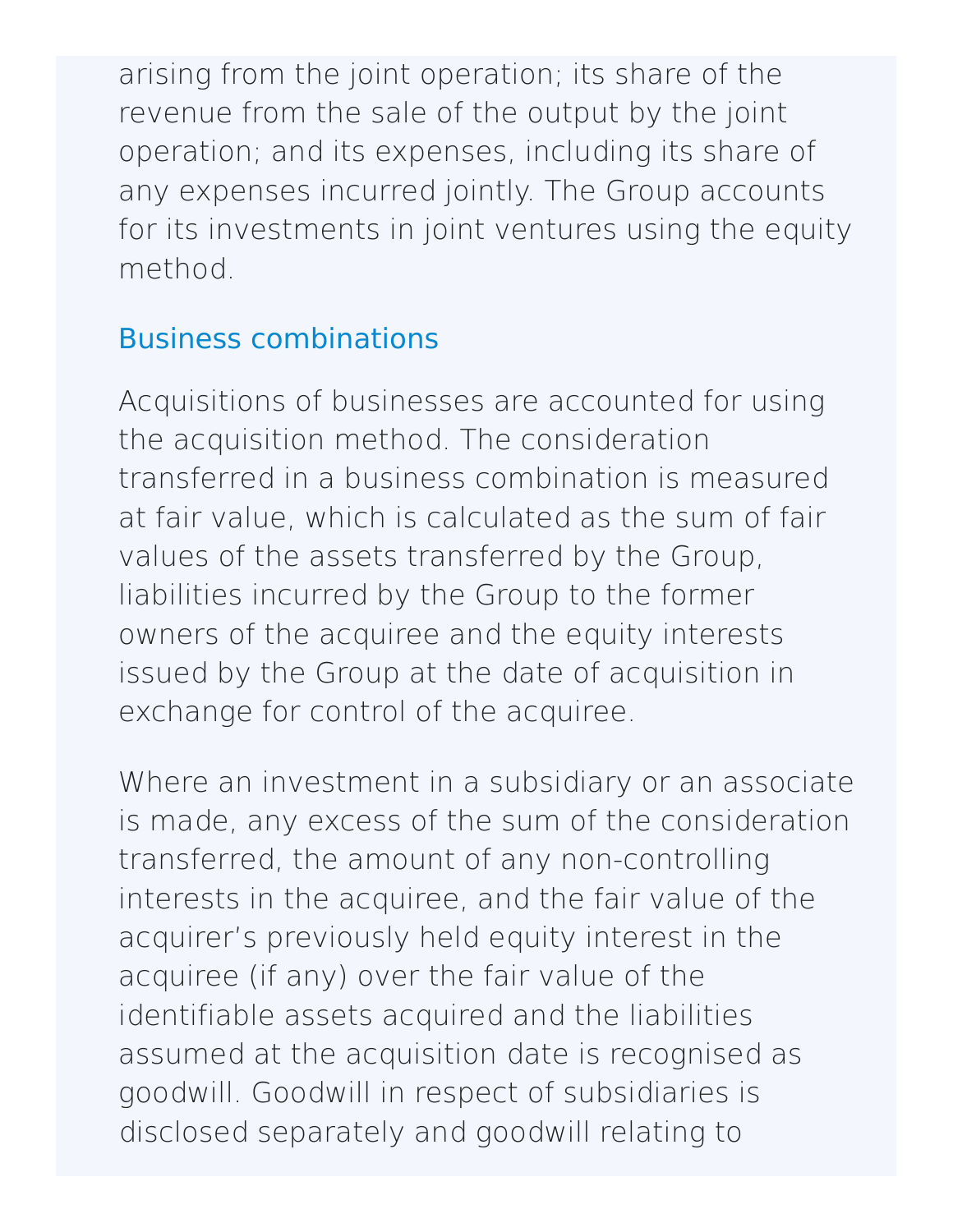arising from the joint operation; its share of the revenue from the sale of the output by the joint operation; and its expenses, including its share of any expenses incurred jointly. The Group accounts for its investments in joint ventures using the equity method.

## Business combinations

Acquisitions of businesses are accounted for using the acquisition method. The consideration transferred in a business combination is measured at fair value, which is calculated as the sum of fair values of the assets transferred by the Group, liabilities incurred by the Group to the former owners of the acquiree and the equity interests issued by the Group at the date of acquisition in exchange for control of the acquiree.

Where an investment in a subsidiary or an associate is made, any excess of the sum of the consideration transferred, the amount of any non-controlling interests in the acquiree, and the fair value of the acquirer's previously held equity interest in the acquiree (if any) over the fair value of the identifiable assets acquired and the liabilities assumed at the acquisition date is recognised as goodwill. Goodwill in respect of subsidiaries is disclosed separately and goodwill relating to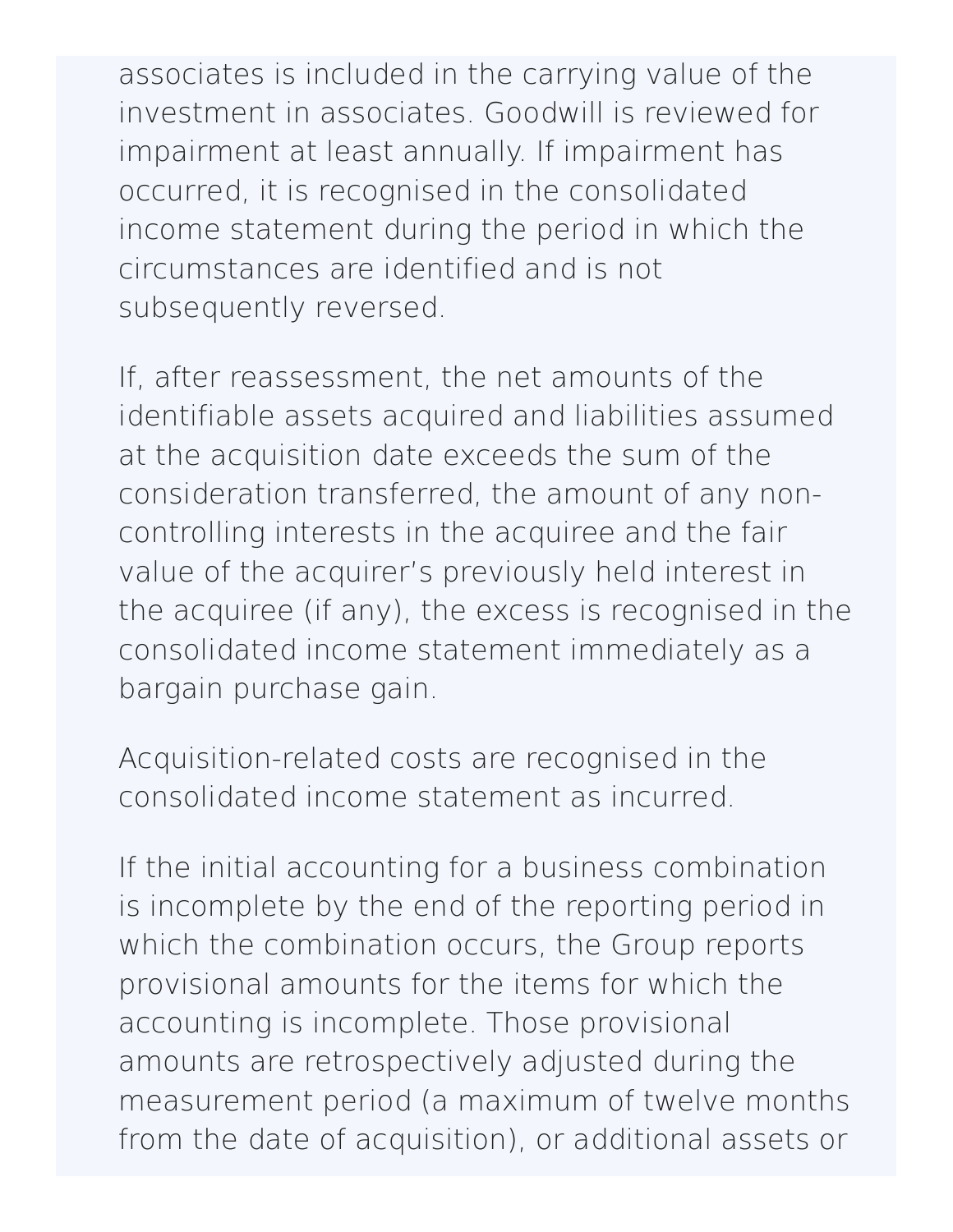associates is included in the carrying value of the investment in associates. Goodwill is reviewed for impairment at least annually. If impairment has occurred, it is recognised in the consolidated income statement during the period in which the circumstances are identified and is not subsequently reversed.

If, after reassessment, the net amounts of the identifiable assets acquired and liabilities assumed at the acquisition date exceeds the sum of the consideration transferred, the amount of any non-controlling interests in the acquiree and the fair value of the acquirer’s previously held interest in the acquiree (if any), the excess is recognised in the consolidated income statement immediately as a bargain purchase gain.

Acquisition-related costs are recognised in the consolidated income statement as incurred.

If the initial accounting for a business combination is incomplete by the end of the reporting period in which the combination occurs, the Group reports provisional amounts for the items for which the accounting is incomplete. Those provisional amounts are retrospectively adjusted during the measurement period (a maximum of twelve months from the date of acquisition), or additional assets or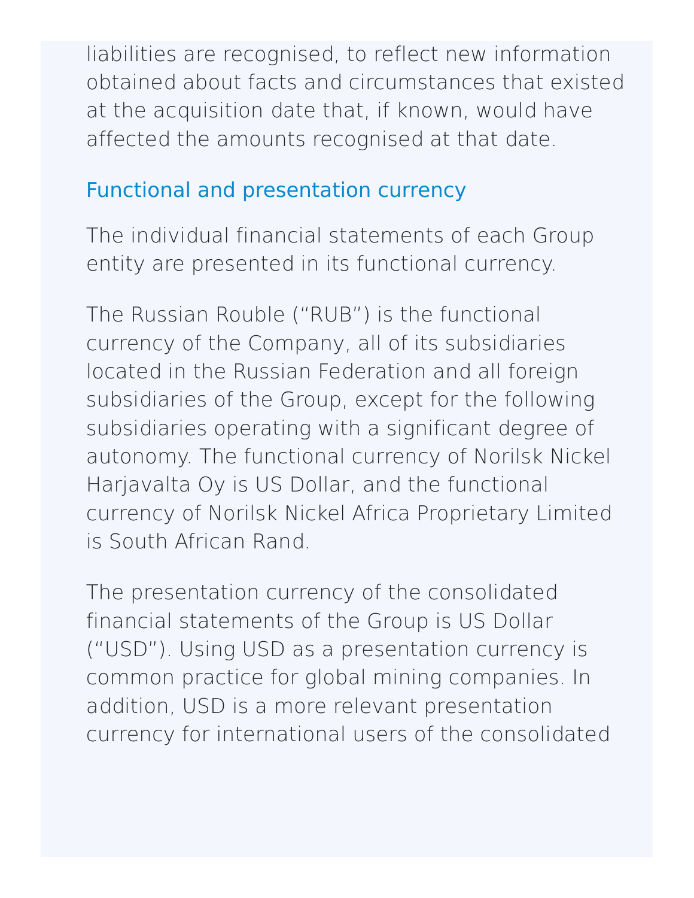liabilities are recognised, to reflect new information obtained about facts and circumstances that existed at the acquisition date that, if known, would have affected the amounts recognised at that date.

### Functional and presentation currency

The individual financial statements of each Group entity are presented in its functional currency.

The Russian Rouble ("RUB") is the functional currency of the Company, all of its subsidiaries located in the Russian Federation and all foreign subsidiaries of the Group, except for the following subsidiaries operating with a significant degree of autonomy. The functional currency of Norilsk Nickel Harjavalta Oy is US Dollar, and the functional currency of Norilsk Nickel Africa Proprietary Limited is South African Rand.

The presentation currency of the consolidated financial statements of the Group is US Dollar ("USD"). Using USD as a presentation currency is common practice for global mining companies. In addition, USD is a more relevant presentation currency for international users of the consolidated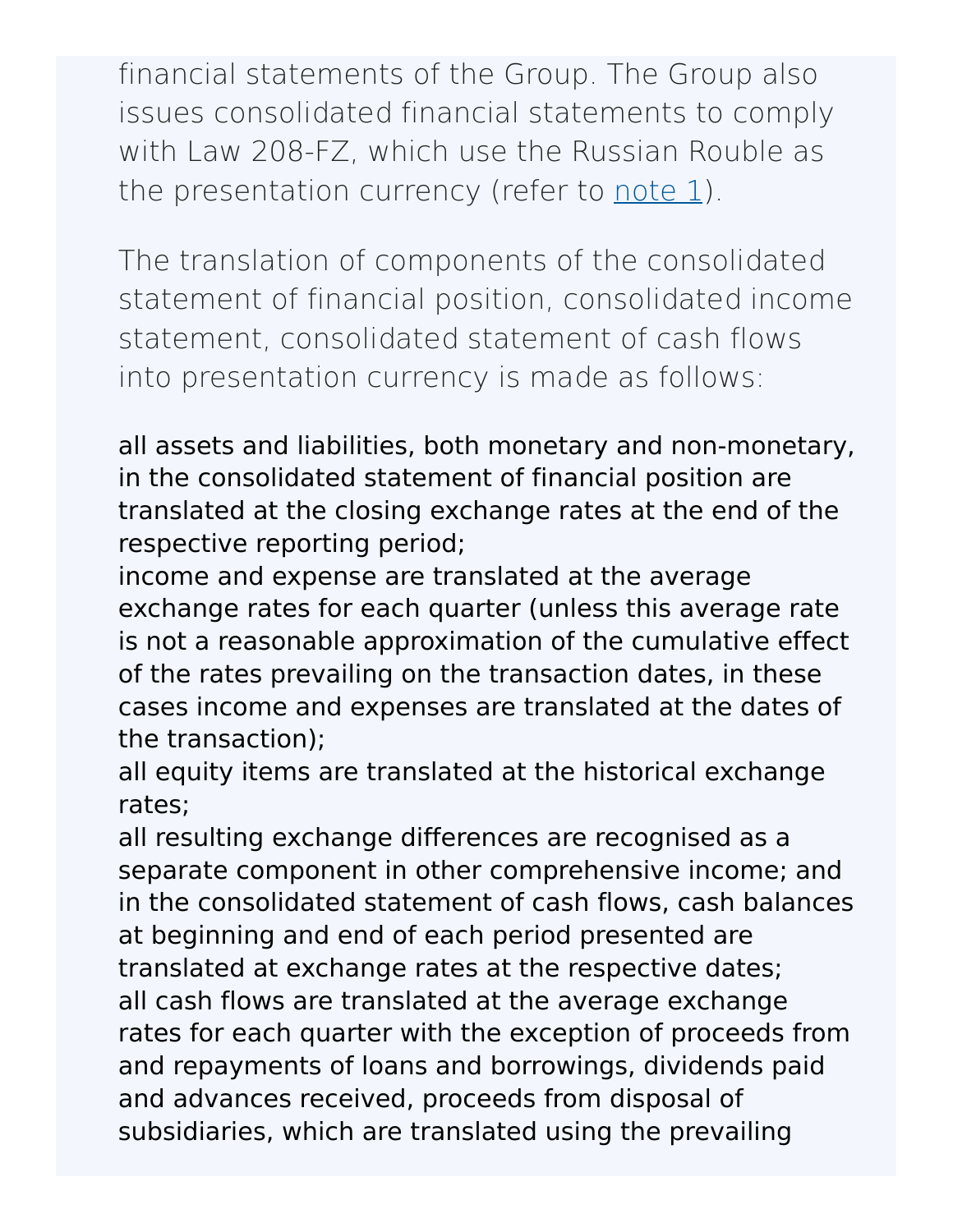financial statements of the Group. The Group also issues consolidated financial statements to comply with Law 208-FZ, which use the Russian Rouble as the presentation currency (refer to note 1).

The translation of components of the consolidated statement of financial position, consolidated income statement, consolidated statement of cash flows into presentation currency is made as follows:

- all assets and liabilities, both monetary and non-monetary, in the consolidated statement of financial position are translated at the closing exchange rates at the end of the respective reporting period;
- income and expense are translated at the average exchange rates for each quarter (unless this average rate is not a reasonable approximation of the cumulative effect of the rates prevailing on the transaction dates, in these cases income and expenses are translated at the dates of the transaction);
- all equity items are translated at the historical exchange rates;
- all resulting exchange differences are recognised as a separate component in other comprehensive income; and
- in the consolidated statement of cash flows, cash balances at beginning and end of each period presented are translated at exchange rates at the respective dates;
- all cash flows are translated at the average exchange rates for each quarter with the exception of proceeds from and repayments of loans and borrowings, dividends paid and advances received, proceeds from disposal of subsidiaries, which are translated using the prevailing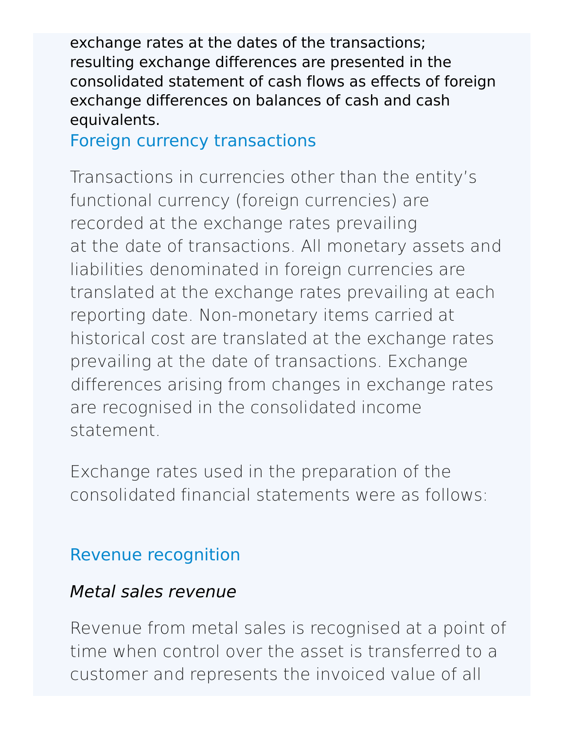exchange rates at the dates of the transactions; resulting exchange differences are presented in the consolidated statement of cash flows as effects of foreign exchange differences on balances of cash and cash equivalents.

### Foreign currency transactions

Transactions in currencies other than the entity's functional currency (foreign currencies) are recorded at the exchange rates prevailing at the date of transactions. All monetary assets and liabilities denominated in foreign currencies are translated at the exchange rates prevailing at each reporting date. Non-monetary items carried at historical cost are translated at the exchange rates prevailing at the date of transactions. Exchange differences arising from changes in exchange rates are recognised in the consolidated income statement.

Exchange rates used in the preparation of the consolidated financial statements were as follows:

### Revenue recognition

*Metal sales revenue*

Revenue from metal sales is recognised at a point of time when control over the asset is transferred to a customer and represents the invoiced value of all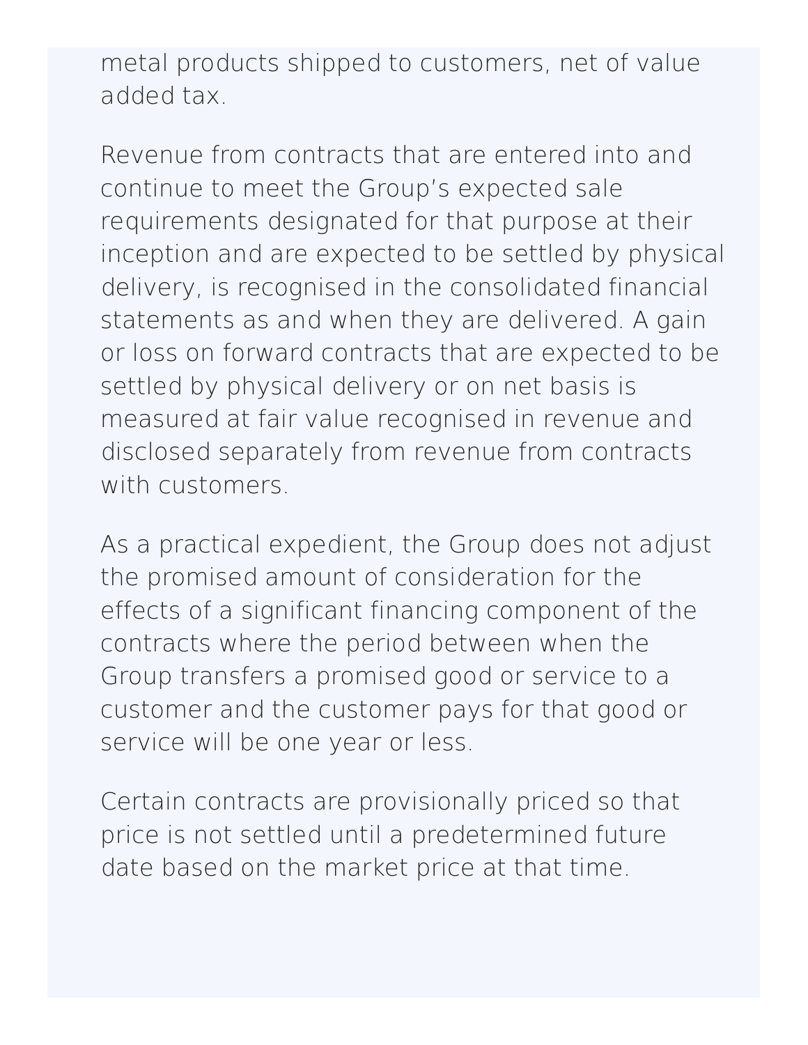metal products shipped to customers, net of value added tax.

Revenue from contracts that are entered into and continue to meet the Group's expected sale requirements designated for that purpose at their inception and are expected to be settled by physical delivery, is recognised in the consolidated financial statements as and when they are delivered. A gain or loss on forward contracts that are expected to be settled by physical delivery or on net basis is measured at fair value recognised in revenue and disclosed separately from revenue from contracts with customers.

As a practical expedient, the Group does not adjust the promised amount of consideration for the effects of a significant financing component of the contracts where the period between when the Group transfers a promised good or service to a customer and the customer pays for that good or service will be one year or less.

Certain contracts are provisionally priced so that price is not settled until a predetermined future date based on the market price at that time.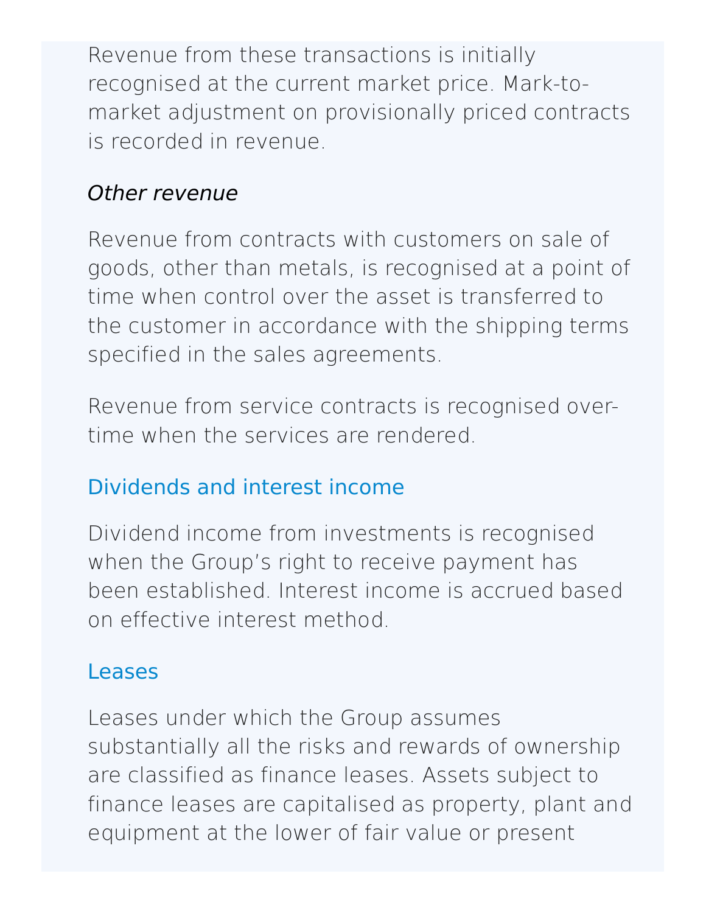Revenue from these transactions is initially recognised at the current market price. Mark-to-market adjustment on provisionally priced contracts is recorded in revenue.

*Other revenue*

Revenue from contracts with customers on sale of goods, other than metals, is recognised at a point of time when control over the asset is transferred to the customer in accordance with the shipping terms specified in the sales agreements.

Revenue from service contracts is recognised over-time when the services are rendered.

### Dividends and interest income

Dividend income from investments is recognised when the Group's right to receive payment has been established. Interest income is accrued based on effective interest method.

### Leases

Leases under which the Group assumes substantially all the risks and rewards of ownership are classified as finance leases. Assets subject to finance leases are capitalised as property, plant and equipment at the lower of fair value or present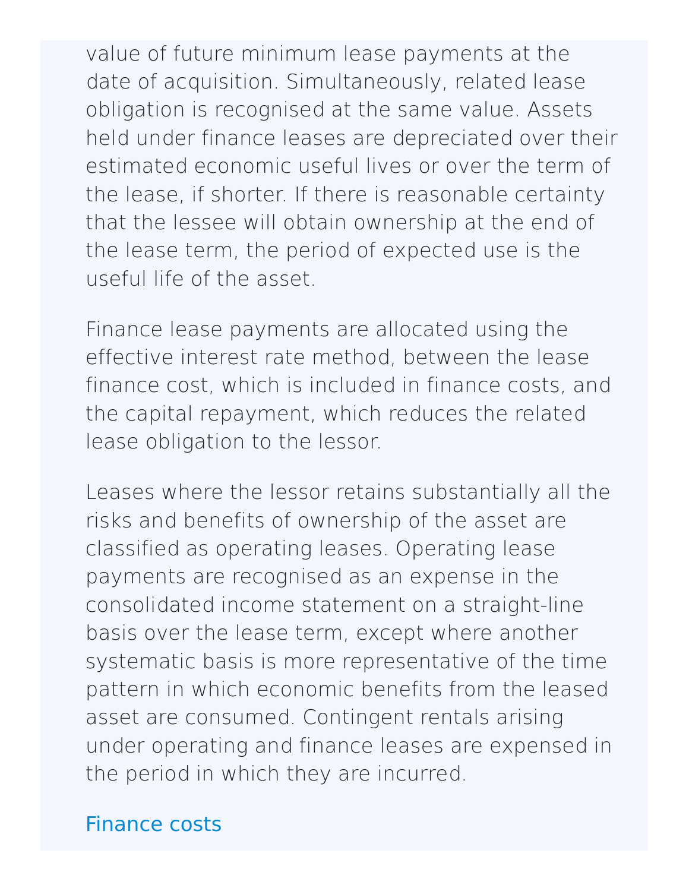value of future minimum lease payments at the date of acquisition. Simultaneously, related lease obligation is recognised at the same value. Assets held under finance leases are depreciated over their estimated economic useful lives or over the term of the lease, if shorter. If there is reasonable certainty that the lessee will obtain ownership at the end of the lease term, the period of expected use is the useful life of the asset.

Finance lease payments are allocated using the effective interest rate method, between the lease finance cost, which is included in finance costs, and the capital repayment, which reduces the related lease obligation to the lessor.

Leases where the lessor retains substantially all the risks and benefits of ownership of the asset are classified as operating leases. Operating lease payments are recognised as an expense in the consolidated income statement on a straight-line basis over the lease term, except where another systematic basis is more representative of the time pattern in which economic benefits from the leased asset are consumed. Contingent rentals arising under operating and finance leases are expensed in the period in which they are incurred.

### Finance costs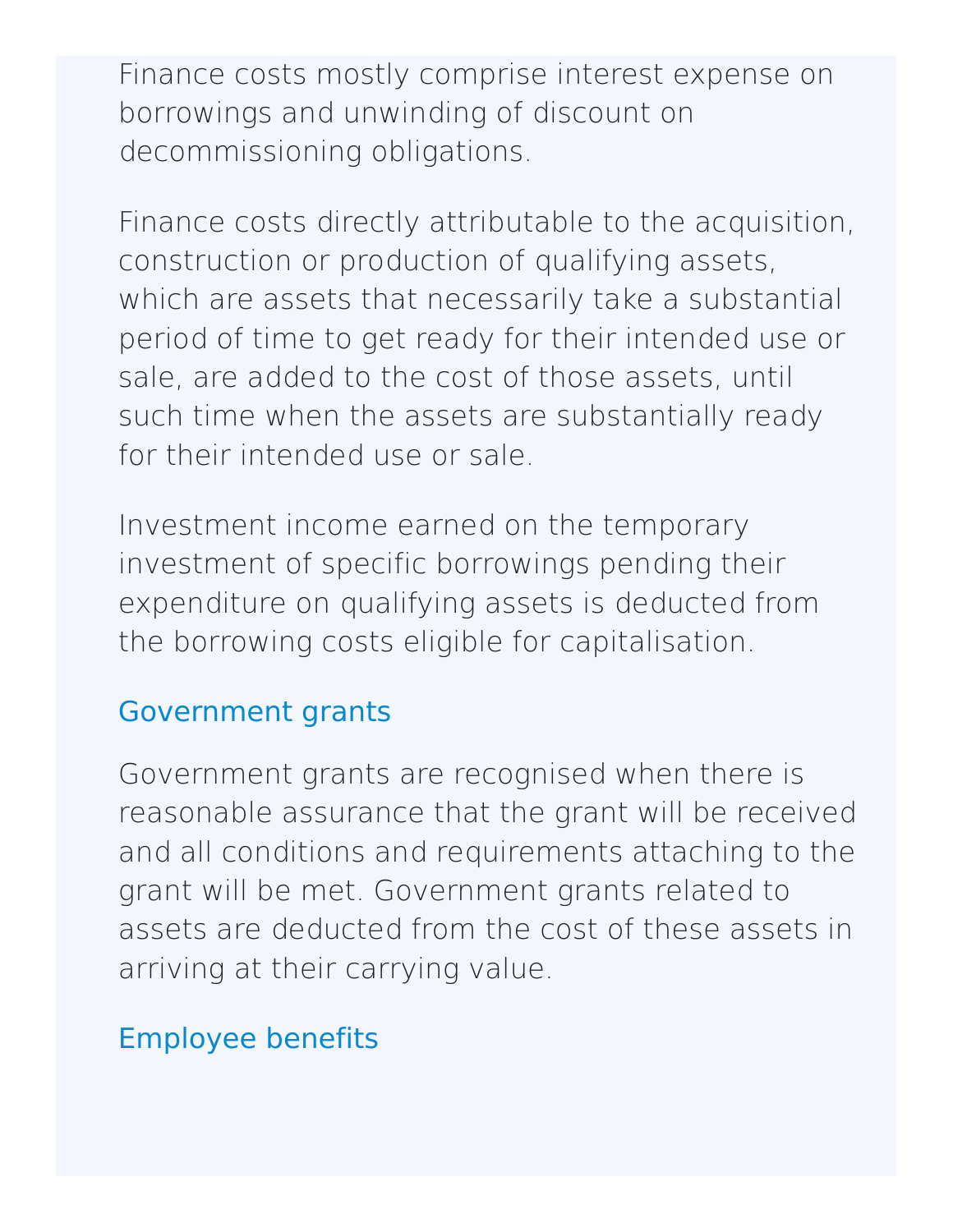Finance costs mostly comprise interest expense on borrowings and unwinding of discount on decommissioning obligations.

Finance costs directly attributable to the acquisition, construction or production of qualifying assets, which are assets that necessarily take a substantial period of time to get ready for their intended use or sale, are added to the cost of those assets, until such time when the assets are substantially ready for their intended use or sale.

Investment income earned on the temporary investment of specific borrowings pending their expenditure on qualifying assets is deducted from the borrowing costs eligible for capitalisation.

### Government grants

Government grants are recognised when there is reasonable assurance that the grant will be received and all conditions and requirements attaching to the grant will be met. Government grants related to assets are deducted from the cost of these assets in arriving at their carrying value.

### Employee benefits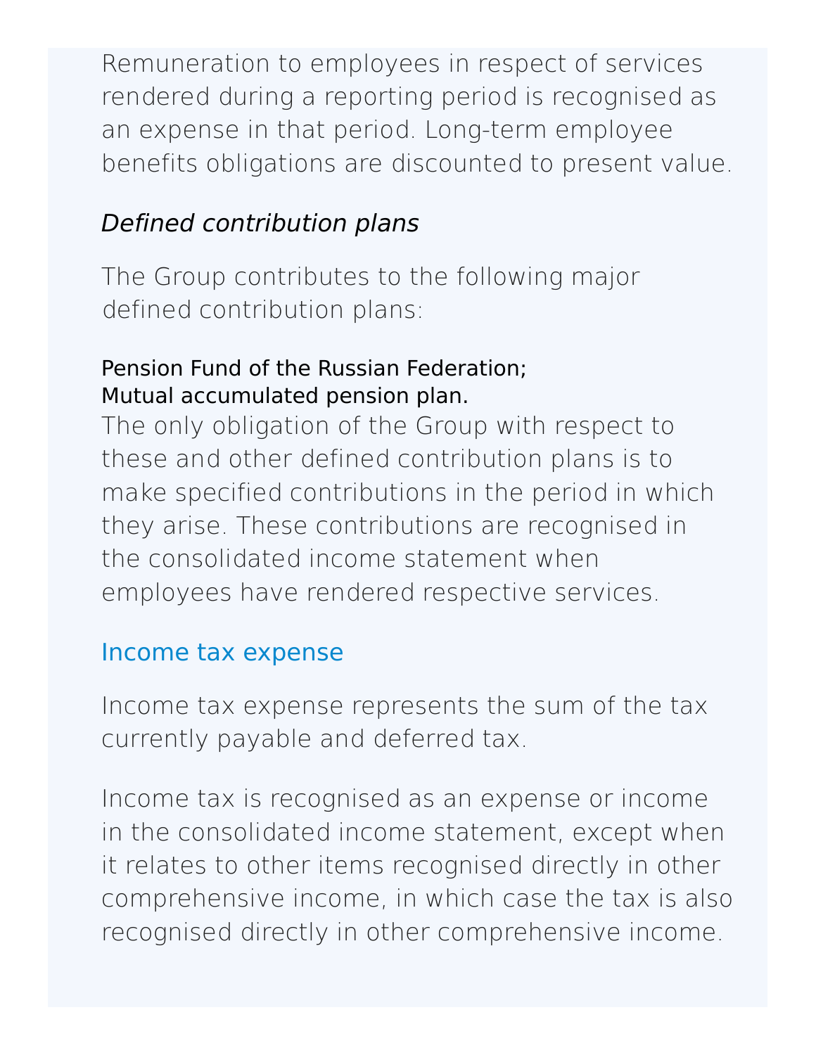Remuneration to employees in respect of services rendered during a reporting period is recognised as an expense in that period. Long-term employee benefits obligations are discounted to present value.

*Defined contribution plans*

The Group contributes to the following major defined contribution plans:

- Pension Fund of the Russian Federation;
- Mutual accumulated pension plan.

The only obligation of the Group with respect to these and other defined contribution plans is to make specified contributions in the period in which they arise. These contributions are recognised in the consolidated income statement when employees have rendered respective services.

### Income tax expense

Income tax expense represents the sum of the tax currently payable and deferred tax.

Income tax is recognised as an expense or income in the consolidated income statement, except when it relates to other items recognised directly in other comprehensive income, in which case the tax is also recognised directly in other comprehensive income.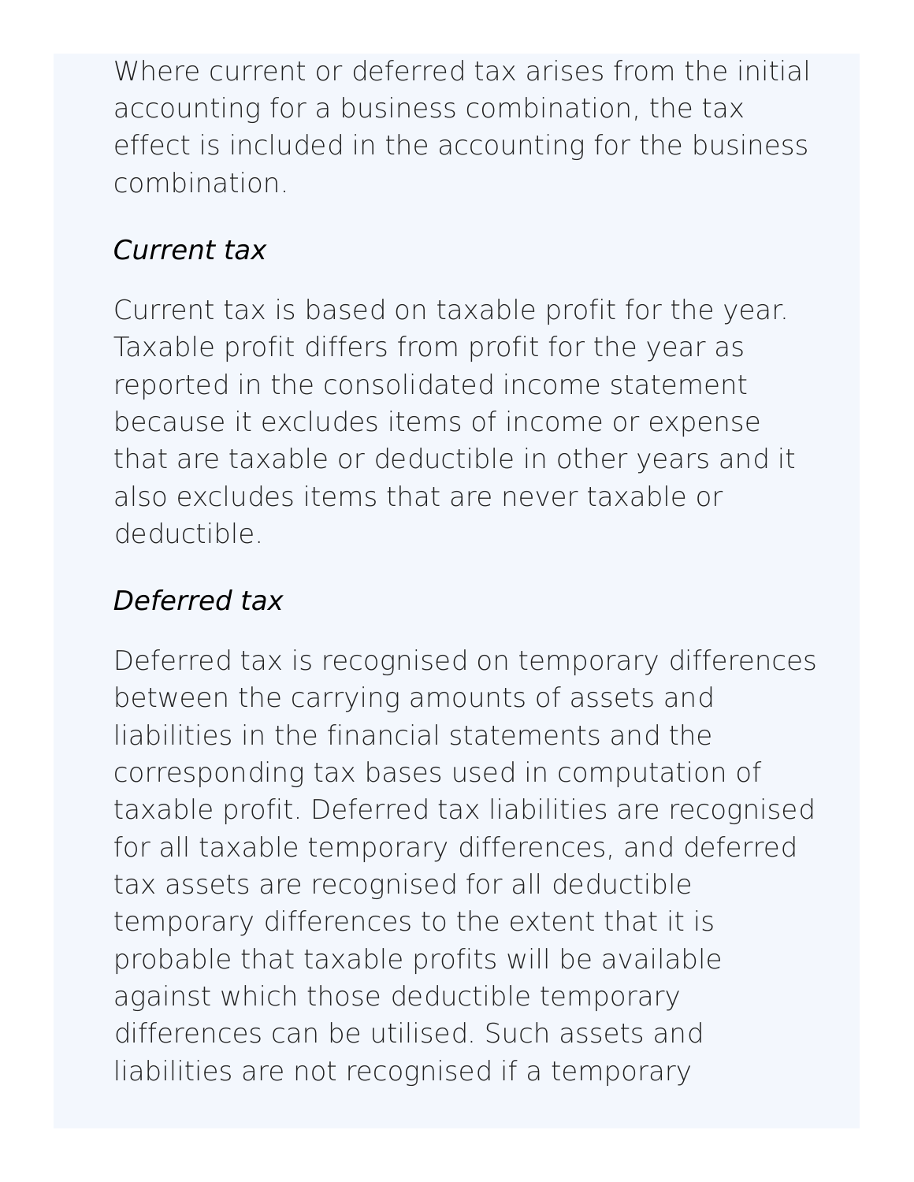Where current or deferred tax arises from the initial accounting for a business combination, the tax effect is included in the accounting for the business combination.

*Current tax*

Current tax is based on taxable profit for the year. Taxable profit differs from profit for the year as reported in the consolidated income statement because it excludes items of income or expense that are taxable or deductible in other years and it also excludes items that are never taxable or deductible.

*Deferred tax*

Deferred tax is recognised on temporary differences between the carrying amounts of assets and liabilities in the financial statements and the corresponding tax bases used in computation of taxable profit. Deferred tax liabilities are recognised for all taxable temporary differences, and deferred tax assets are recognised for all deductible temporary differences to the extent that it is probable that taxable profits will be available against which those deductible temporary differences can be utilised. Such assets and liabilities are not recognised if a temporary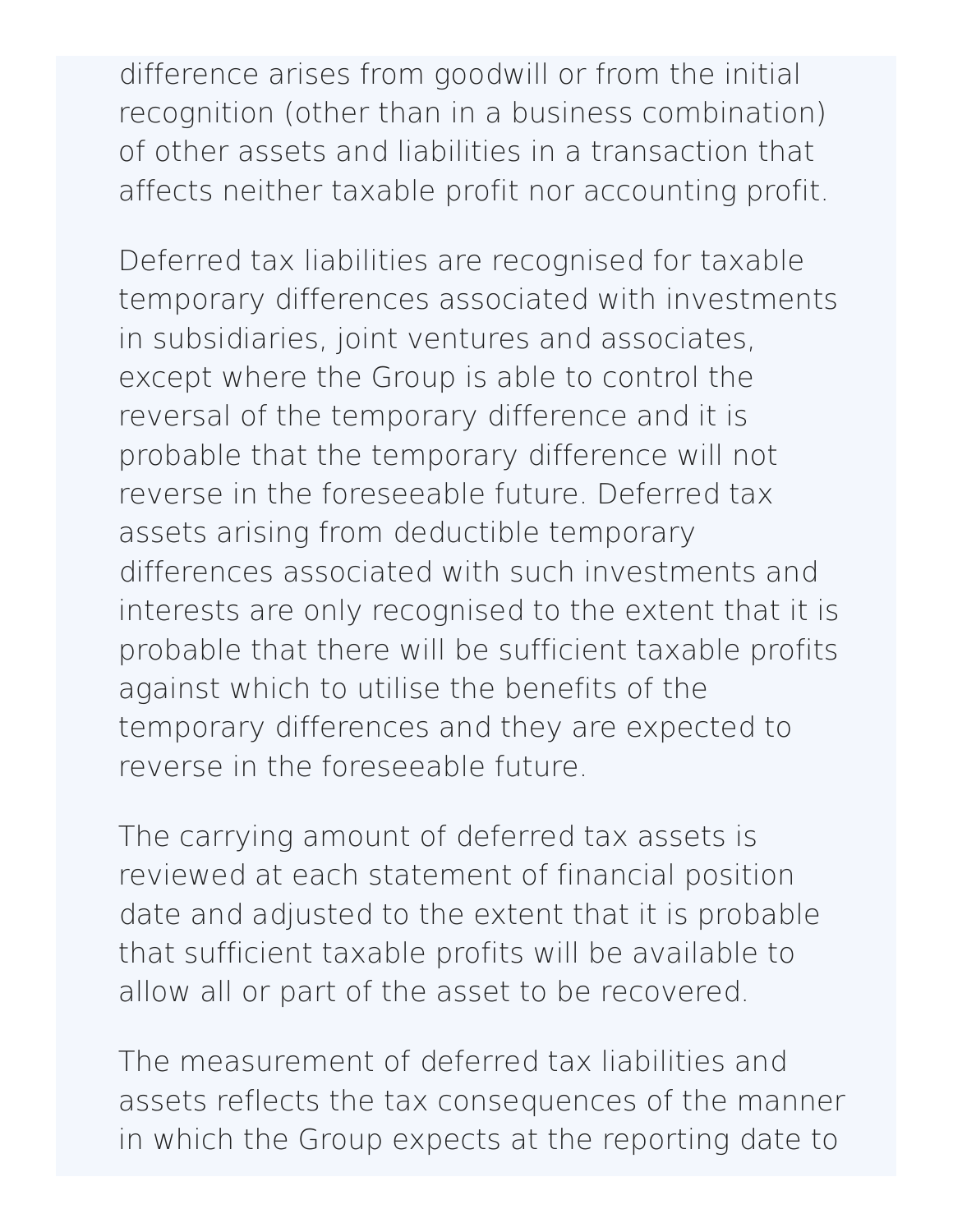difference arises from goodwill or from the initial recognition (other than in a business combination) of other assets and liabilities in a transaction that affects neither taxable profit nor accounting profit.

Deferred tax liabilities are recognised for taxable temporary differences associated with investments in subsidiaries, joint ventures and associates, except where the Group is able to control the reversal of the temporary difference and it is probable that the temporary difference will not reverse in the foreseeable future. Deferred tax assets arising from deductible temporary differences associated with such investments and interests are only recognised to the extent that it is probable that there will be sufficient taxable profits against which to utilise the benefits of the temporary differences and they are expected to reverse in the foreseeable future.

The carrying amount of deferred tax assets is reviewed at each statement of financial position date and adjusted to the extent that it is probable that sufficient taxable profits will be available to allow all or part of the asset to be recovered.

The measurement of deferred tax liabilities and assets reflects the tax consequences of the manner in which the Group expects at the reporting date to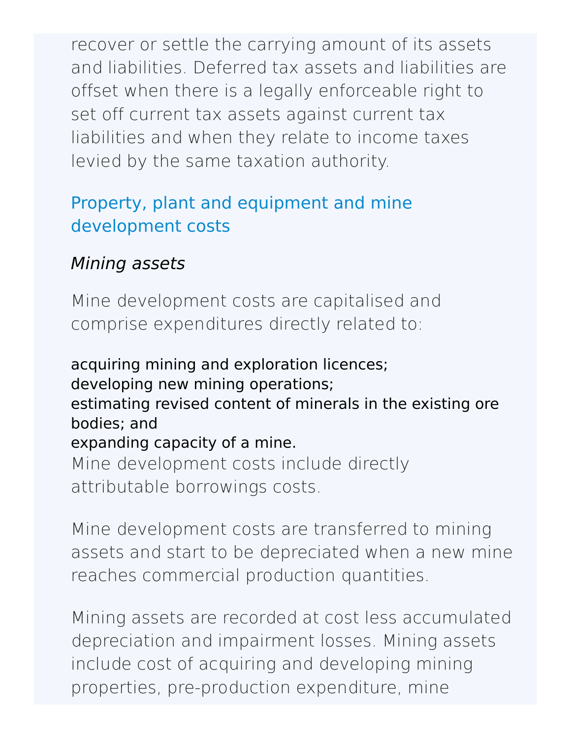recover or settle the carrying amount of its assets and liabilities. Deferred tax assets and liabilities are offset when there is a legally enforceable right to set off current tax assets against current tax liabilities and when they relate to income taxes levied by the same taxation authority.

## Property, plant and equipment and mine development costs

*Mining assets*

Mine development costs are capitalised and comprise expenditures directly related to:

- acquiring mining and exploration licences;
- developing new mining operations;
- estimating revised content of minerals in the existing ore bodies; and
- expanding capacity of a mine.

Mine development costs include directly attributable borrowings costs.

Mine development costs are transferred to mining assets and start to be depreciated when a new mine reaches commercial production quantities.

Mining assets are recorded at cost less accumulated depreciation and impairment losses. Mining assets include cost of acquiring and developing mining properties, pre-production expenditure, mine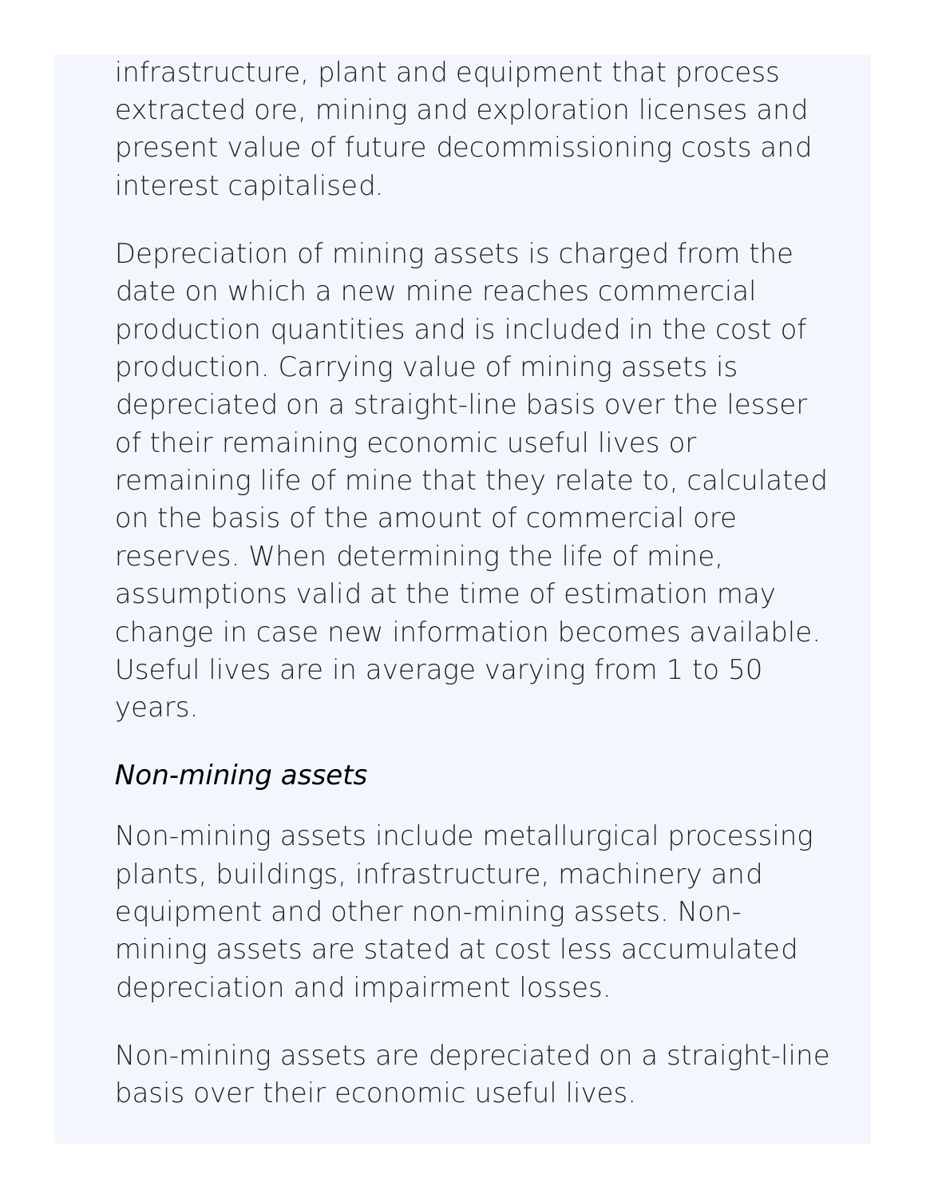infrastructure, plant and equipment that process extracted ore, mining and exploration licenses and present value of future decommissioning costs and interest capitalised.

Depreciation of mining assets is charged from the date on which a new mine reaches commercial production quantities and is included in the cost of production. Carrying value of mining assets is depreciated on a straight-line basis over the lesser of their remaining economic useful lives or remaining life of mine that they relate to, calculated on the basis of the amount of commercial ore reserves. When determining the life of mine, assumptions valid at the time of estimation may change in case new information becomes available. Useful lives are in average varying from 1 to 50 years.

*Non-mining assets*

Non-mining assets include metallurgical processing plants, buildings, infrastructure, machinery and equipment and other non-mining assets. Non-mining assets are stated at cost less accumulated depreciation and impairment losses.

Non-mining assets are depreciated on a straight-line basis over their economic useful lives.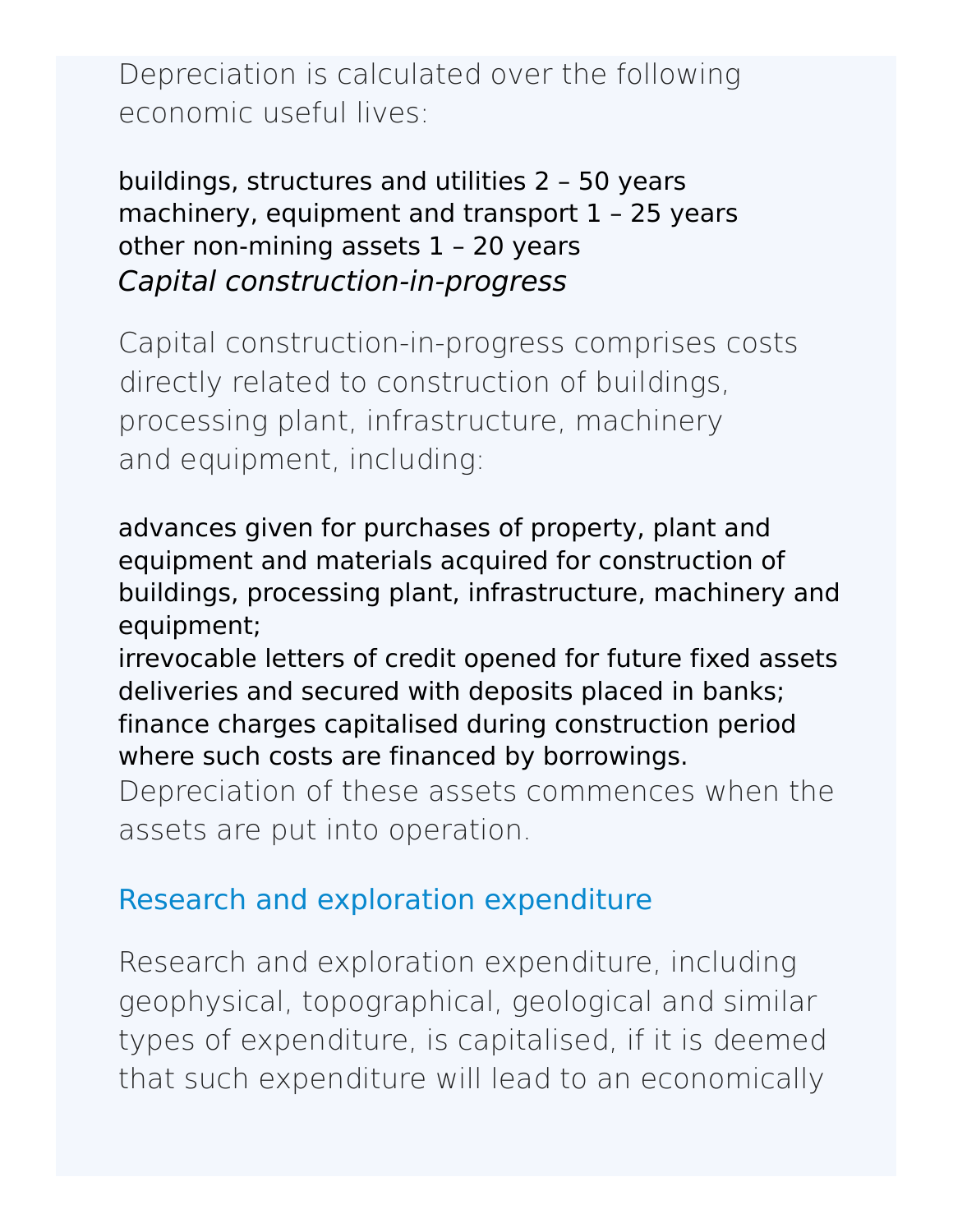Depreciation is calculated over the following economic useful lives:

- buildings, structures and utilities 2 – 50 years
- machinery, equipment and transport 1 – 25 years
- other non-mining assets 1 – 20 years

*Capital construction-in-progress*

Capital construction-in-progress comprises costs directly related to construction of buildings, processing plant, infrastructure, machinery and equipment, including:

- advances given for purchases of property, plant and equipment and materials acquired for construction of buildings, processing plant, infrastructure, machinery and equipment;
- irrevocable letters of credit opened for future fixed assets deliveries and secured with deposits placed in banks;
- finance charges capitalised during construction period where such costs are financed by borrowings.

Depreciation of these assets commences when the assets are put into operation.

## Research and exploration expenditure

Research and exploration expenditure, including geophysical, topographical, geological and similar types of expenditure, is capitalised, if it is deemed that such expenditure will lead to an economically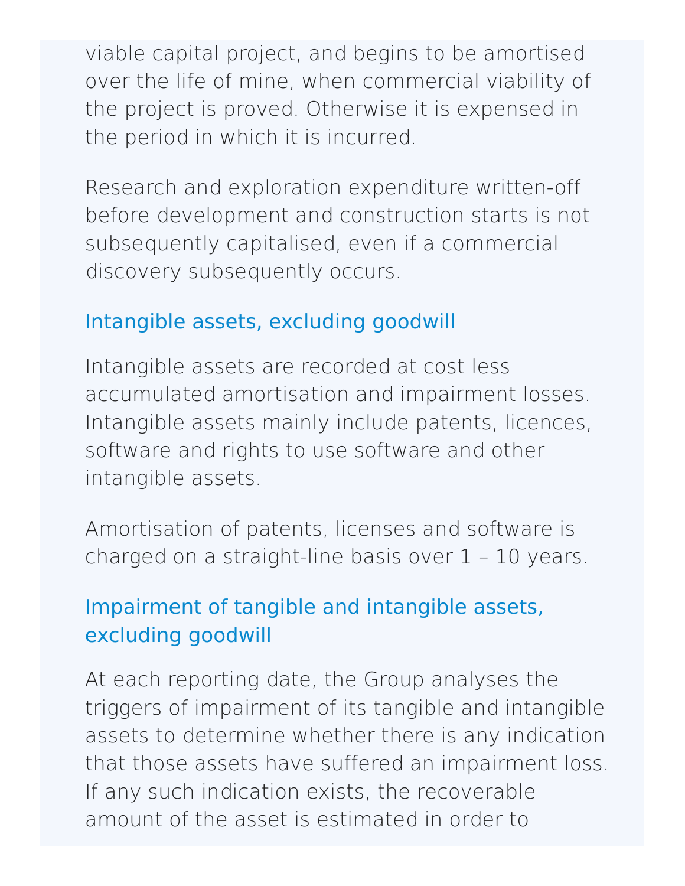viable capital project, and begins to be amortised over the life of mine, when commercial viability of the project is proved. Otherwise it is expensed in the period in which it is incurred.

Research and exploration expenditure written-off before development and construction starts is not subsequently capitalised, even if a commercial discovery subsequently occurs.

### Intangible assets, excluding goodwill

Intangible assets are recorded at cost less accumulated amortisation and impairment losses. Intangible assets mainly include patents, licences, software and rights to use software and other intangible assets.

Amortisation of patents, licenses and software is charged on a straight-line basis over 1 – 10 years.

### Impairment of tangible and intangible assets, excluding goodwill

At each reporting date, the Group analyses the triggers of impairment of its tangible and intangible assets to determine whether there is any indication that those assets have suffered an impairment loss. If any such indication exists, the recoverable amount of the asset is estimated in order to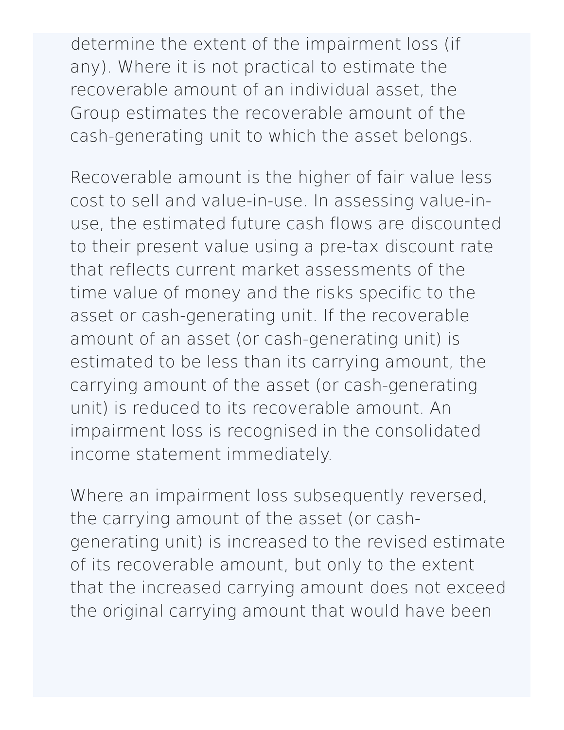determine the extent of the impairment loss (if any). Where it is not practical to estimate the recoverable amount of an individual asset, the Group estimates the recoverable amount of the cash-generating unit to which the asset belongs.

Recoverable amount is the higher of fair value less cost to sell and value-in-use. In assessing value-in-use, the estimated future cash flows are discounted to their present value using a pre-tax discount rate that reflects current market assessments of the time value of money and the risks specific to the asset or cash-generating unit. If the recoverable amount of an asset (or cash-generating unit) is estimated to be less than its carrying amount, the carrying amount of the asset (or cash-generating unit) is reduced to its recoverable amount. An impairment loss is recognised in the consolidated income statement immediately.

Where an impairment loss subsequently reversed, the carrying amount of the asset (or cash-generating unit) is increased to the revised estimate of its recoverable amount, but only to the extent that the increased carrying amount does not exceed the original carrying amount that would have been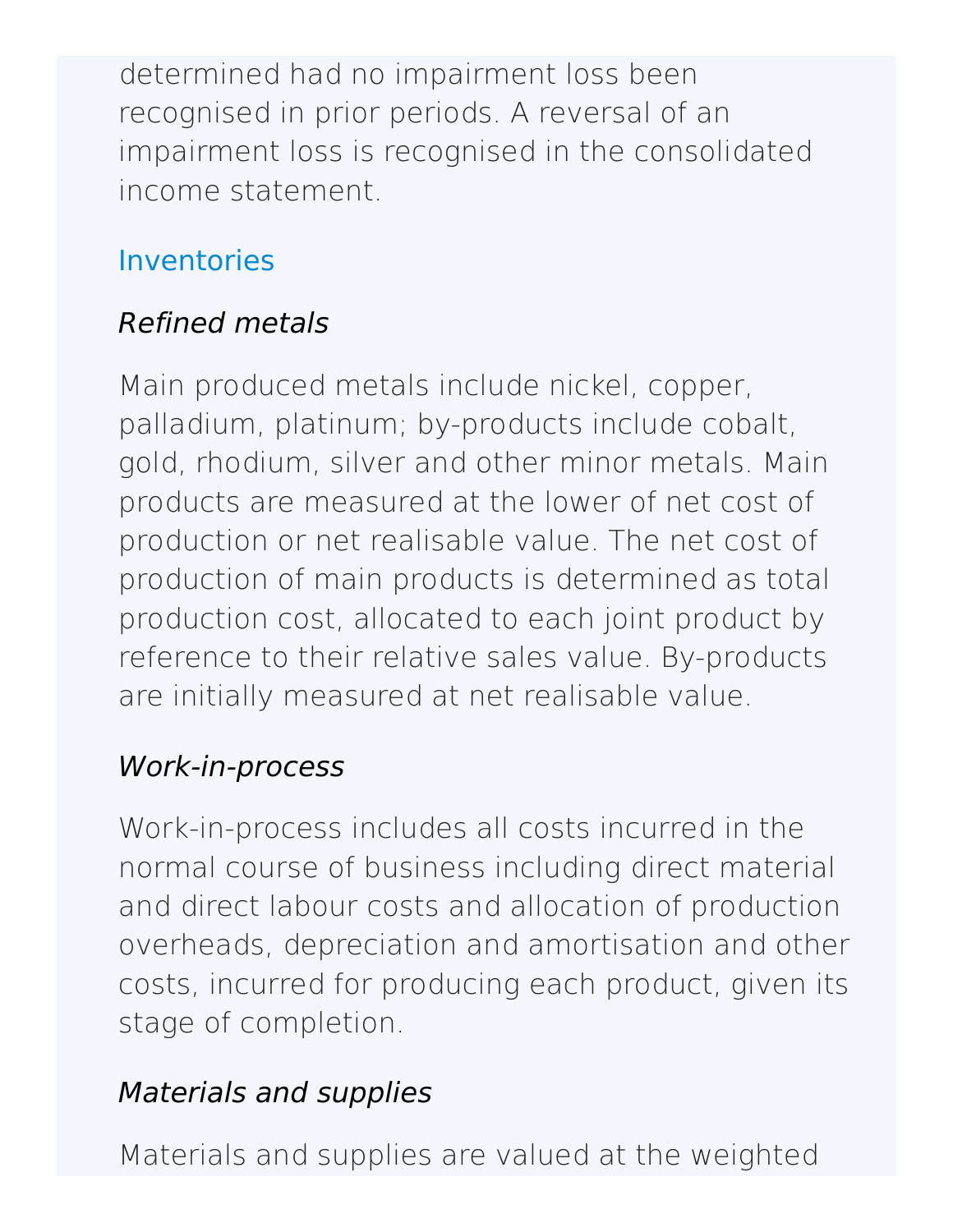determined had no impairment loss been recognised in prior periods. A reversal of an impairment loss is recognised in the consolidated income statement.

## Inventories

### *Refined metals*

Main produced metals include nickel, copper, palladium, platinum; by-products include cobalt, gold, rhodium, silver and other minor metals. Main products are measured at the lower of net cost of production or net realisable value. The net cost of production of main products is determined as total production cost, allocated to each joint product by reference to their relative sales value. By-products are initially measured at net realisable value.

### *Work-in-process*

Work-in-process includes all costs incurred in the normal course of business including direct material and direct labour costs and allocation of production overheads, depreciation and amortisation and other costs, incurred for producing each product, given its stage of completion.

### *Materials and supplies*

Materials and supplies are valued at the weighted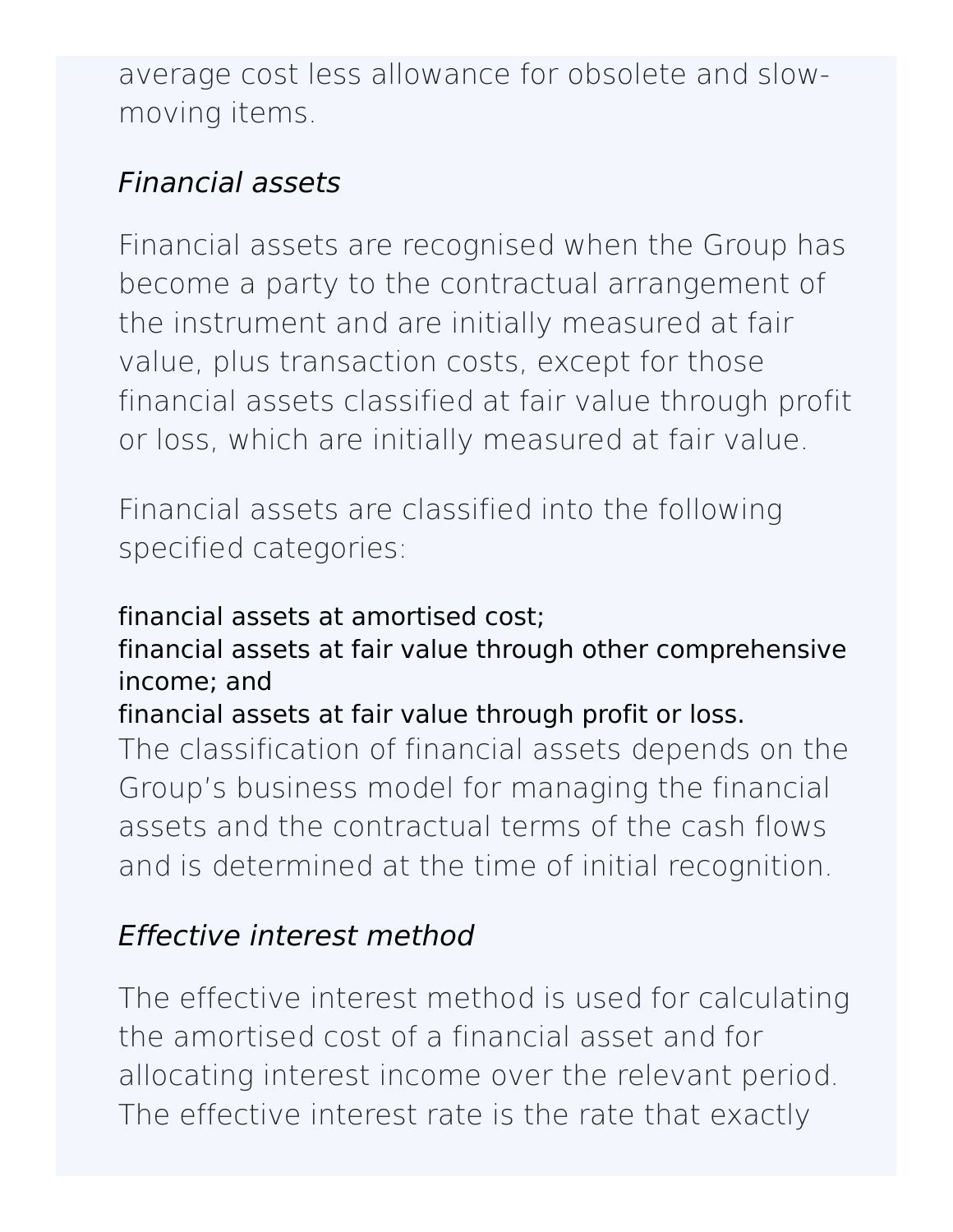average cost less allowance for obsolete and slow-moving items.

*Financial assets*

Financial assets are recognised when the Group has become a party to the contractual arrangement of the instrument and are initially measured at fair value, plus transaction costs, except for those financial assets classified at fair value through profit or loss, which are initially measured at fair value.

Financial assets are classified into the following specified categories:

- financial assets at amortised cost;
- financial assets at fair value through other comprehensive income; and
- financial assets at fair value through profit or loss.

The classification of financial assets depends on the Group's business model for managing the financial assets and the contractual terms of the cash flows and is determined at the time of initial recognition.

*Effective interest method*

The effective interest method is used for calculating the amortised cost of a financial asset and for allocating interest income over the relevant period. The effective interest rate is the rate that exactly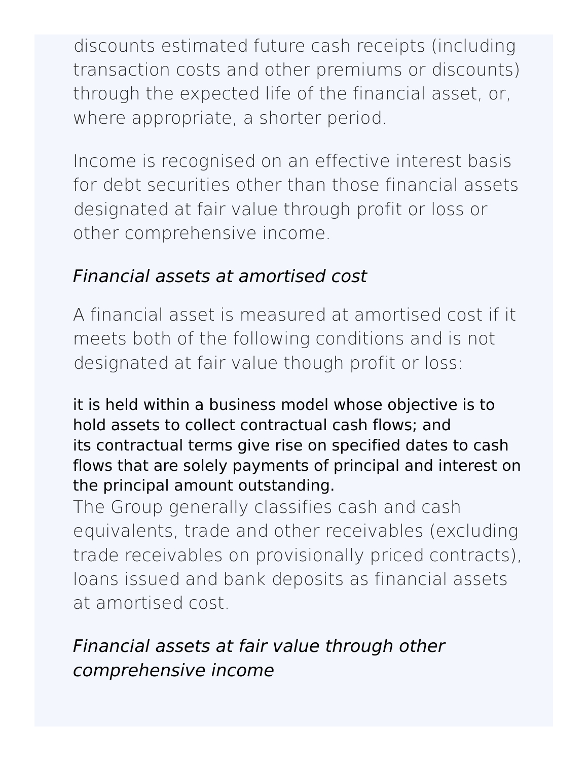discounts estimated future cash receipts (including transaction costs and other premiums or discounts) through the expected life of the financial asset, or, where appropriate, a shorter period.

Income is recognised on an effective interest basis for debt securities other than those financial assets designated at fair value through profit or loss or other comprehensive income.

*Financial assets at amortised cost*

A financial asset is measured at amortised cost if it meets both of the following conditions and is not designated at fair value though profit or loss:

- it is held within a business model whose objective is to hold assets to collect contractual cash flows; and
- its contractual terms give rise on specified dates to cash flows that are solely payments of principal and interest on the principal amount outstanding.

The Group generally classifies cash and cash equivalents, trade and other receivables (excluding trade receivables on provisionally priced contracts), loans issued and bank deposits as financial assets at amortised cost.

*Financial assets at fair value through other comprehensive income*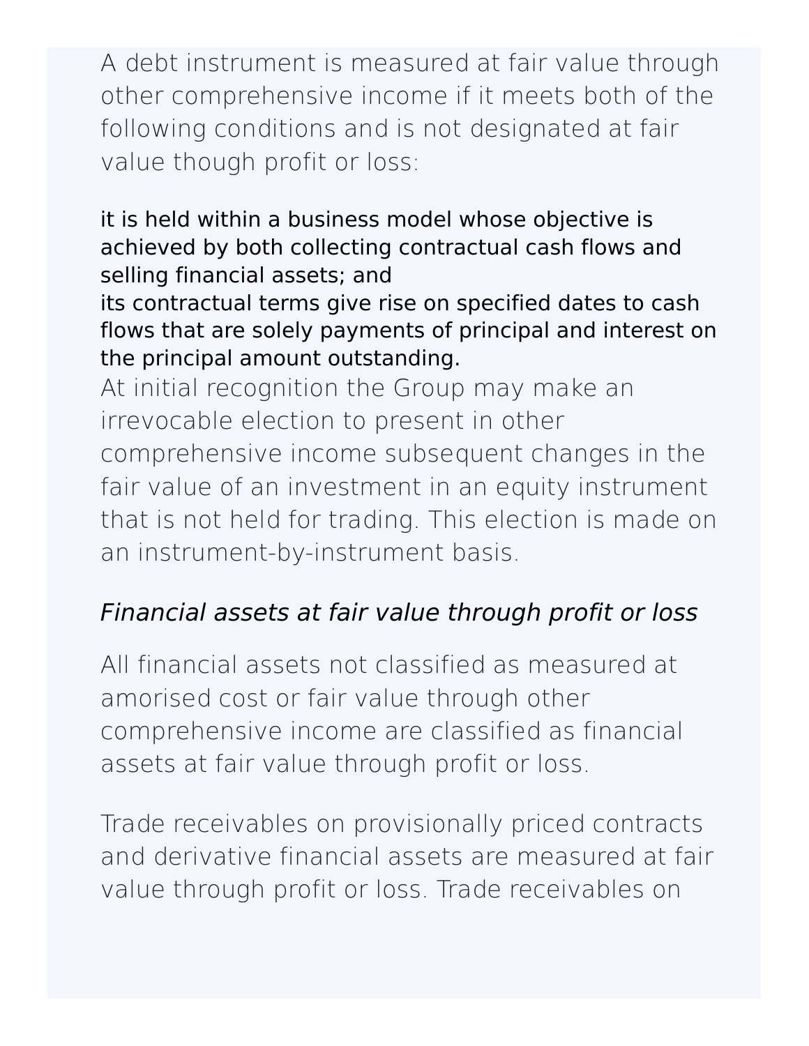A debt instrument is measured at fair value through other comprehensive income if it meets both of the following conditions and is not designated at fair value though profit or loss:

- it is held within a business model whose objective is achieved by both collecting contractual cash flows and selling financial assets; and
- its contractual terms give rise on specified dates to cash flows that are solely payments of principal and interest on the principal amount outstanding.

At initial recognition the Group may make an irrevocable election to present in other comprehensive income subsequent changes in the fair value of an investment in an equity instrument that is not held for trading. This election is made on an instrument-by-instrument basis.

*Financial assets at fair value through profit or loss*

All financial assets not classified as measured at amorised cost or fair value through other comprehensive income are classified as financial assets at fair value through profit or loss.

Trade receivables on provisionally priced contracts and derivative financial assets are measured at fair value through profit or loss. Trade receivables on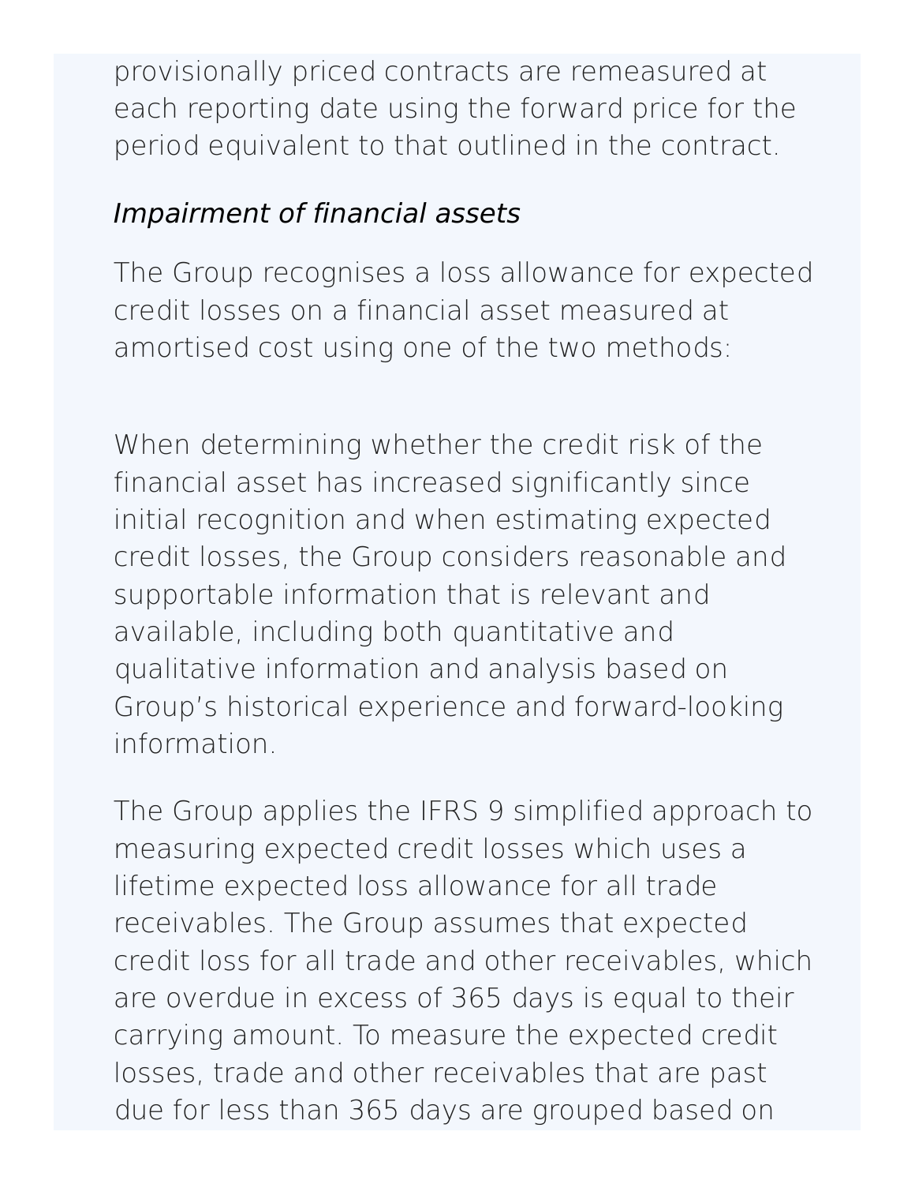provisionally priced contracts are remeasured at each reporting date using the forward price for the period equivalent to that outlined in the contract.

*Impairment of financial assets*

The Group recognises a loss allowance for expected credit losses on a financial asset measured at amortised cost using one of the two methods:

When determining whether the credit risk of the financial asset has increased significantly since initial recognition and when estimating expected credit losses, the Group considers reasonable and supportable information that is relevant and available, including both quantitative and qualitative information and analysis based on Group's historical experience and forward-looking information.

The Group applies the IFRS 9 simplified approach to measuring expected credit losses which uses a lifetime expected loss allowance for all trade receivables. The Group assumes that expected credit loss for all trade and other receivables, which are overdue in excess of 365 days is equal to their carrying amount. To measure the expected credit losses, trade and other receivables that are past due for less than 365 days are grouped based on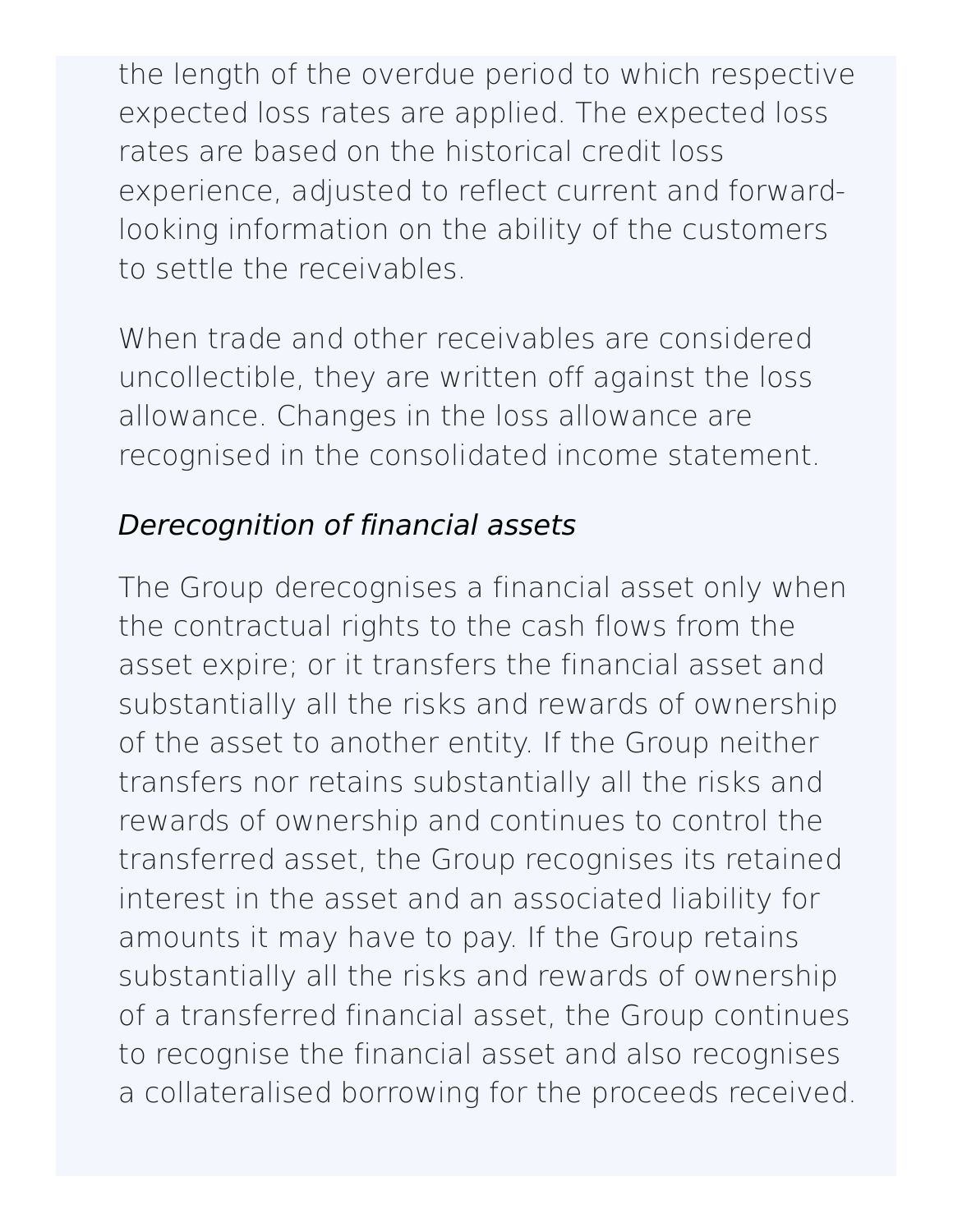the length of the overdue period to which respective expected loss rates are applied. The expected loss rates are based on the historical credit loss experience, adjusted to reflect current and forward-looking information on the ability of the customers to settle the receivables.

When trade and other receivables are considered uncollectible, they are written off against the loss allowance. Changes in the loss allowance are recognised in the consolidated income statement.

*Derecognition of financial assets*

The Group derecognises a financial asset only when the contractual rights to the cash flows from the asset expire; or it transfers the financial asset and substantially all the risks and rewards of ownership of the asset to another entity. If the Group neither transfers nor retains substantially all the risks and rewards of ownership and continues to control the transferred asset, the Group recognises its retained interest in the asset and an associated liability for amounts it may have to pay. If the Group retains substantially all the risks and rewards of ownership of a transferred financial asset, the Group continues to recognise the financial asset and also recognises a collateralised borrowing for the proceeds received.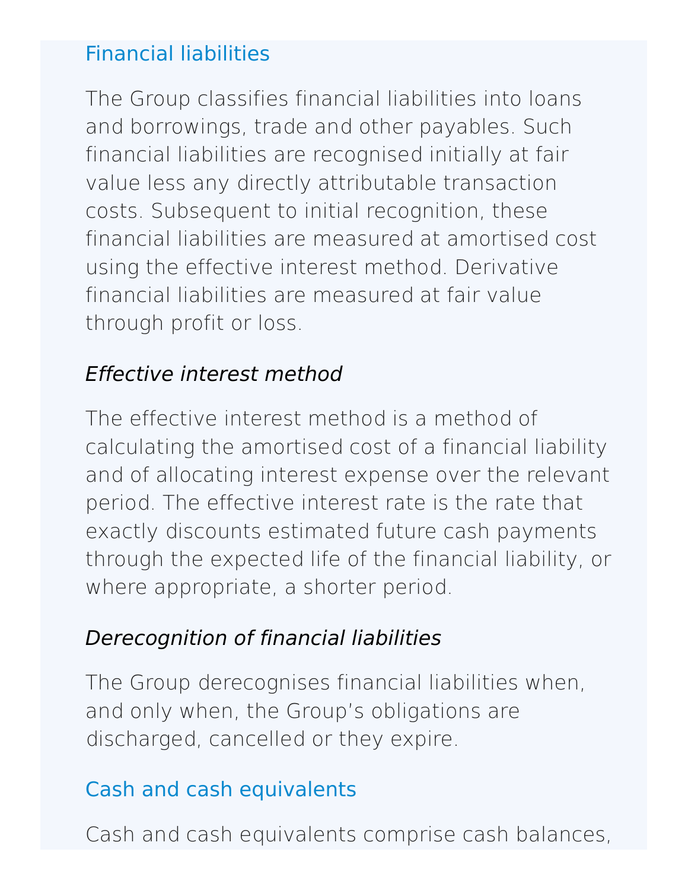## Financial liabilities

The Group classifies financial liabilities into loans and borrowings, trade and other payables. Such financial liabilities are recognised initially at fair value less any directly attributable transaction costs. Subsequent to initial recognition, these financial liabilities are measured at amortised cost using the effective interest method. Derivative financial liabilities are measured at fair value through profit or loss.

### *Effective interest method*

The effective interest method is a method of calculating the amortised cost of a financial liability and of allocating interest expense over the relevant period. The effective interest rate is the rate that exactly discounts estimated future cash payments through the expected life of the financial liability, or where appropriate, a shorter period.

### *Derecognition of financial liabilities*

The Group derecognises financial liabilities when, and only when, the Group's obligations are discharged, cancelled or they expire.

## Cash and cash equivalents

Cash and cash equivalents comprise cash balances,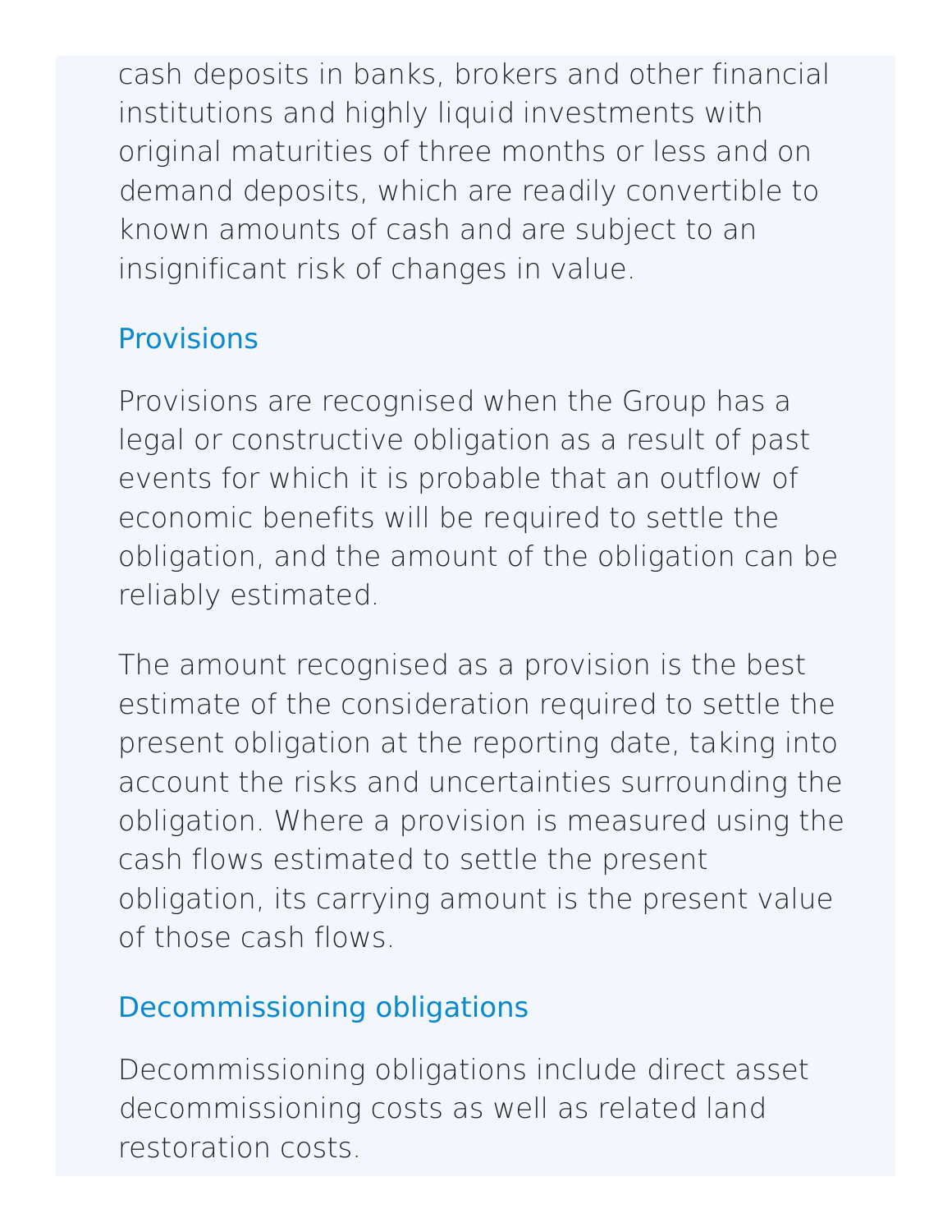cash deposits in banks, brokers and other financial institutions and highly liquid investments with original maturities of three months or less and on demand deposits, which are readily convertible to known amounts of cash and are subject to an insignificant risk of changes in value.

### Provisions

Provisions are recognised when the Group has a legal or constructive obligation as a result of past events for which it is probable that an outflow of economic benefits will be required to settle the obligation, and the amount of the obligation can be reliably estimated.

The amount recognised as a provision is the best estimate of the consideration required to settle the present obligation at the reporting date, taking into account the risks and uncertainties surrounding the obligation. Where a provision is measured using the cash flows estimated to settle the present obligation, its carrying amount is the present value of those cash flows.

### Decommissioning obligations

Decommissioning obligations include direct asset decommissioning costs as well as related land restoration costs.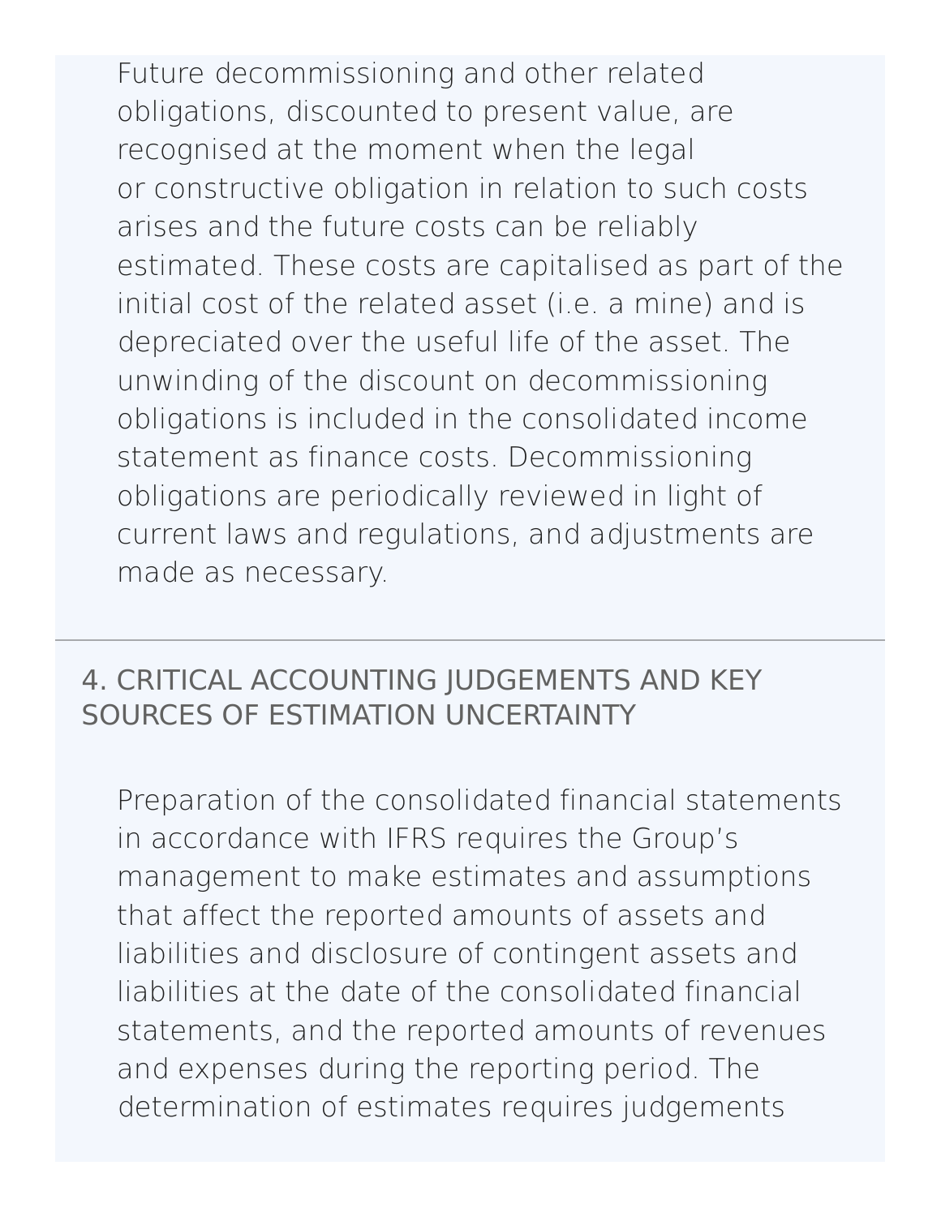Future decommissioning and other related obligations, discounted to present value, are recognised at the moment when the legal or constructive obligation in relation to such costs arises and the future costs can be reliably estimated. These costs are capitalised as part of the initial cost of the related asset (i.e. a mine) and is depreciated over the useful life of the asset. The unwinding of the discount on decommissioning obligations is included in the consolidated income statement as finance costs. Decommissioning obligations are periodically reviewed in light of current laws and regulations, and adjustments are made as necessary.

---

## 4. CRITICAL ACCOUNTING JUDGEMENTS AND KEY SOURCES OF ESTIMATION UNCERTAINTY

Preparation of the consolidated financial statements in accordance with IFRS requires the Group's management to make estimates and assumptions that affect the reported amounts of assets and liabilities and disclosure of contingent assets and liabilities at the date of the consolidated financial statements, and the reported amounts of revenues and expenses during the reporting period. The determination of estimates requires judgements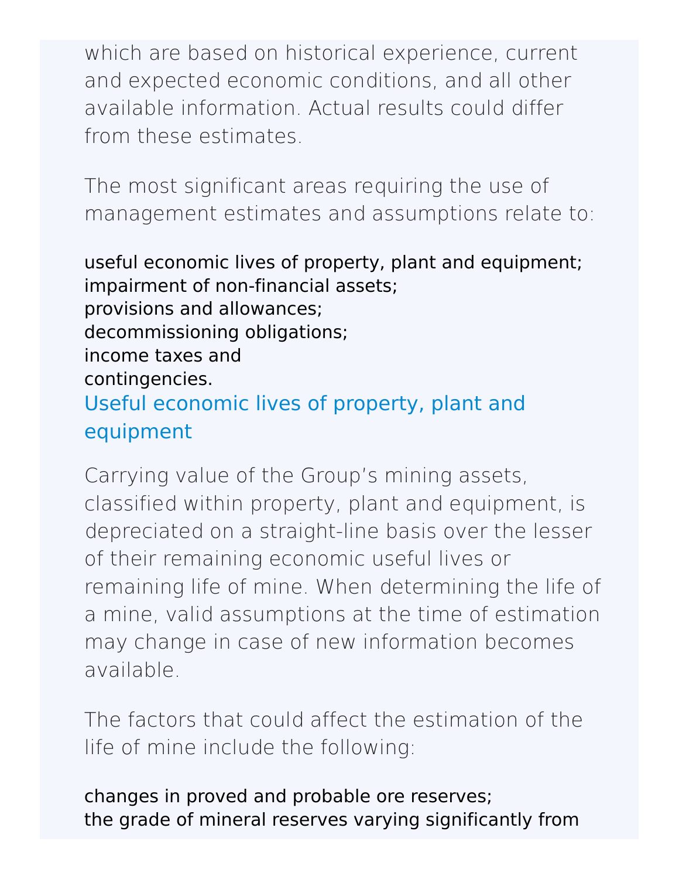which are based on historical experience, current and expected economic conditions, and all other available information. Actual results could differ from these estimates.

The most significant areas requiring the use of management estimates and assumptions relate to:

- useful economic lives of property, plant and equipment;
- impairment of non-financial assets;
- provisions and allowances;
- decommissioning obligations;
- income taxes and
- contingencies.

### Useful economic lives of property, plant and equipment

Carrying value of the Group's mining assets, classified within property, plant and equipment, is depreciated on a straight-line basis over the lesser of their remaining economic useful lives or remaining life of mine. When determining the life of a mine, valid assumptions at the time of estimation may change in case of new information becomes available.

The factors that could affect the estimation of the life of mine include the following:

- changes in proved and probable ore reserves;
- the grade of mineral reserves varying significantly from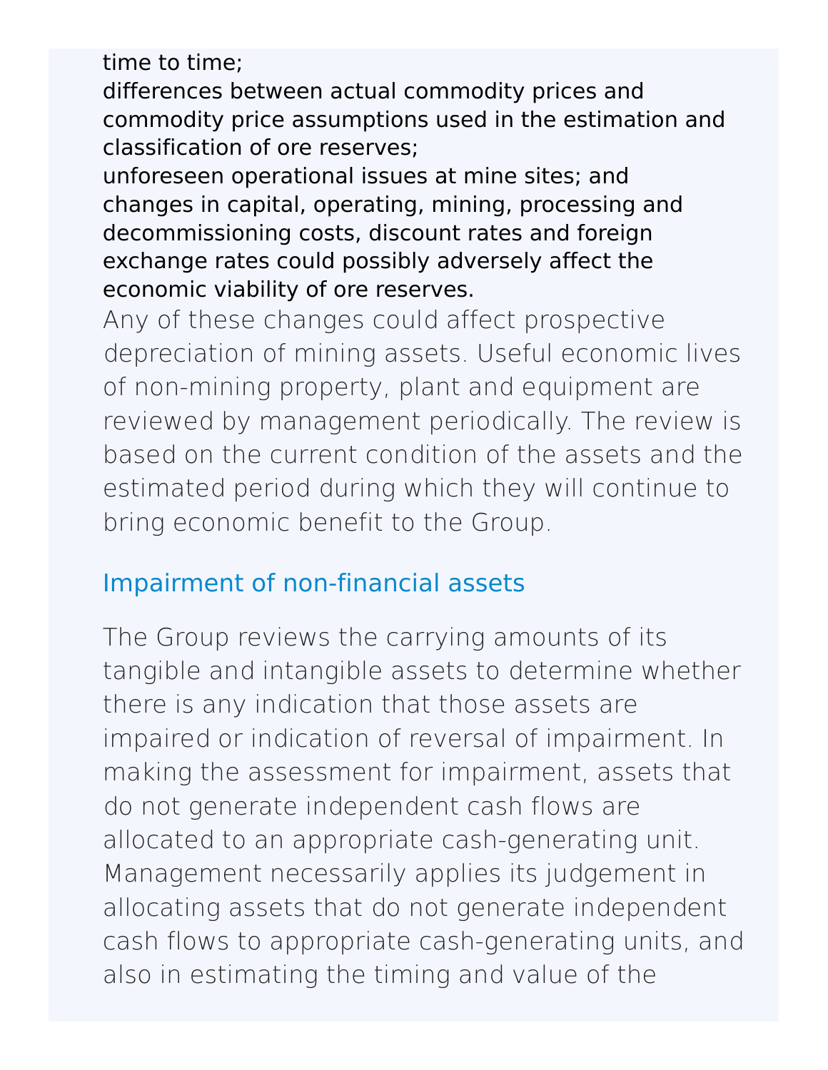time to time;

differences between actual commodity prices and commodity price assumptions used in the estimation and classification of ore reserves;

unforeseen operational issues at mine sites; and

changes in capital, operating, mining, processing and decommissioning costs, discount rates and foreign exchange rates could possibly adversely affect the economic viability of ore reserves.

Any of these changes could affect prospective depreciation of mining assets. Useful economic lives of non-mining property, plant and equipment are reviewed by management periodically. The review is based on the current condition of the assets and the estimated period during which they will continue to bring economic benefit to the Group.

## Impairment of non-financial assets

The Group reviews the carrying amounts of its tangible and intangible assets to determine whether there is any indication that those assets are impaired or indication of reversal of impairment. In making the assessment for impairment, assets that do not generate independent cash flows are allocated to an appropriate cash-generating unit. Management necessarily applies its judgement in allocating assets that do not generate independent cash flows to appropriate cash-generating units, and also in estimating the timing and value of the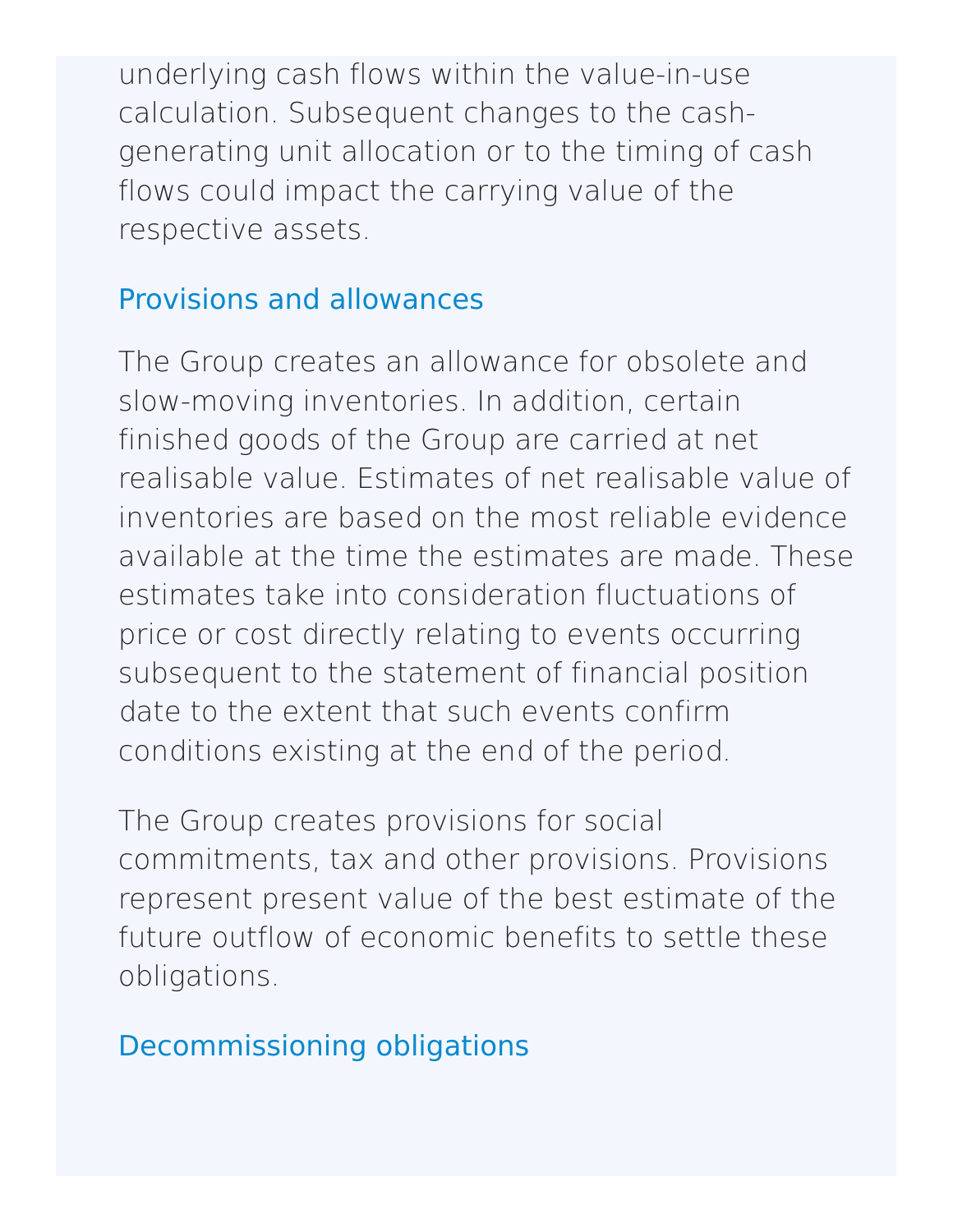underlying cash flows within the value-in-use calculation. Subsequent changes to the cash-generating unit allocation or to the timing of cash flows could impact the carrying value of the respective assets.

### Provisions and allowances

The Group creates an allowance for obsolete and slow-moving inventories. In addition, certain finished goods of the Group are carried at net realisable value. Estimates of net realisable value of inventories are based on the most reliable evidence available at the time the estimates are made. These estimates take into consideration fluctuations of price or cost directly relating to events occurring subsequent to the statement of financial position date to the extent that such events confirm conditions existing at the end of the period.

The Group creates provisions for social commitments, tax and other provisions. Provisions represent present value of the best estimate of the future outflow of economic benefits to settle these obligations.

### Decommissioning obligations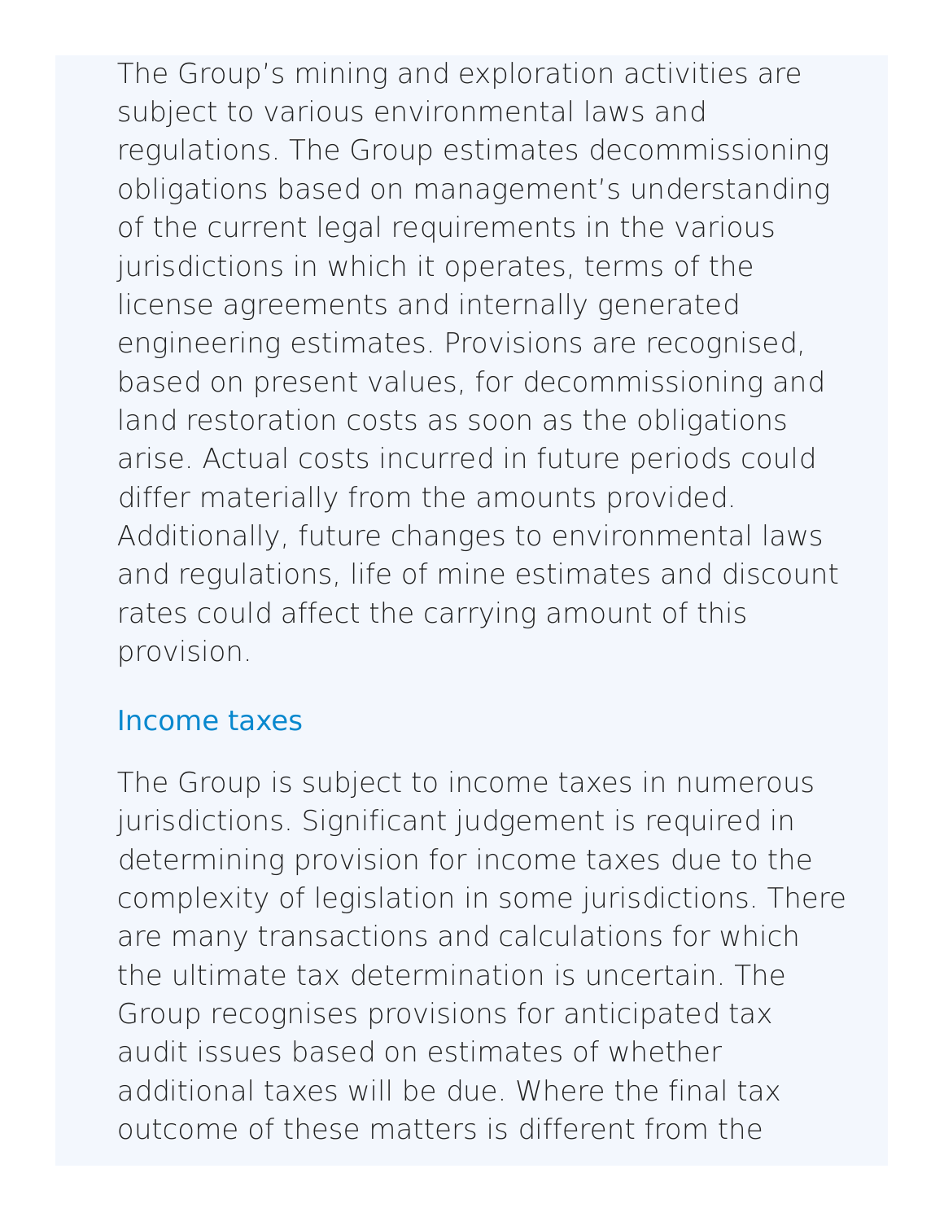The Group's mining and exploration activities are subject to various environmental laws and regulations. The Group estimates decommissioning obligations based on management's understanding of the current legal requirements in the various jurisdictions in which it operates, terms of the license agreements and internally generated engineering estimates. Provisions are recognised, based on present values, for decommissioning and land restoration costs as soon as the obligations arise. Actual costs incurred in future periods could differ materially from the amounts provided. Additionally, future changes to environmental laws and regulations, life of mine estimates and discount rates could affect the carrying amount of this provision.

### Income taxes

The Group is subject to income taxes in numerous jurisdictions. Significant judgement is required in determining provision for income taxes due to the complexity of legislation in some jurisdictions. There are many transactions and calculations for which the ultimate tax determination is uncertain. The Group recognises provisions for anticipated tax audit issues based on estimates of whether additional taxes will be due. Where the final tax outcome of these matters is different from the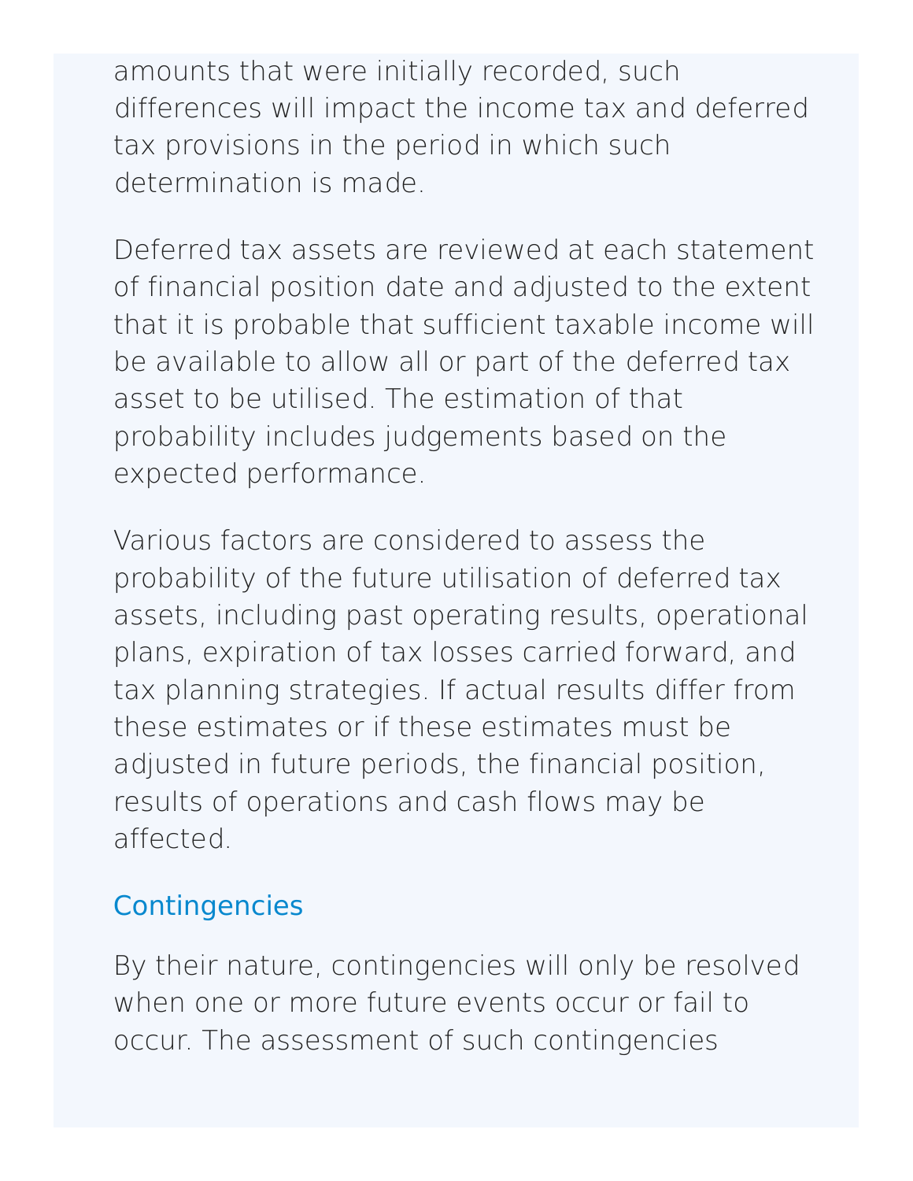amounts that were initially recorded, such differences will impact the income tax and deferred tax provisions in the period in which such determination is made.

Deferred tax assets are reviewed at each statement of financial position date and adjusted to the extent that it is probable that sufficient taxable income will be available to allow all or part of the deferred tax asset to be utilised. The estimation of that probability includes judgements based on the expected performance.

Various factors are considered to assess the probability of the future utilisation of deferred tax assets, including past operating results, operational plans, expiration of tax losses carried forward, and tax planning strategies. If actual results differ from these estimates or if these estimates must be adjusted in future periods, the financial position, results of operations and cash flows may be affected.

### Contingencies

By their nature, contingencies will only be resolved when one or more future events occur or fail to occur. The assessment of such contingencies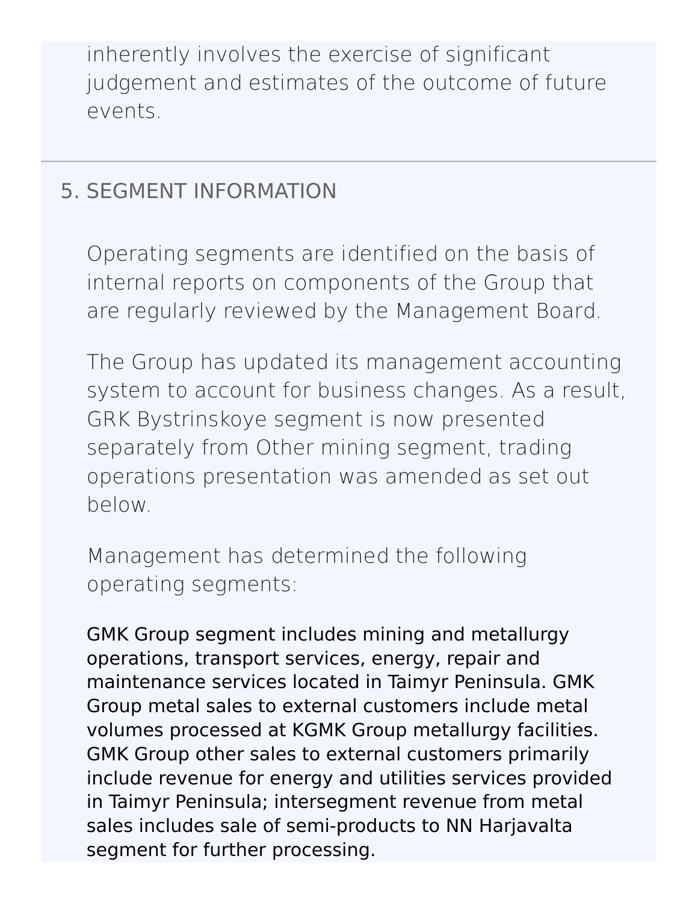inherently involves the exercise of significant judgement and estimates of the outcome of future events.

## 5. SEGMENT INFORMATION

Operating segments are identified on the basis of internal reports on components of the Group that are regularly reviewed by the Management Board.

The Group has updated its management accounting system to account for business changes. As a result, GRK Bystrinskoye segment is now presented separately from Other mining segment, trading operations presentation was amended as set out below.

Management has determined the following operating segments:

GMK Group segment includes mining and metallurgy operations, transport services, energy, repair and maintenance services located in Taimyr Peninsula. GMK Group metal sales to external customers include metal volumes processed at KGMK Group metallurgy facilities. GMK Group other sales to external customers primarily include revenue for energy and utilities services provided in Taimyr Peninsula; intersegment revenue from metal sales includes sale of semi-products to NN Harjavalta segment for further processing.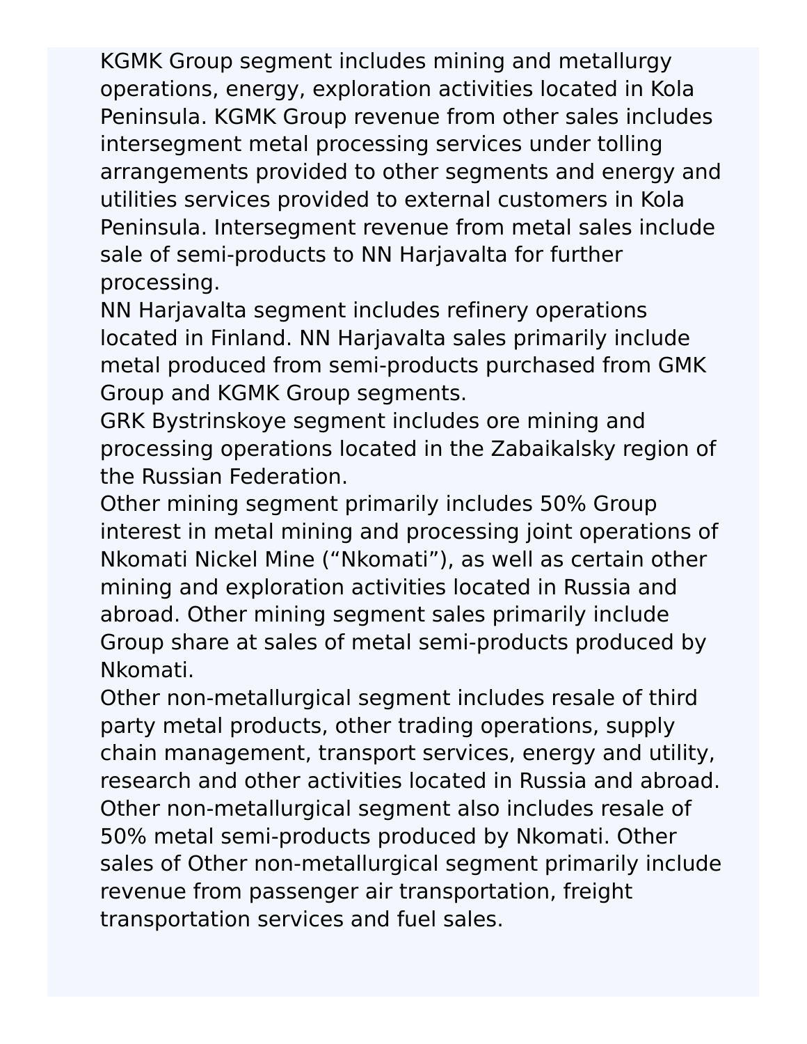KGMK Group segment includes mining and metallurgy operations, energy, exploration activities located in Kola Peninsula. KGMK Group revenue from other sales includes intersegment metal processing services under tolling arrangements provided to other segments and energy and utilities services provided to external customers in Kola Peninsula. Intersegment revenue from metal sales include sale of semi-products to NN Harjavalta for further processing.

NN Harjavalta segment includes refinery operations located in Finland. NN Harjavalta sales primarily include metal produced from semi-products purchased from GMK Group and KGMK Group segments.

GRK Bystrinskoye segment includes ore mining and processing operations located in the Zabaikalsky region of the Russian Federation.

Other mining segment primarily includes 50% Group interest in metal mining and processing joint operations of Nkomati Nickel Mine (“Nkomati”), as well as certain other mining and exploration activities located in Russia and abroad. Other mining segment sales primarily include Group share at sales of metal semi-products produced by Nkomati.

Other non-metallurgical segment includes resale of third party metal products, other trading operations, supply chain management, transport services, energy and utility, research and other activities located in Russia and abroad. Other non-metallurgical segment also includes resale of 50% metal semi-products produced by Nkomati. Other sales of Other non-metallurgical segment primarily include revenue from passenger air transportation, freight transportation services and fuel sales.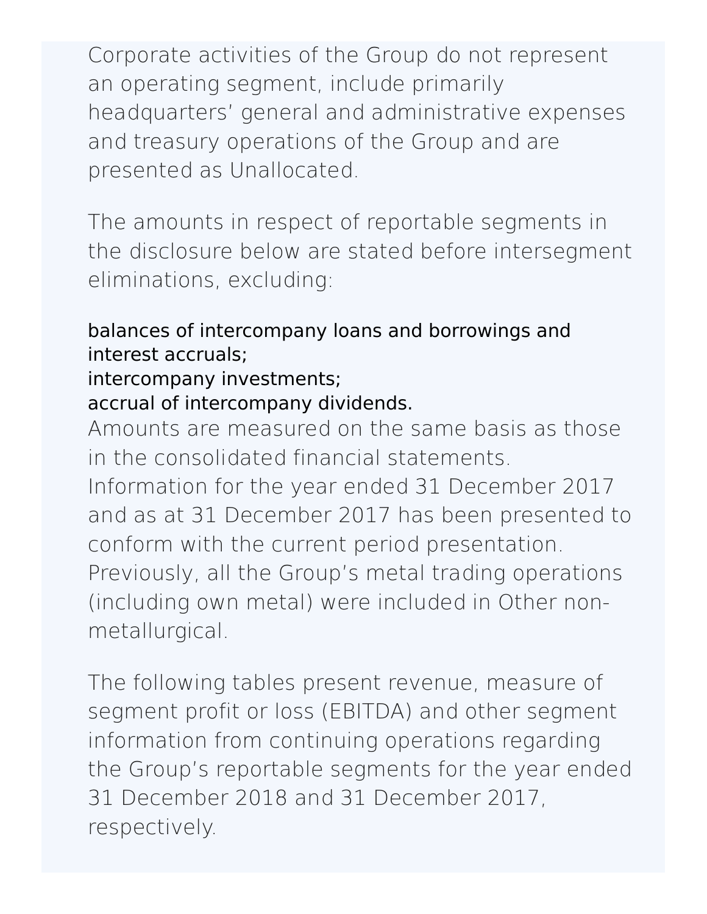Corporate activities of the Group do not represent an operating segment, include primarily headquarters' general and administrative expenses and treasury operations of the Group and are presented as Unallocated.

The amounts in respect of reportable segments in the disclosure below are stated before intersegment eliminations, excluding:

- balances of intercompany loans and borrowings and interest accruals;
- intercompany investments;
- accrual of intercompany dividends.

Amounts are measured on the same basis as those in the consolidated financial statements.
Information for the year ended 31 December 2017 and as at 31 December 2017 has been presented to conform with the current period presentation. Previously, all the Group's metal trading operations (including own metal) were included in Other non-metallurgical.

The following tables present revenue, measure of segment profit or loss (EBITDA) and other segment information from continuing operations regarding the Group's reportable segments for the year ended 31 December 2018 and 31 December 2017, respectively.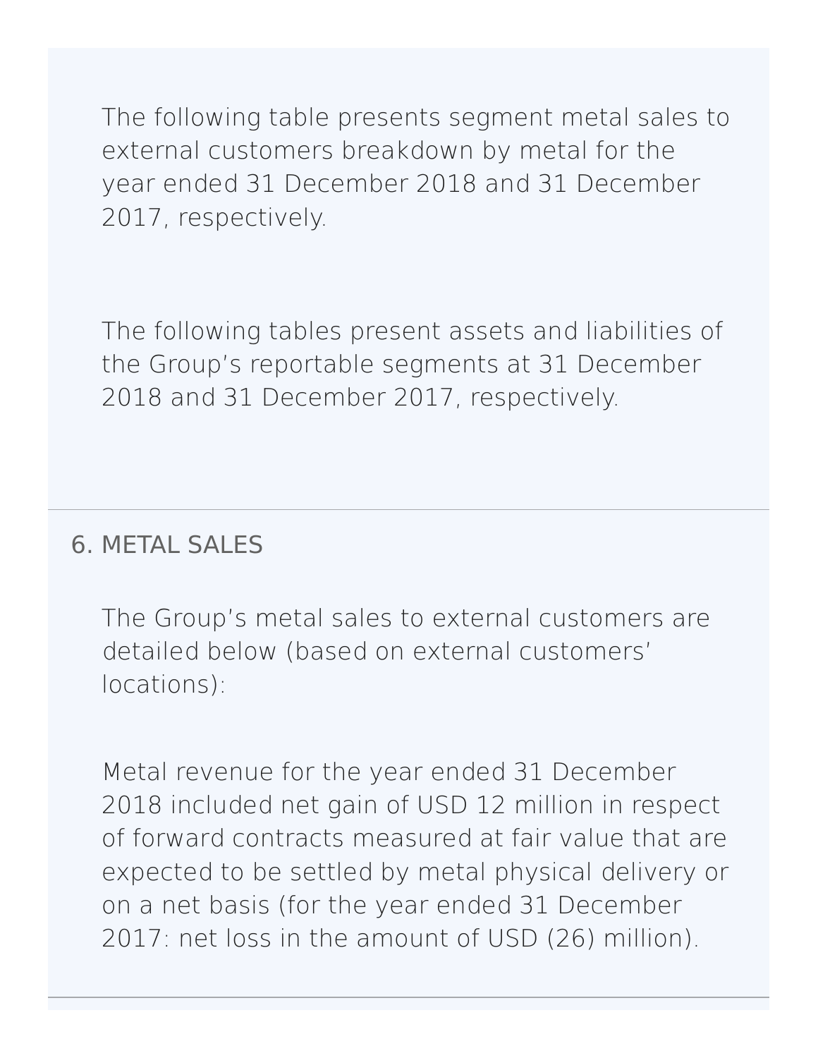The following table presents segment metal sales to external customers breakdown by metal for the year ended 31 December 2018 and 31 December 2017, respectively.

The following tables present assets and liabilities of the Group's reportable segments at 31 December 2018 and 31 December 2017, respectively.

## 6. METAL SALES

The Group's metal sales to external customers are detailed below (based on external customers' locations):

Metal revenue for the year ended 31 December 2018 included net gain of USD 12 million in respect of forward contracts measured at fair value that are expected to be settled by metal physical delivery or on a net basis (for the year ended 31 December 2017: net loss in the amount of USD (26) million).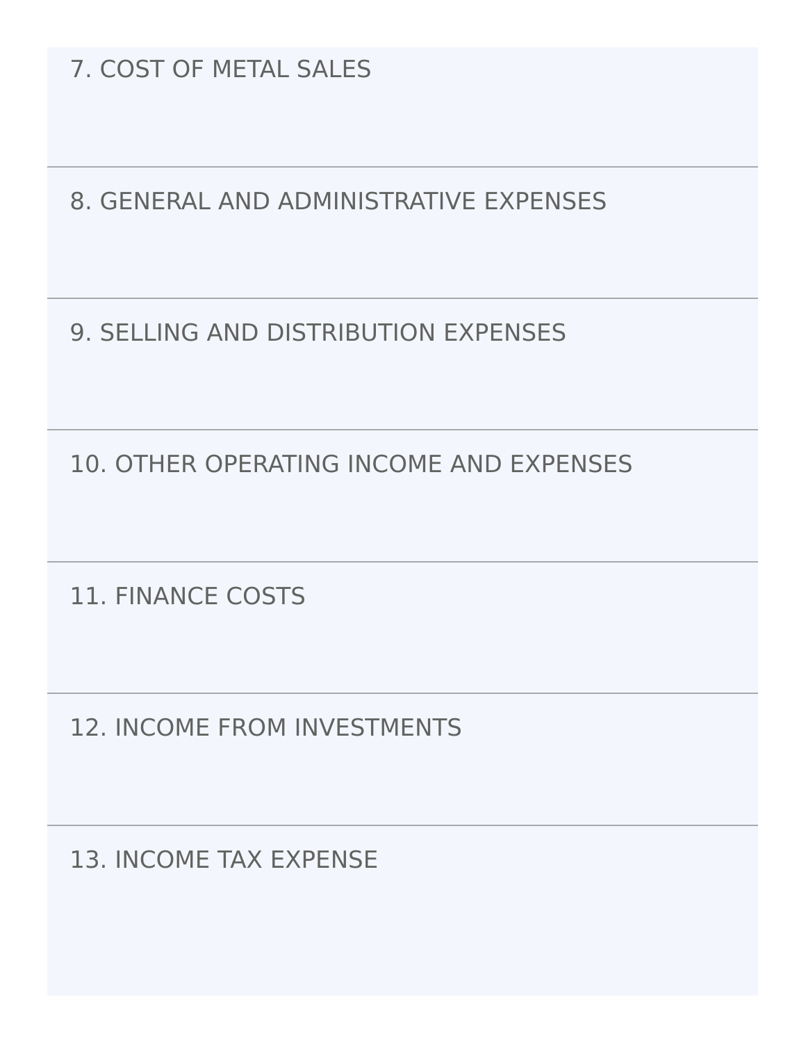## 7. COST OF METAL SALES

## 8. GENERAL AND ADMINISTRATIVE EXPENSES

## 9. SELLING AND DISTRIBUTION EXPENSES

## 10. OTHER OPERATING INCOME AND EXPENSES

## 11. FINANCE COSTS

## 12. INCOME FROM INVESTMENTS

## 13. INCOME TAX EXPENSE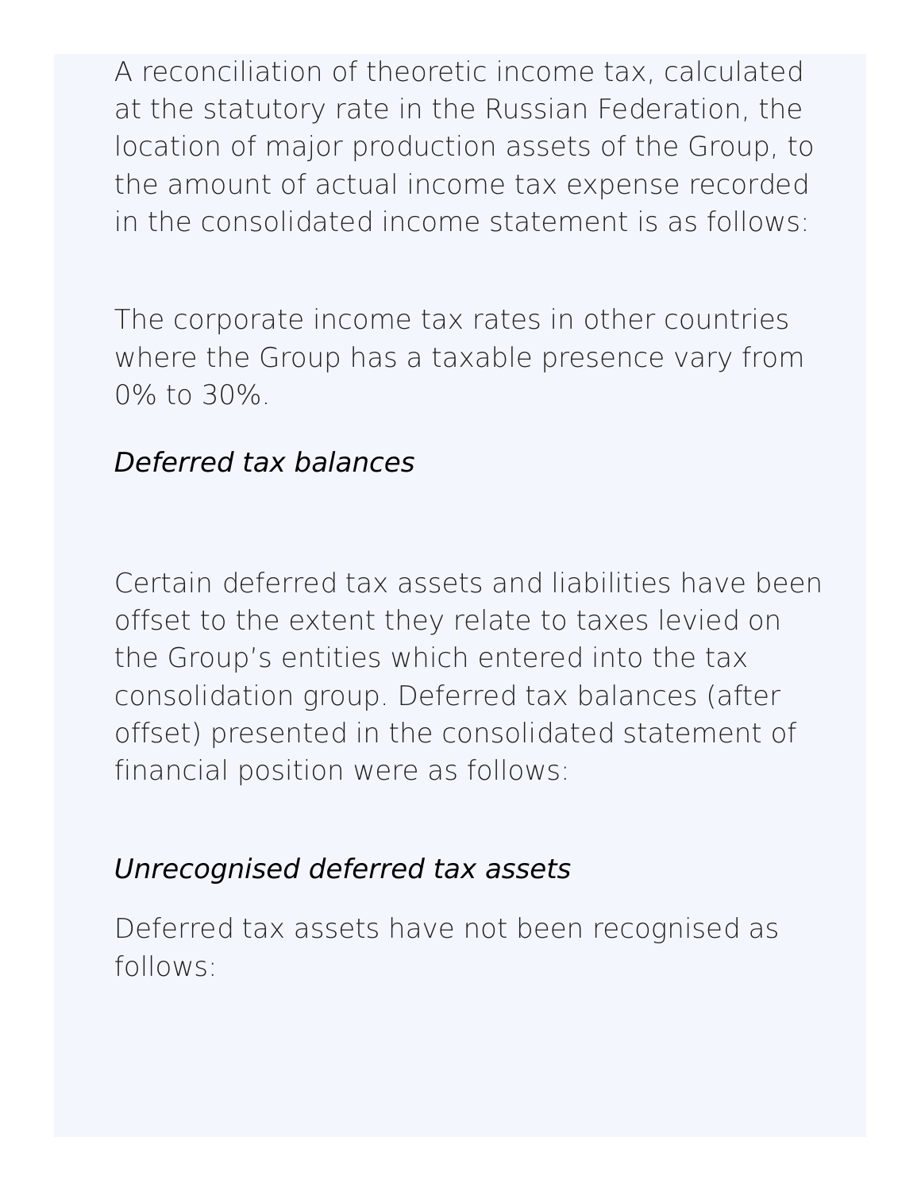A reconciliation of theoretic income tax, calculated at the statutory rate in the Russian Federation, the location of major production assets of the Group, to the amount of actual income tax expense recorded in the consolidated income statement is as follows:

The corporate income tax rates in other countries where the Group has a taxable presence vary from 0% to 30%.

*Deferred tax balances*

Certain deferred tax assets and liabilities have been offset to the extent they relate to taxes levied on the Group's entities which entered into the tax consolidation group. Deferred tax balances (after offset) presented in the consolidated statement of financial position were as follows:

*Unrecognised deferred tax assets*

Deferred tax assets have not been recognised as follows: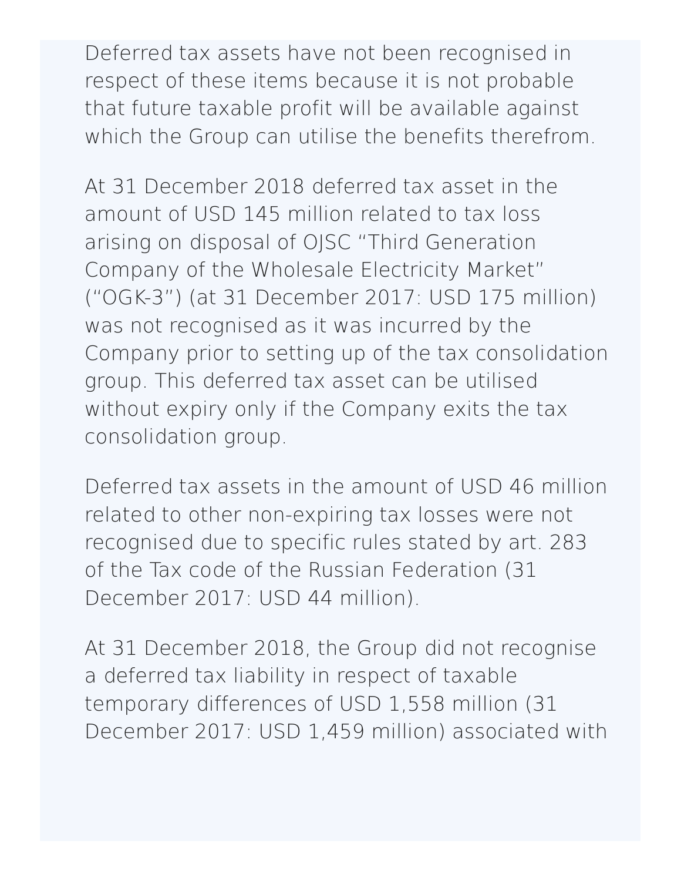Deferred tax assets have not been recognised in respect of these items because it is not probable that future taxable profit will be available against which the Group can utilise the benefits therefrom.

At 31 December 2018 deferred tax asset in the amount of USD 145 million related to tax loss arising on disposal of OJSC "Third Generation Company of the Wholesale Electricity Market" ("OGK-3") (at 31 December 2017: USD 175 million) was not recognised as it was incurred by the Company prior to setting up of the tax consolidation group. This deferred tax asset can be utilised without expiry only if the Company exits the tax consolidation group.

Deferred tax assets in the amount of USD 46 million related to other non-expiring tax losses were not recognised due to specific rules stated by art. 283 of the Tax code of the Russian Federation (31 December 2017: USD 44 million).

At 31 December 2018, the Group did not recognise a deferred tax liability in respect of taxable temporary differences of USD 1,558 million (31 December 2017: USD 1,459 million) associated with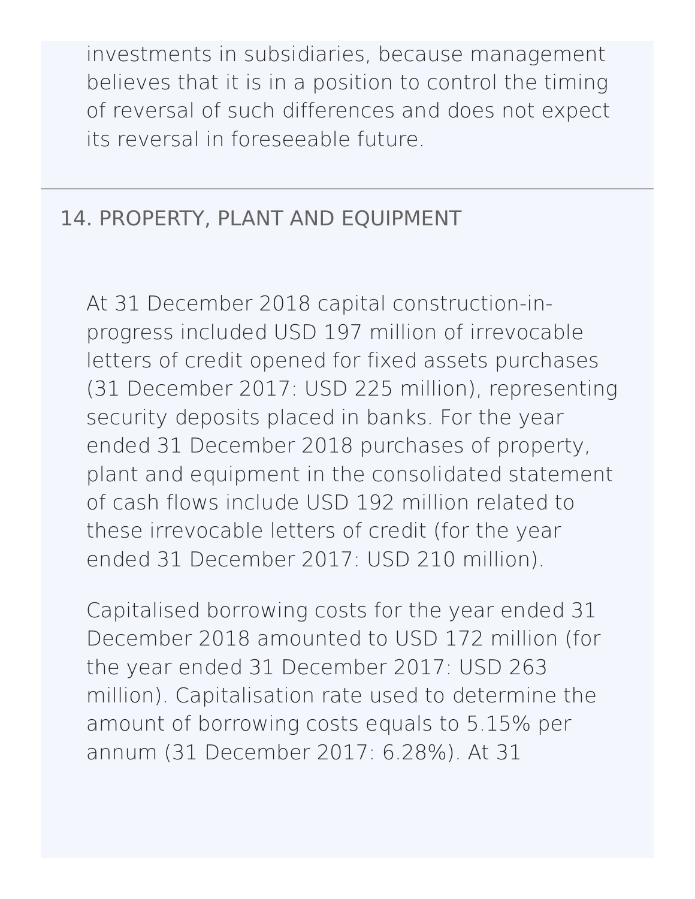investments in subsidiaries, because management believes that it is in a position to control the timing of reversal of such differences and does not expect its reversal in foreseeable future.

## 14. PROPERTY, PLANT AND EQUIPMENT

At 31 December 2018 capital construction-in-progress included USD 197 million of irrevocable letters of credit opened for fixed assets purchases (31 December 2017: USD 225 million), representing security deposits placed in banks. For the year ended 31 December 2018 purchases of property, plant and equipment in the consolidated statement of cash flows include USD 192 million related to these irrevocable letters of credit (for the year ended 31 December 2017: USD 210 million).

Capitalised borrowing costs for the year ended 31 December 2018 amounted to USD 172 million (for the year ended 31 December 2017: USD 263 million). Capitalisation rate used to determine the amount of borrowing costs equals to 5.15% per annum (31 December 2017: 6.28%). At 31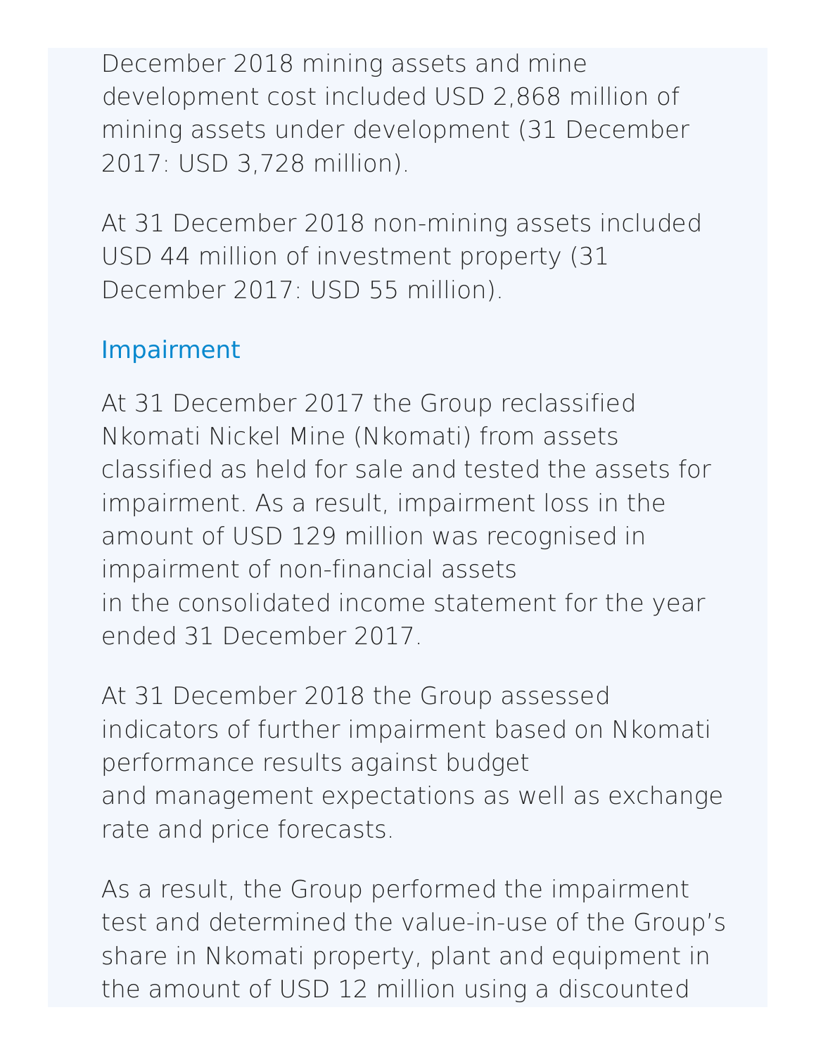December 2018 mining assets and mine development cost included USD 2,868 million of mining assets under development (31 December 2017: USD 3,728 million).

At 31 December 2018 non-mining assets included USD 44 million of investment property (31 December 2017: USD 55 million).

### Impairment

At 31 December 2017 the Group reclassified Nkomati Nickel Mine (Nkomati) from assets classified as held for sale and tested the assets for impairment. As a result, impairment loss in the amount of USD 129 million was recognised in impairment of non-financial assets in the consolidated income statement for the year ended 31 December 2017.

At 31 December 2018 the Group assessed indicators of further impairment based on Nkomati performance results against budget and management expectations as well as exchange rate and price forecasts.

As a result, the Group performed the impairment test and determined the value-in-use of the Group's share in Nkomati property, plant and equipment in the amount of USD 12 million using a discounted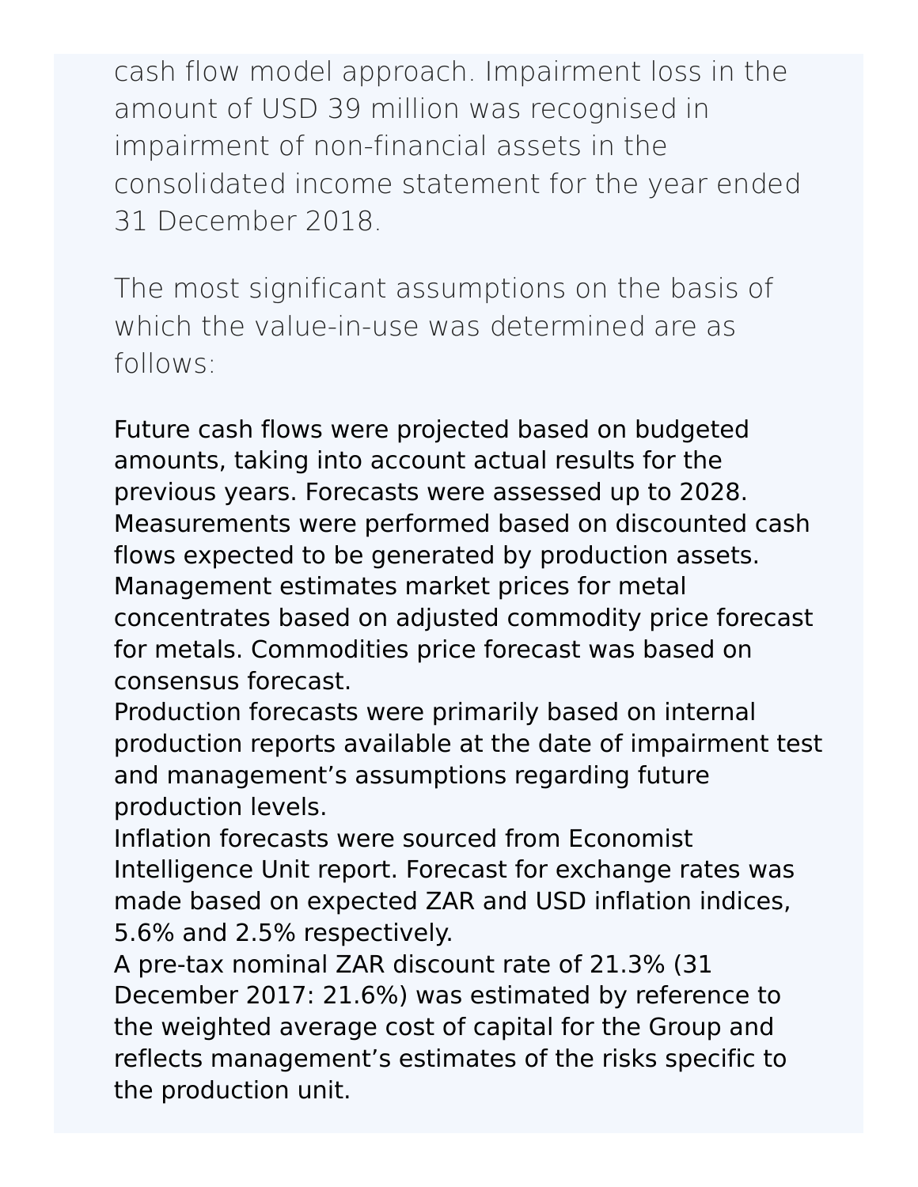cash flow model approach. Impairment loss in the amount of USD 39 million was recognised in impairment of non-financial assets in the consolidated income statement for the year ended 31 December 2018.

The most significant assumptions on the basis of which the value-in-use was determined are as follows:

Future cash flows were projected based on budgeted amounts, taking into account actual results for the previous years. Forecasts were assessed up to 2028. Measurements were performed based on discounted cash flows expected to be generated by production assets.
Management estimates market prices for metal concentrates based on adjusted commodity price forecast for metals. Commodities price forecast was based on consensus forecast.
Production forecasts were primarily based on internal production reports available at the date of impairment test and management's assumptions regarding future production levels.
Inflation forecasts were sourced from Economist Intelligence Unit report. Forecast for exchange rates was made based on expected ZAR and USD inflation indices, 5.6% and 2.5% respectively.
A pre-tax nominal ZAR discount rate of 21.3% (31 December 2017: 21.6%) was estimated by reference to the weighted average cost of capital for the Group and reflects management's estimates of the risks specific to the production unit.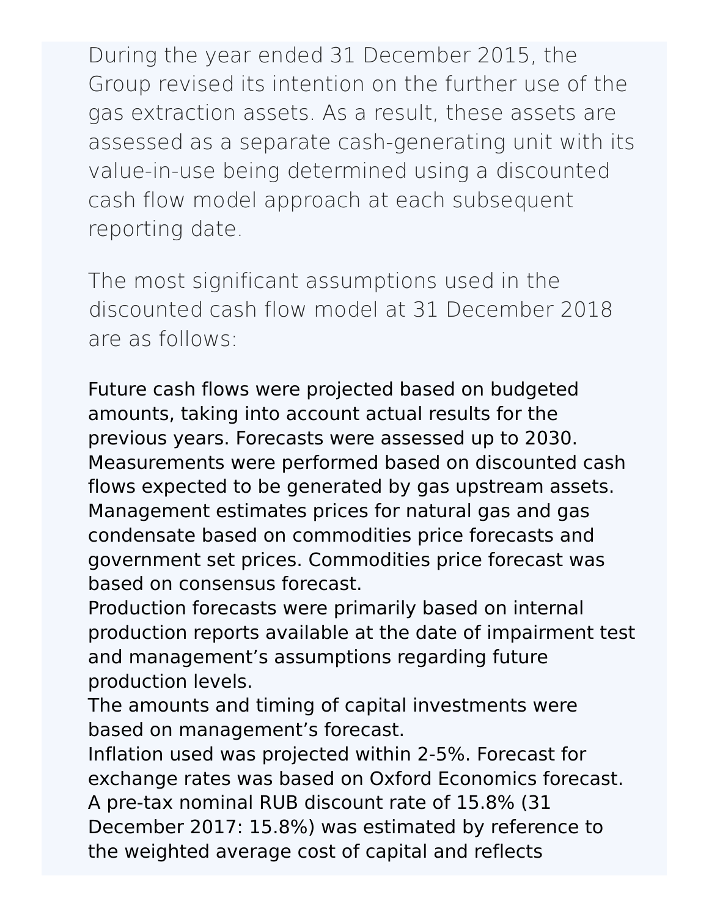During the year ended 31 December 2015, the Group revised its intention on the further use of the gas extraction assets. As a result, these assets are assessed as a separate cash-generating unit with its value-in-use being determined using a discounted cash flow model approach at each subsequent reporting date.

The most significant assumptions used in the discounted cash flow model at 31 December 2018 are as follows:

Future cash flows were projected based on budgeted amounts, taking into account actual results for the previous years. Forecasts were assessed up to 2030. Measurements were performed based on discounted cash flows expected to be generated by gas upstream assets.
Management estimates prices for natural gas and gas condensate based on commodities price forecasts and government set prices. Commodities price forecast was based on consensus forecast.
Production forecasts were primarily based on internal production reports available at the date of impairment test and management's assumptions regarding future production levels.
The amounts and timing of capital investments were based on management's forecast.
Inflation used was projected within 2-5%. Forecast for exchange rates was based on Oxford Economics forecast.
A pre-tax nominal RUB discount rate of 15.8% (31 December 2017: 15.8%) was estimated by reference to the weighted average cost of capital and reflects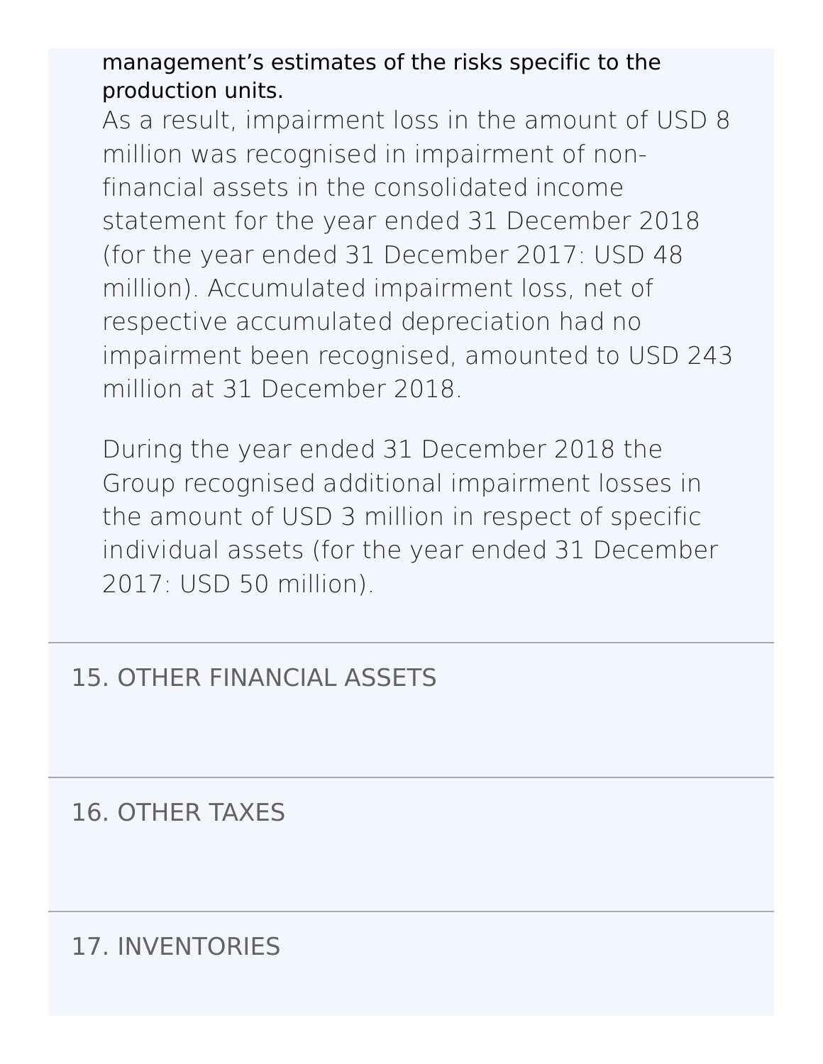management's estimates of the risks specific to the production units.

As a result, impairment loss in the amount of USD 8 million was recognised in impairment of non-financial assets in the consolidated income statement for the year ended 31 December 2018 (for the year ended 31 December 2017: USD 48 million). Accumulated impairment loss, net of respective accumulated depreciation had no impairment been recognised, amounted to USD 243 million at 31 December 2018.

During the year ended 31 December 2018 the Group recognised additional impairment losses in the amount of USD 3 million in respect of specific individual assets (for the year ended 31 December 2017: USD 50 million).

## 15. OTHER FINANCIAL ASSETS

## 16. OTHER TAXES

## 17. INVENTORIES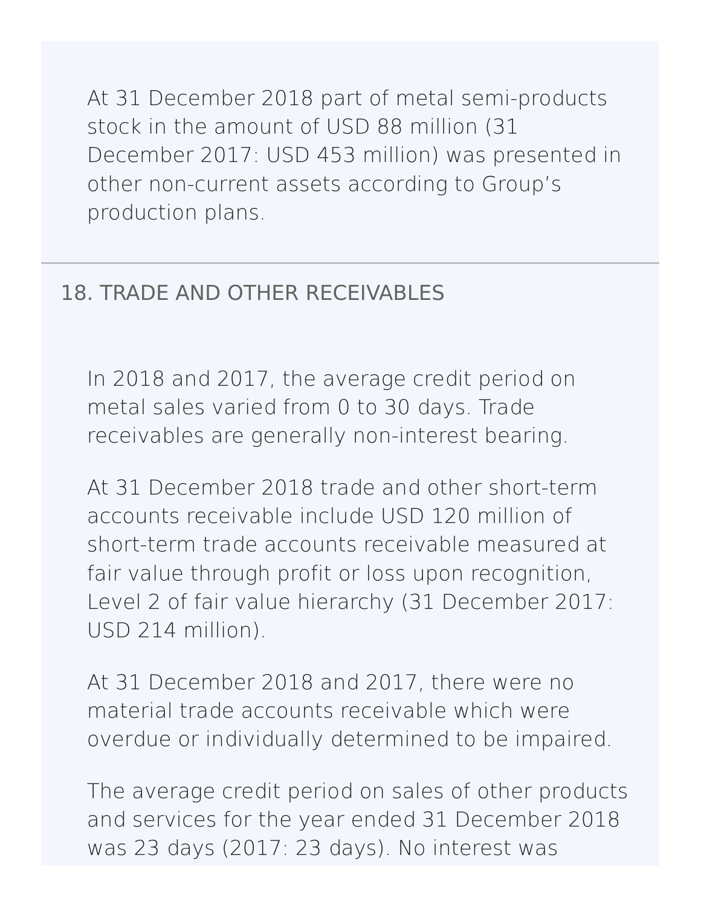At 31 December 2018 part of metal semi-products stock in the amount of USD 88 million (31 December 2017: USD 453 million) was presented in other non-current assets according to Group's production plans.

## 18. TRADE AND OTHER RECEIVABLES

In 2018 and 2017, the average credit period on metal sales varied from 0 to 30 days. Trade receivables are generally non-interest bearing.

At 31 December 2018 trade and other short-term accounts receivable include USD 120 million of short-term trade accounts receivable measured at fair value through profit or loss upon recognition, Level 2 of fair value hierarchy (31 December 2017: USD 214 million).

At 31 December 2018 and 2017, there were no material trade accounts receivable which were overdue or individually determined to be impaired.

The average credit period on sales of other products and services for the year ended 31 December 2018 was 23 days (2017: 23 days). No interest was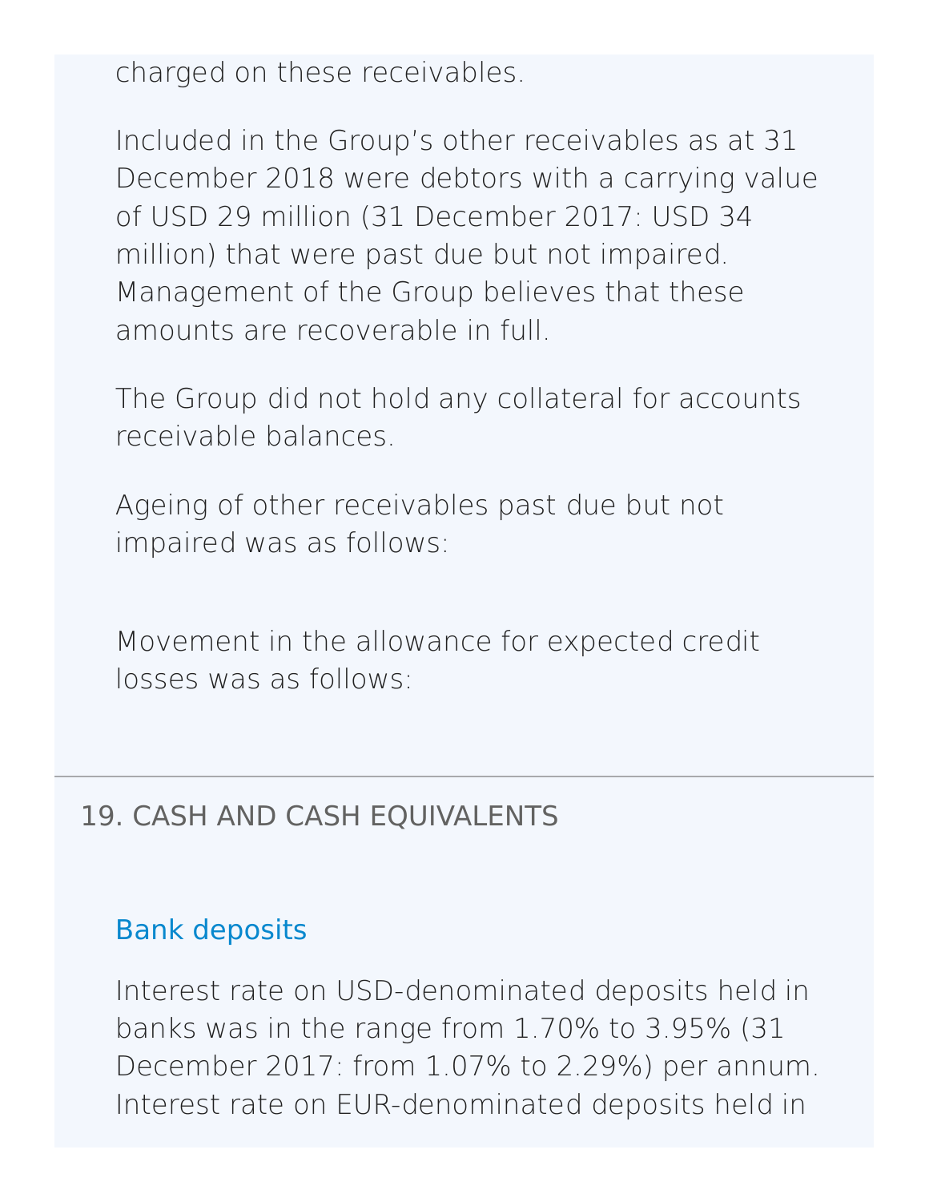charged on these receivables.

Included in the Group's other receivables as at 31 December 2018 were debtors with a carrying value of USD 29 million (31 December 2017: USD 34 million) that were past due but not impaired. Management of the Group believes that these amounts are recoverable in full.

The Group did not hold any collateral for accounts receivable balances.

Ageing of other receivables past due but not impaired was as follows:

Movement in the allowance for expected credit losses was as follows:

## 19. CASH AND CASH EQUIVALENTS

### Bank deposits

Interest rate on USD-denominated deposits held in banks was in the range from 1.70% to 3.95% (31 December 2017: from 1.07% to 2.29%) per annum. Interest rate on EUR-denominated deposits held in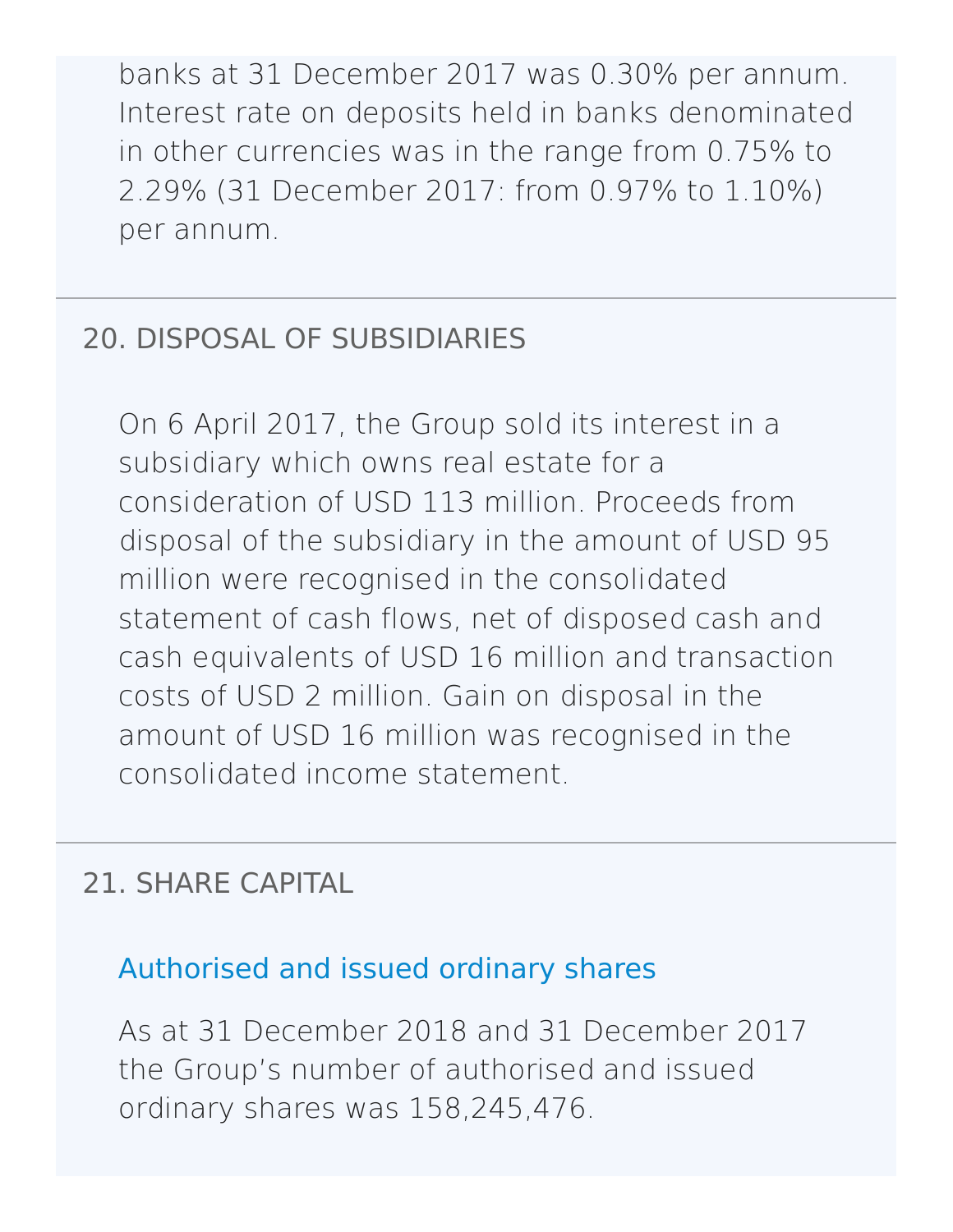banks at 31 December 2017 was 0.30% per annum. Interest rate on deposits held in banks denominated in other currencies was in the range from 0.75% to 2.29% (31 December 2017: from 0.97% to 1.10%) per annum.

## 20. DISPOSAL OF SUBSIDIARIES

On 6 April 2017, the Group sold its interest in a subsidiary which owns real estate for a consideration of USD 113 million. Proceeds from disposal of the subsidiary in the amount of USD 95 million were recognised in the consolidated statement of cash flows, net of disposed cash and cash equivalents of USD 16 million and transaction costs of USD 2 million. Gain on disposal in the amount of USD 16 million was recognised in the consolidated income statement.

## 21. SHARE CAPITAL

### Authorised and issued ordinary shares

As at 31 December 2018 and 31 December 2017 the Group's number of authorised and issued ordinary shares was 158,245,476.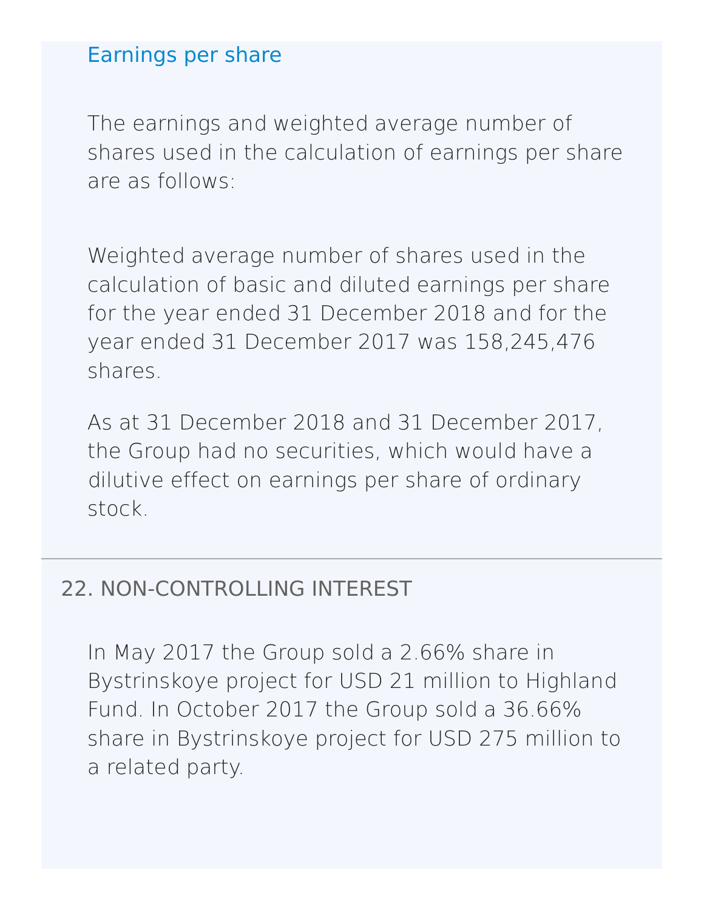### Earnings per share

The earnings and weighted average number of shares used in the calculation of earnings per share are as follows:

Weighted average number of shares used in the calculation of basic and diluted earnings per share for the year ended 31 December 2018 and for the year ended 31 December 2017 was 158,245,476 shares.

As at 31 December 2018 and 31 December 2017, the Group had no securities, which would have a dilutive effect on earnings per share of ordinary stock.

## 22. NON-CONTROLLING INTEREST

In May 2017 the Group sold a 2.66% share in Bystrinskoye project for USD 21 million to Highland Fund. In October 2017 the Group sold a 36.66% share in Bystrinskoye project for USD 275 million to a related party.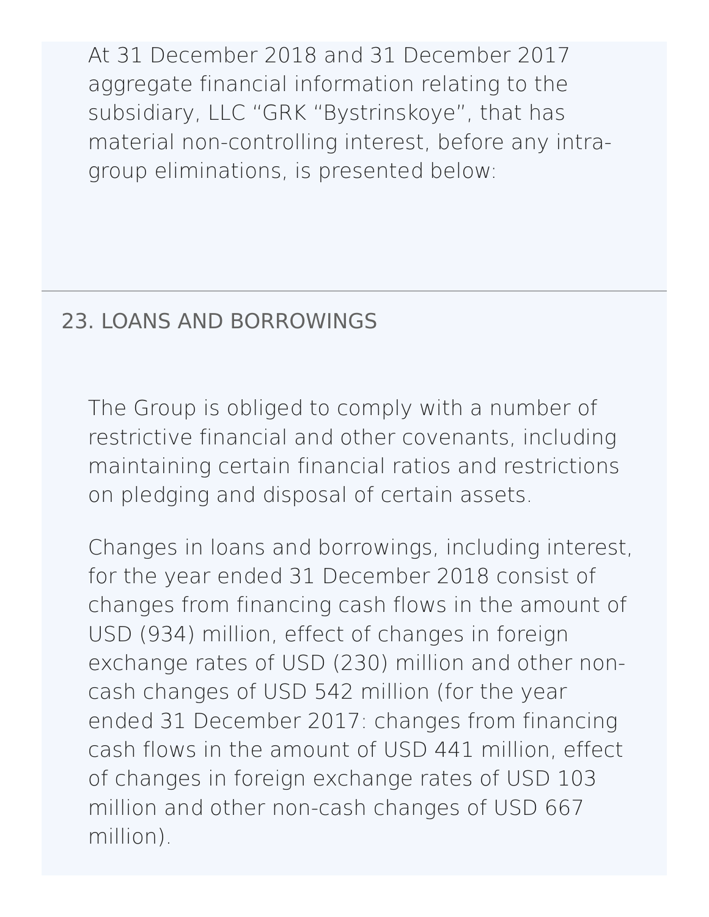At 31 December 2018 and 31 December 2017 aggregate financial information relating to the subsidiary, LLC “GRK “Bystrinskoye”, that has material non-controlling interest, before any intra-group eliminations, is presented below:

## 23. LOANS AND BORROWINGS

The Group is obliged to comply with a number of restrictive financial and other covenants, including maintaining certain financial ratios and restrictions on pledging and disposal of certain assets.

Changes in loans and borrowings, including interest, for the year ended 31 December 2018 consist of changes from financing cash flows in the amount of USD (934) million, effect of changes in foreign exchange rates of USD (230) million and other non-cash changes of USD 542 million (for the year ended 31 December 2017: changes from financing cash flows in the amount of USD 441 million, effect of changes in foreign exchange rates of USD 103 million and other non-cash changes of USD 667 million).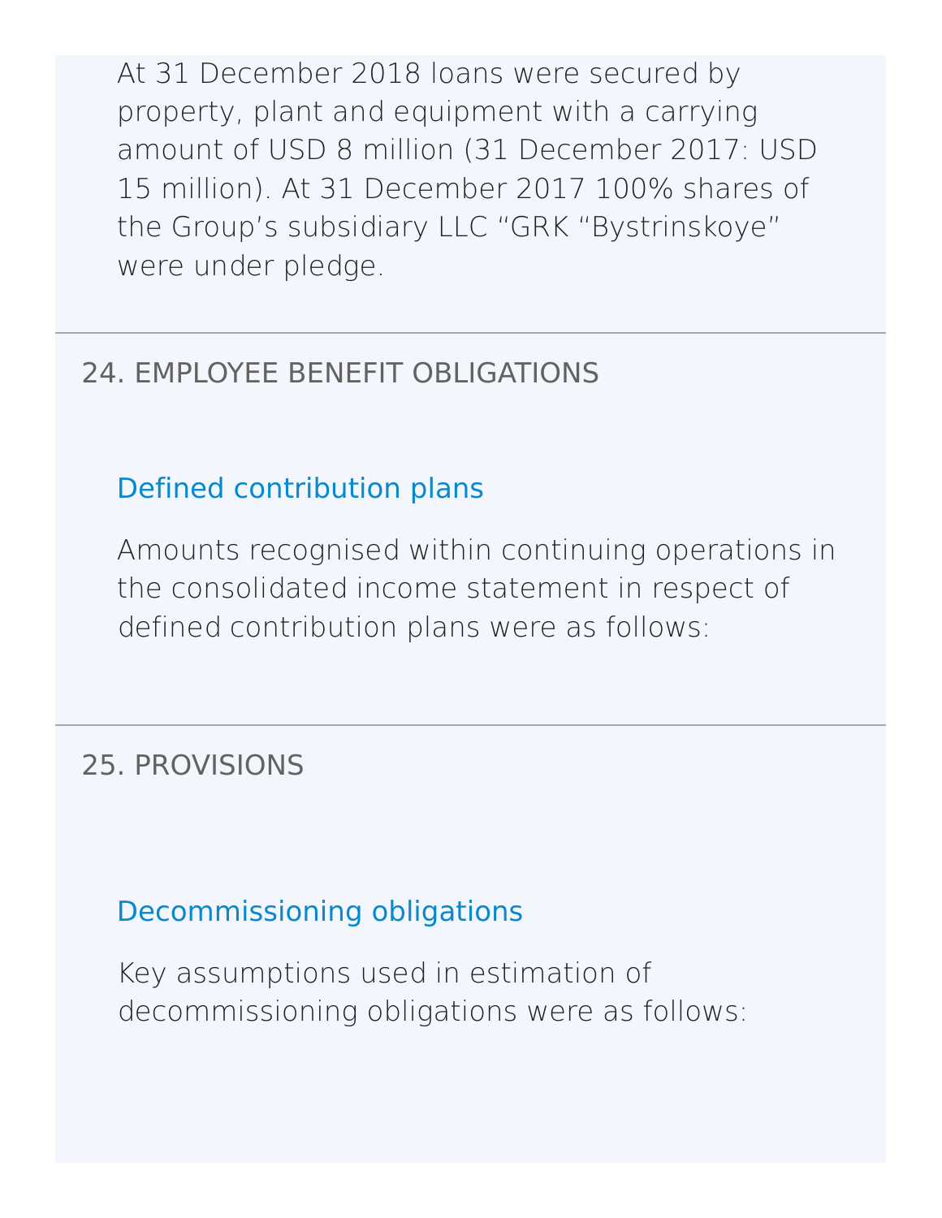At 31 December 2018 loans were secured by property, plant and equipment with a carrying amount of USD 8 million (31 December 2017: USD 15 million). At 31 December 2017 100% shares of the Group's subsidiary LLC "GRK "Bystrinskoye" were under pledge.

## 24. EMPLOYEE BENEFIT OBLIGATIONS

### Defined contribution plans

Amounts recognised within continuing operations in the consolidated income statement in respect of defined contribution plans were as follows:

## 25. PROVISIONS

### Decommissioning obligations

Key assumptions used in estimation of decommissioning obligations were as follows: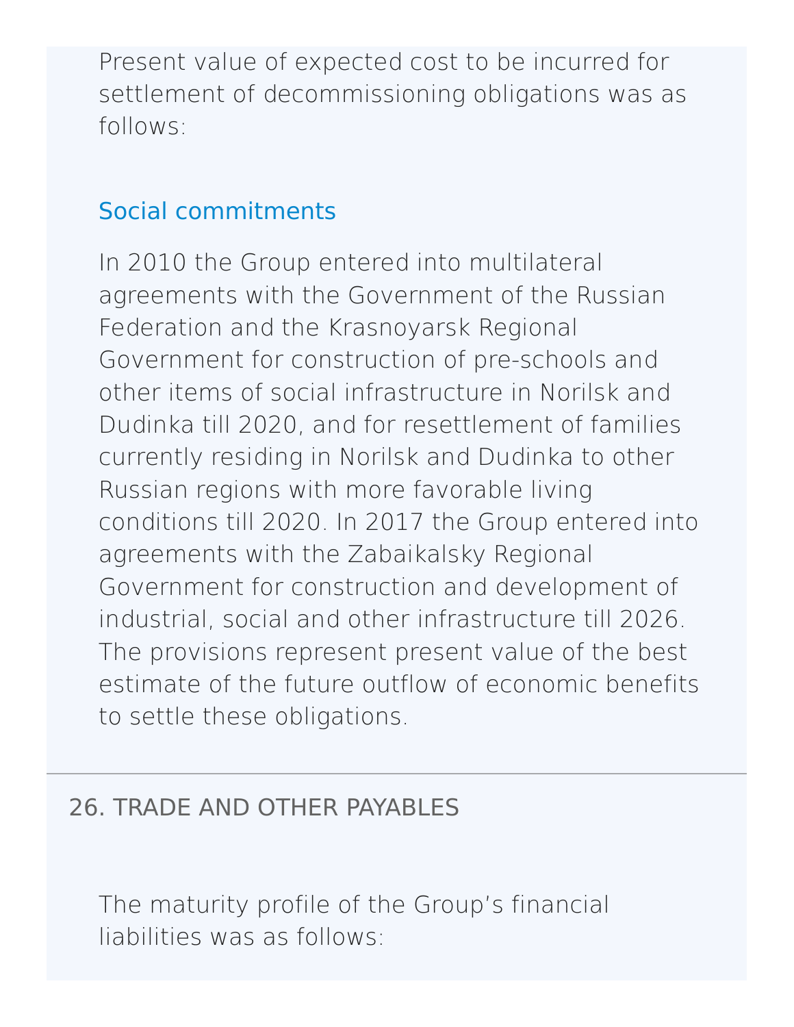Present value of expected cost to be incurred for settlement of decommissioning obligations was as follows:

### Social commitments

In 2010 the Group entered into multilateral agreements with the Government of the Russian Federation and the Krasnoyarsk Regional Government for construction of pre-schools and other items of social infrastructure in Norilsk and Dudinka till 2020, and for resettlement of families currently residing in Norilsk and Dudinka to other Russian regions with more favorable living conditions till 2020. In 2017 the Group entered into agreements with the Zabaikalsky Regional Government for construction and development of industrial, social and other infrastructure till 2026. The provisions represent present value of the best estimate of the future outflow of economic benefits to settle these obligations.

## 26. TRADE AND OTHER PAYABLES

The maturity profile of the Group's financial liabilities was as follows: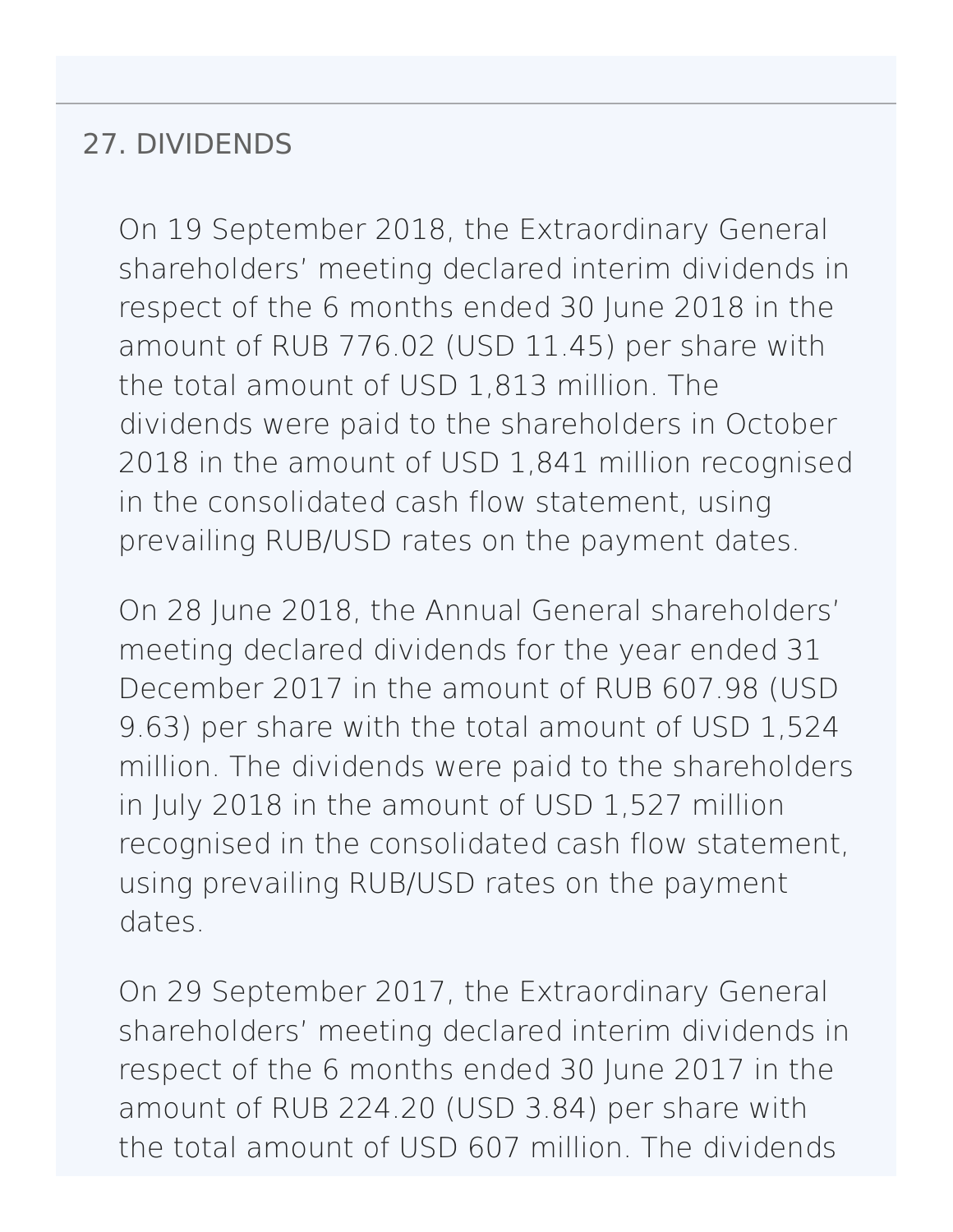## 27. DIVIDENDS

On 19 September 2018, the Extraordinary General shareholders' meeting declared interim dividends in respect of the 6 months ended 30 June 2018 in the amount of RUB 776.02 (USD 11.45) per share with the total amount of USD 1,813 million. The dividends were paid to the shareholders in October 2018 in the amount of USD 1,841 million recognised in the consolidated cash flow statement, using prevailing RUB/USD rates on the payment dates.

On 28 June 2018, the Annual General shareholders' meeting declared dividends for the year ended 31 December 2017 in the amount of RUB 607.98 (USD 9.63) per share with the total amount of USD 1,524 million. The dividends were paid to the shareholders in July 2018 in the amount of USD 1,527 million recognised in the consolidated cash flow statement, using prevailing RUB/USD rates on the payment dates.

On 29 September 2017, the Extraordinary General shareholders' meeting declared interim dividends in respect of the 6 months ended 30 June 2017 in the amount of RUB 224.20 (USD 3.84) per share with the total amount of USD 607 million. The dividends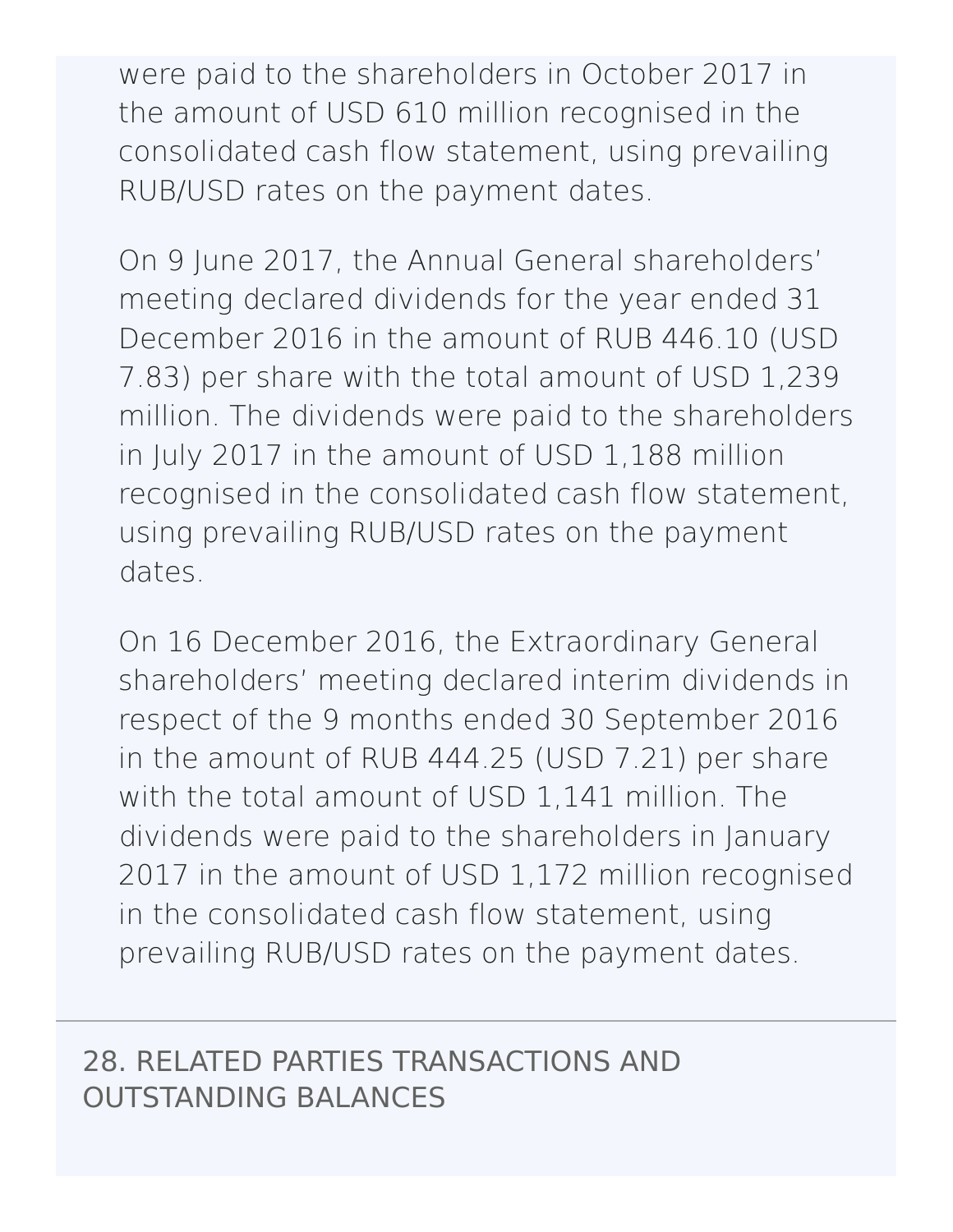were paid to the shareholders in October 2017 in the amount of USD 610 million recognised in the consolidated cash flow statement, using prevailing RUB/USD rates on the payment dates.

On 9 June 2017, the Annual General shareholders' meeting declared dividends for the year ended 31 December 2016 in the amount of RUB 446.10 (USD 7.83) per share with the total amount of USD 1,239 million. The dividends were paid to the shareholders in July 2017 in the amount of USD 1,188 million recognised in the consolidated cash flow statement, using prevailing RUB/USD rates on the payment dates.

On 16 December 2016, the Extraordinary General shareholders' meeting declared interim dividends in respect of the 9 months ended 30 September 2016 in the amount of RUB 444.25 (USD 7.21) per share with the total amount of USD 1,141 million. The dividends were paid to the shareholders in January 2017 in the amount of USD 1,172 million recognised in the consolidated cash flow statement, using prevailing RUB/USD rates on the payment dates.

## 28. RELATED PARTIES TRANSACTIONS AND OUTSTANDING BALANCES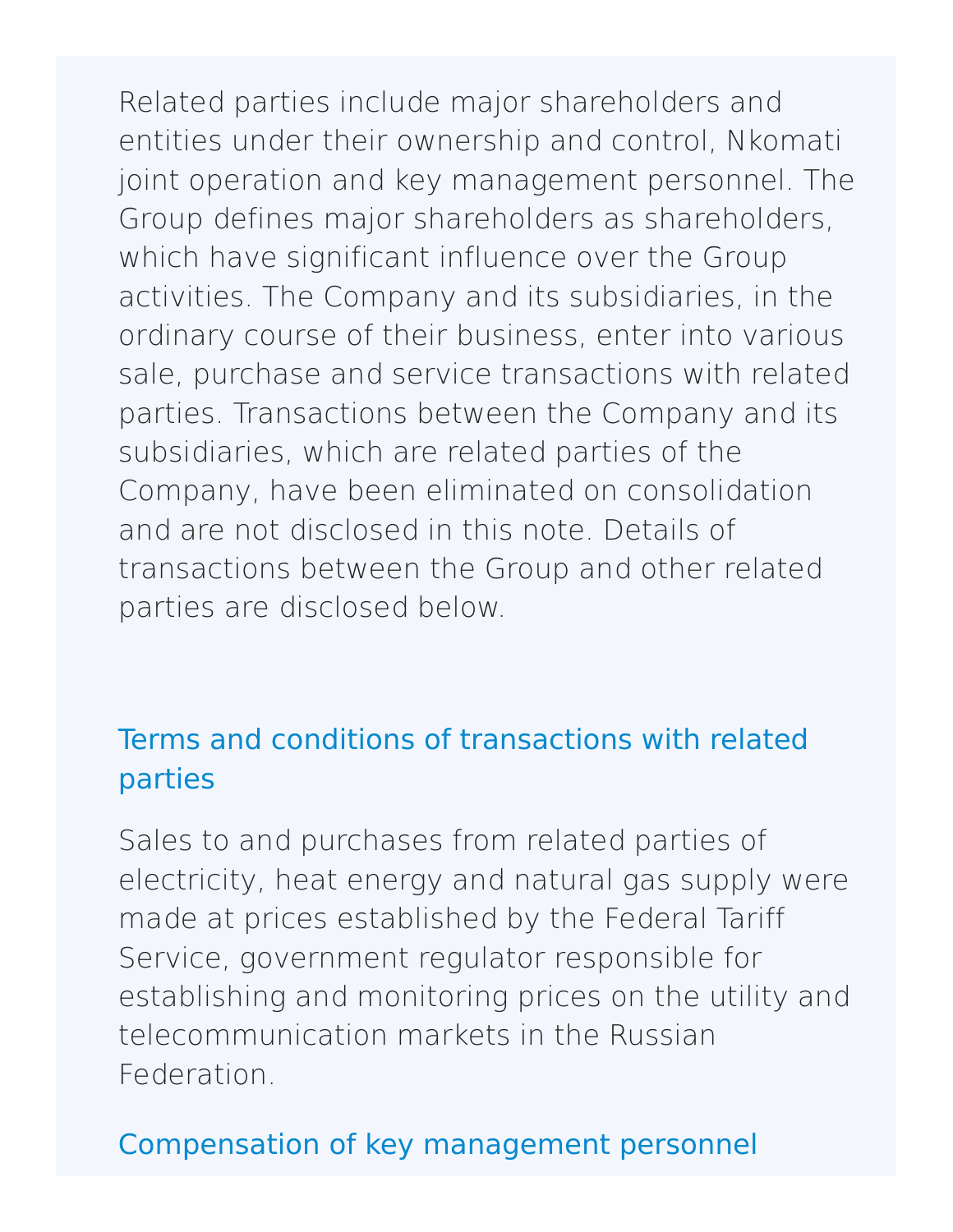Related parties include major shareholders and entities under their ownership and control, Nkomati joint operation and key management personnel. The Group defines major shareholders as shareholders, which have significant influence over the Group activities. The Company and its subsidiaries, in the ordinary course of their business, enter into various sale, purchase and service transactions with related parties. Transactions between the Company and its subsidiaries, which are related parties of the Company, have been eliminated on consolidation and are not disclosed in this note. Details of transactions between the Group and other related parties are disclosed below.

## Terms and conditions of transactions with related parties

Sales to and purchases from related parties of electricity, heat energy and natural gas supply were made at prices established by the Federal Tariff Service, government regulator responsible for establishing and monitoring prices on the utility and telecommunication markets in the Russian Federation.

## Compensation of key management personnel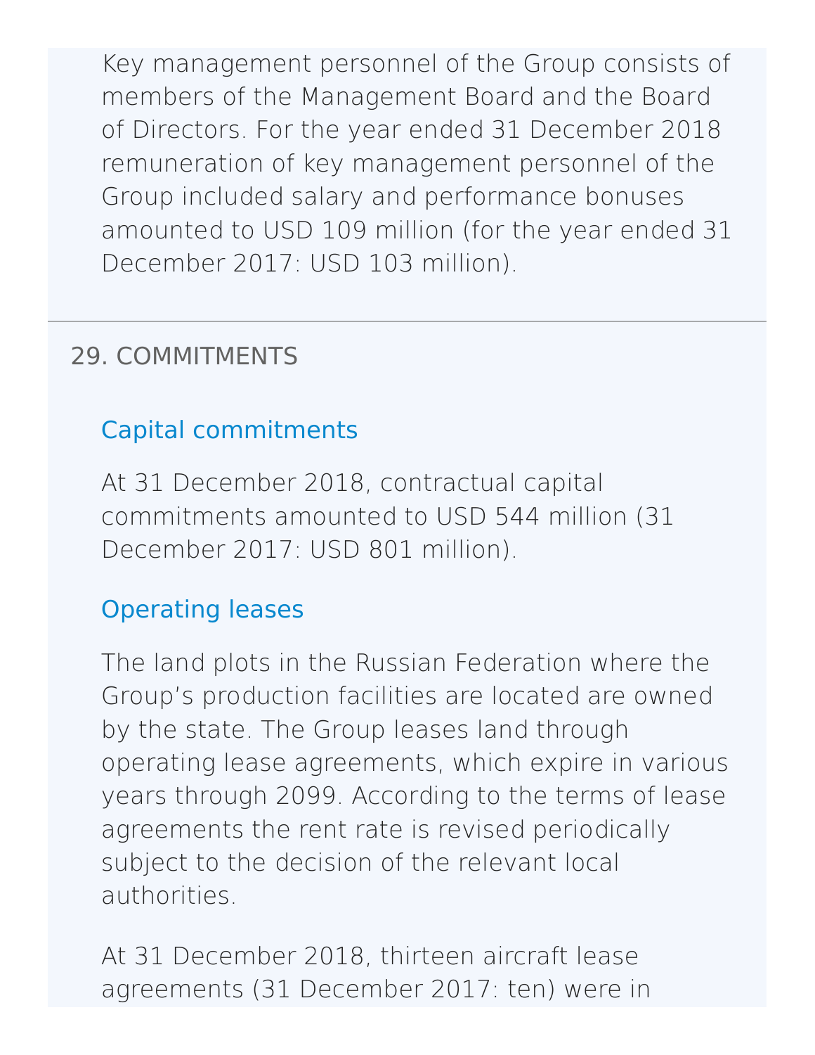Key management personnel of the Group consists of members of the Management Board and the Board of Directors. For the year ended 31 December 2018 remuneration of key management personnel of the Group included salary and performance bonuses amounted to USD 109 million (for the year ended 31 December 2017: USD 103 million).

## 29. COMMITMENTS

### Capital commitments

At 31 December 2018, contractual capital commitments amounted to USD 544 million (31 December 2017: USD 801 million).

### Operating leases

The land plots in the Russian Federation where the Group's production facilities are located are owned by the state. The Group leases land through operating lease agreements, which expire in various years through 2099. According to the terms of lease agreements the rent rate is revised periodically subject to the decision of the relevant local authorities.

At 31 December 2018, thirteen aircraft lease agreements (31 December 2017: ten) were in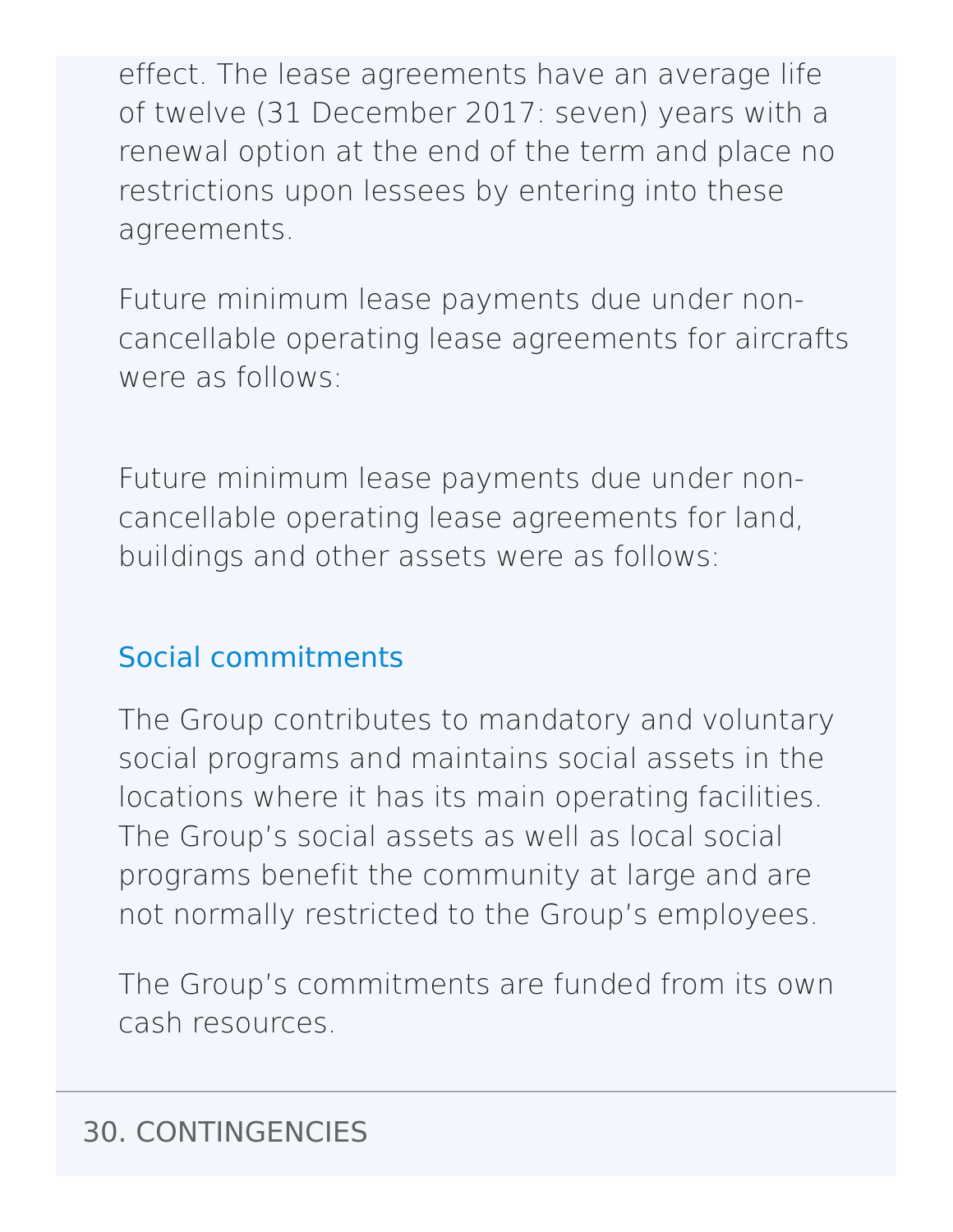effect. The lease agreements have an average life of twelve (31 December 2017: seven) years with a renewal option at the end of the term and place no restrictions upon lessees by entering into these agreements.

Future minimum lease payments due under non-cancellable operating lease agreements for aircrafts were as follows:

Future minimum lease payments due under non-cancellable operating lease agreements for land, buildings and other assets were as follows:

### Social commitments

The Group contributes to mandatory and voluntary social programs and maintains social assets in the locations where it has its main operating facilities. The Group's social assets as well as local social programs benefit the community at large and are not normally restricted to the Group's employees.

The Group's commitments are funded from its own cash resources.

## 30. CONTINGENCIES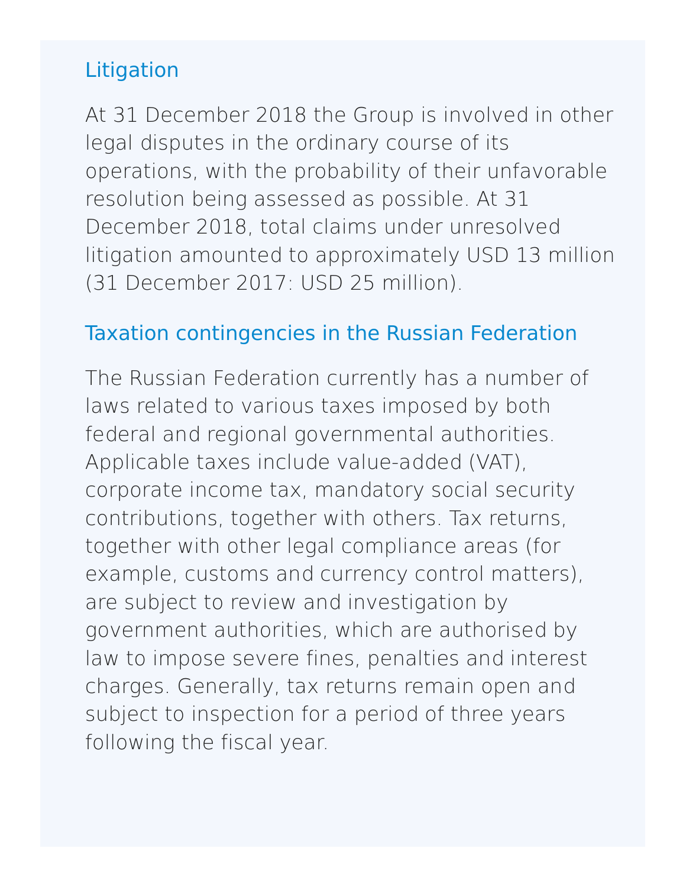### Litigation

At 31 December 2018 the Group is involved in other legal disputes in the ordinary course of its operations, with the probability of their unfavorable resolution being assessed as possible. At 31 December 2018, total claims under unresolved litigation amounted to approximately USD 13 million (31 December 2017: USD 25 million).

### Taxation contingencies in the Russian Federation

The Russian Federation currently has a number of laws related to various taxes imposed by both federal and regional governmental authorities. Applicable taxes include value-added (VAT), corporate income tax, mandatory social security contributions, together with others. Tax returns, together with other legal compliance areas (for example, customs and currency control matters), are subject to review and investigation by government authorities, which are authorised by law to impose severe fines, penalties and interest charges. Generally, tax returns remain open and subject to inspection for a period of three years following the fiscal year.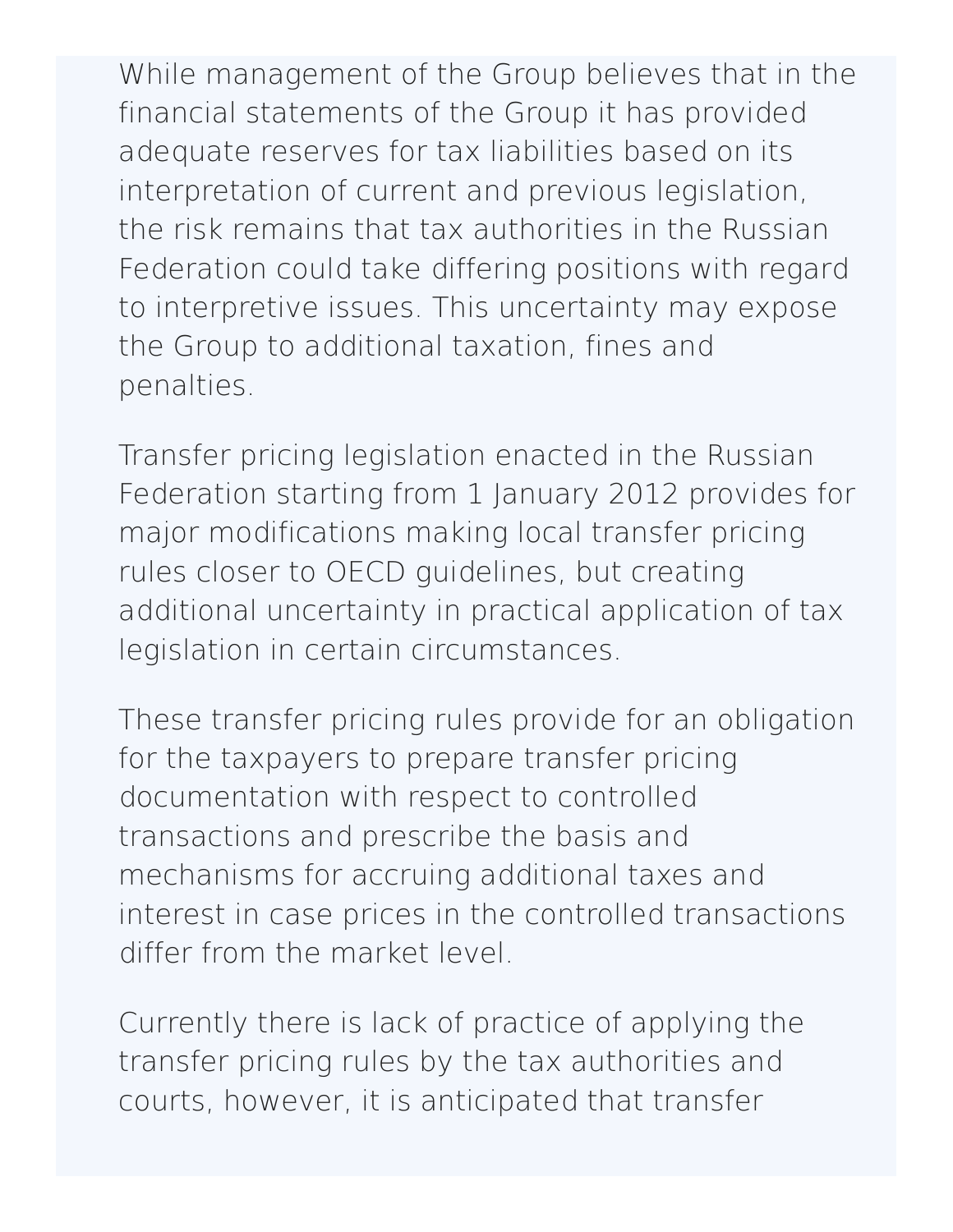While management of the Group believes that in the financial statements of the Group it has provided adequate reserves for tax liabilities based on its interpretation of current and previous legislation, the risk remains that tax authorities in the Russian Federation could take differing positions with regard to interpretive issues. This uncertainty may expose the Group to additional taxation, fines and penalties.

Transfer pricing legislation enacted in the Russian Federation starting from 1 January 2012 provides for major modifications making local transfer pricing rules closer to OECD guidelines, but creating additional uncertainty in practical application of tax legislation in certain circumstances.

These transfer pricing rules provide for an obligation for the taxpayers to prepare transfer pricing documentation with respect to controlled transactions and prescribe the basis and mechanisms for accruing additional taxes and interest in case prices in the controlled transactions differ from the market level.

Currently there is lack of practice of applying the transfer pricing rules by the tax authorities and courts, however, it is anticipated that transfer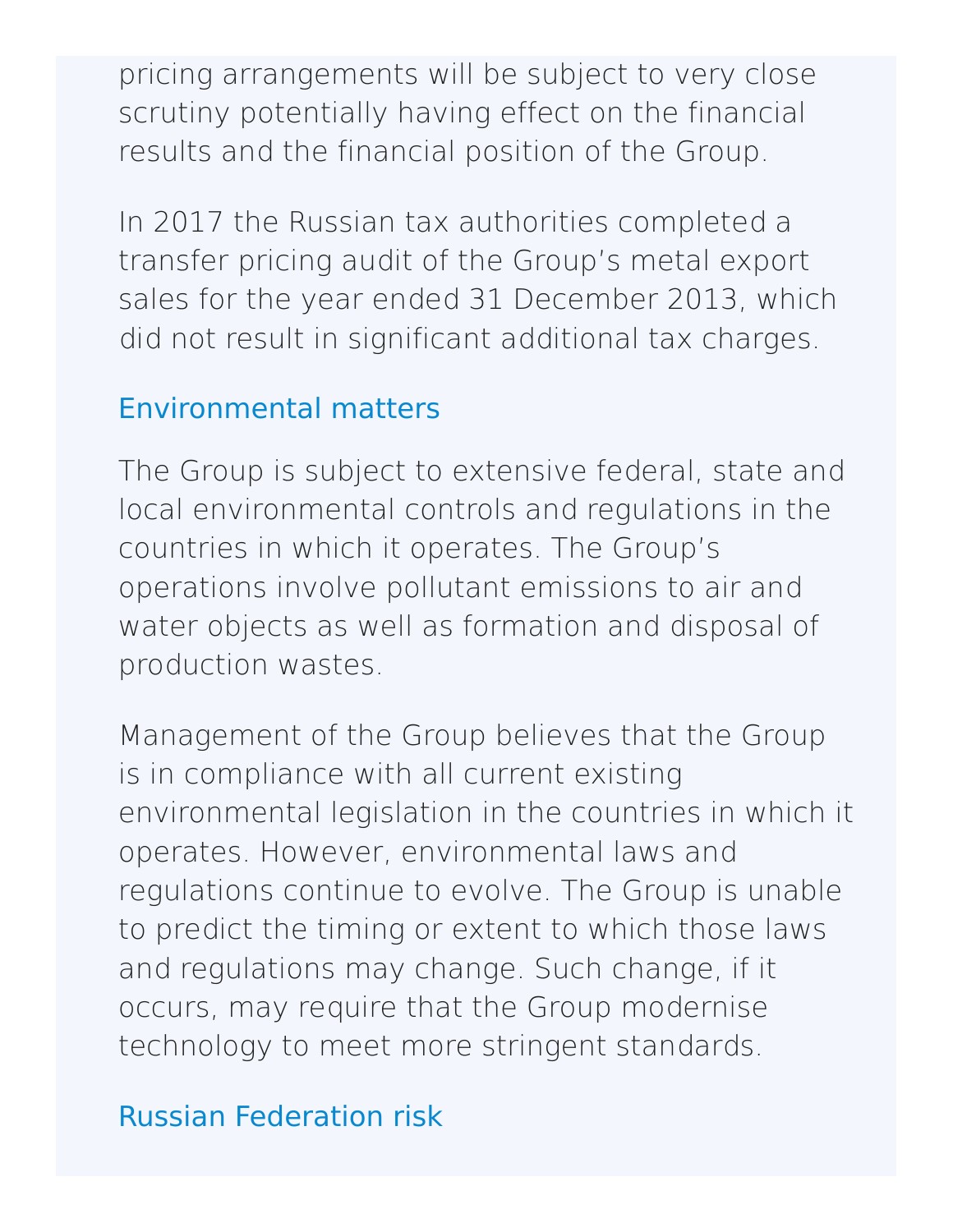pricing arrangements will be subject to very close scrutiny potentially having effect on the financial results and the financial position of the Group.

In 2017 the Russian tax authorities completed a transfer pricing audit of the Group's metal export sales for the year ended 31 December 2013, which did not result in significant additional tax charges.

## Environmental matters

The Group is subject to extensive federal, state and local environmental controls and regulations in the countries in which it operates. The Group's operations involve pollutant emissions to air and water objects as well as formation and disposal of production wastes.

Management of the Group believes that the Group is in compliance with all current existing environmental legislation in the countries in which it operates. However, environmental laws and regulations continue to evolve. The Group is unable to predict the timing or extent to which those laws and regulations may change. Such change, if it occurs, may require that the Group modernise technology to meet more stringent standards.

## Russian Federation risk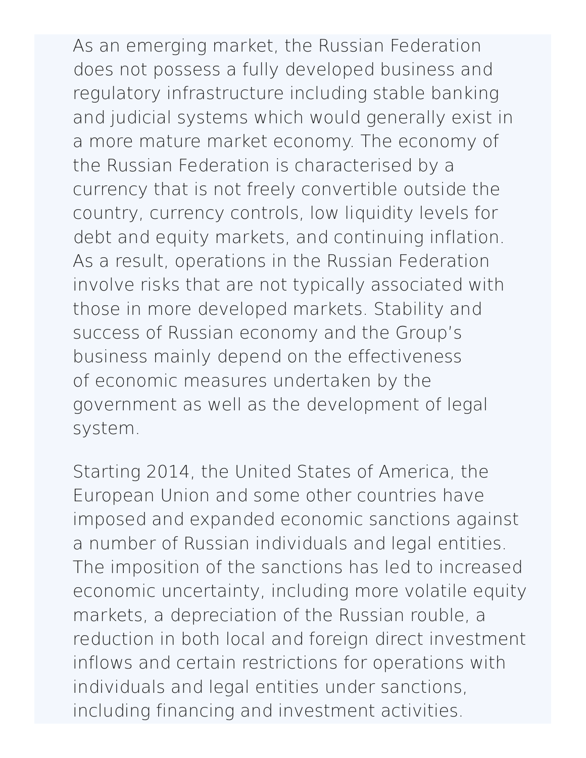As an emerging market, the Russian Federation does not possess a fully developed business and regulatory infrastructure including stable banking and judicial systems which would generally exist in a more mature market economy. The economy of the Russian Federation is characterised by a currency that is not freely convertible outside the country, currency controls, low liquidity levels for debt and equity markets, and continuing inflation. As a result, operations in the Russian Federation involve risks that are not typically associated with those in more developed markets. Stability and success of Russian economy and the Group's business mainly depend on the effectiveness of economic measures undertaken by the government as well as the development of legal system.

Starting 2014, the United States of America, the European Union and some other countries have imposed and expanded economic sanctions against a number of Russian individuals and legal entities. The imposition of the sanctions has led to increased economic uncertainty, including more volatile equity markets, a depreciation of the Russian rouble, a reduction in both local and foreign direct investment inflows and certain restrictions for operations with individuals and legal entities under sanctions, including financing and investment activities.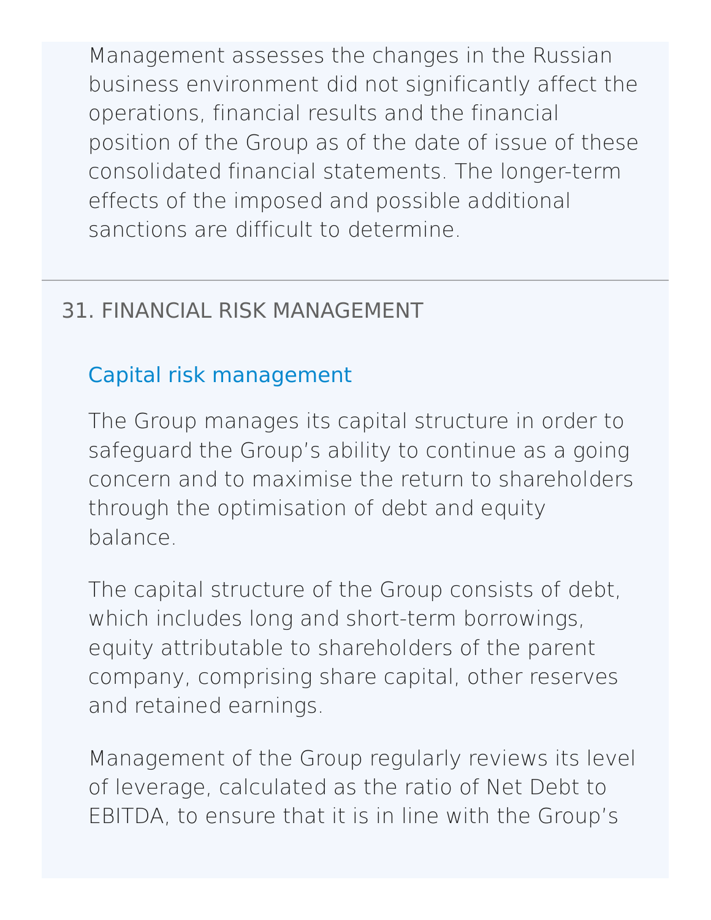Management assesses the changes in the Russian business environment did not significantly affect the operations, financial results and the financial position of the Group as of the date of issue of these consolidated financial statements. The longer-term effects of the imposed and possible additional sanctions are difficult to determine.

## 31. FINANCIAL RISK MANAGEMENT

### Capital risk management

The Group manages its capital structure in order to safeguard the Group's ability to continue as a going concern and to maximise the return to shareholders through the optimisation of debt and equity balance.

The capital structure of the Group consists of debt, which includes long and short-term borrowings, equity attributable to shareholders of the parent company, comprising share capital, other reserves and retained earnings.

Management of the Group regularly reviews its level of leverage, calculated as the ratio of Net Debt to EBITDA, to ensure that it is in line with the Group's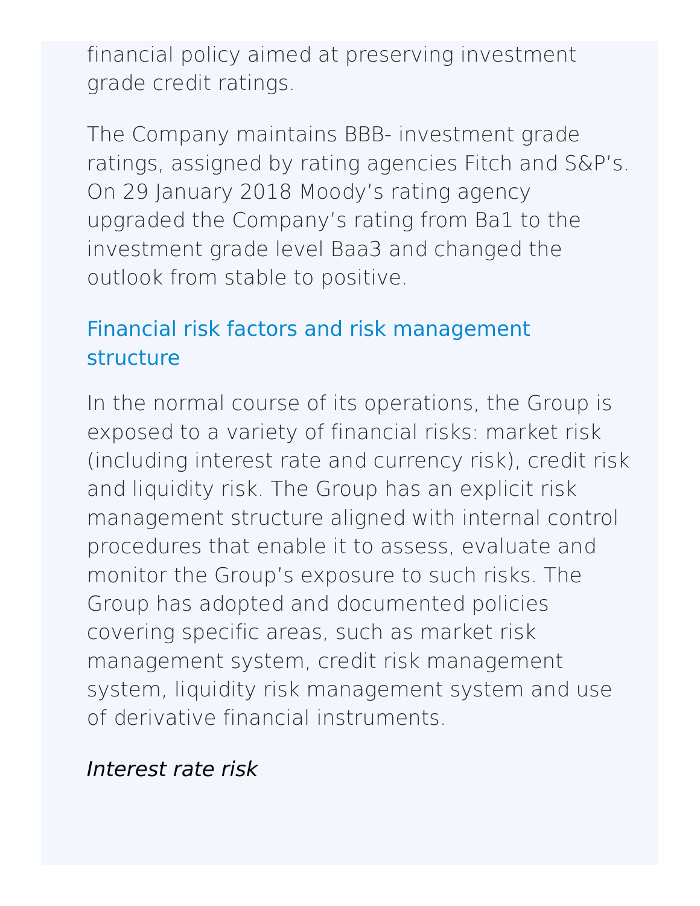financial policy aimed at preserving investment grade credit ratings.

The Company maintains BBB- investment grade ratings, assigned by rating agencies Fitch and S&P's. On 29 January 2018 Moody's rating agency upgraded the Company's rating from Ba1 to the investment grade level Baa3 and changed the outlook from stable to positive.

## Financial risk factors and risk management structure

In the normal course of its operations, the Group is exposed to a variety of financial risks: market risk (including interest rate and currency risk), credit risk and liquidity risk. The Group has an explicit risk management structure aligned with internal control procedures that enable it to assess, evaluate and monitor the Group's exposure to such risks. The Group has adopted and documented policies covering specific areas, such as market risk management system, credit risk management system, liquidity risk management system and use of derivative financial instruments.

*Interest rate risk*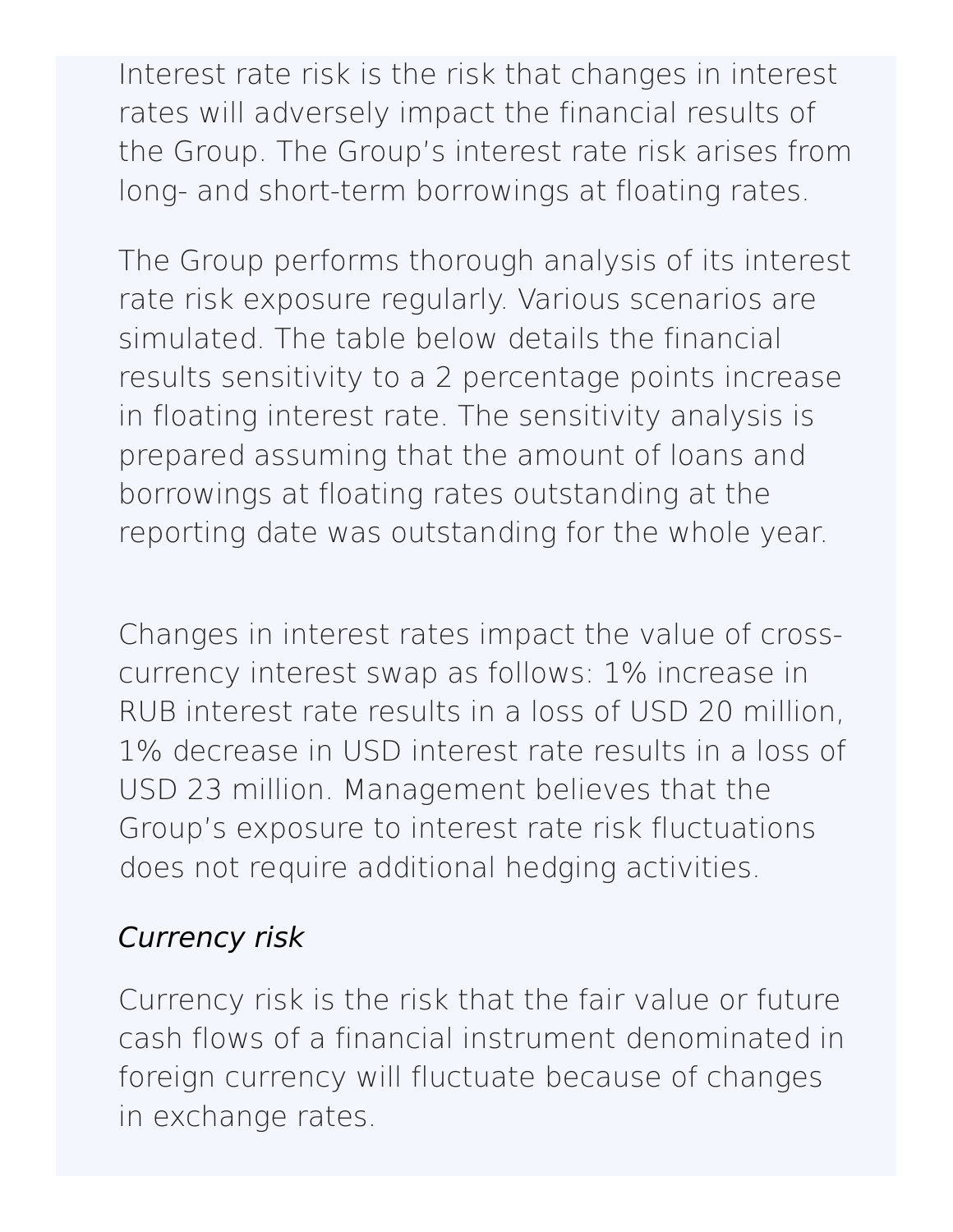Interest rate risk is the risk that changes in interest rates will adversely impact the financial results of the Group. The Group's interest rate risk arises from long- and short-term borrowings at floating rates.

The Group performs thorough analysis of its interest rate risk exposure regularly. Various scenarios are simulated. The table below details the financial results sensitivity to a 2 percentage points increase in floating interest rate. The sensitivity analysis is prepared assuming that the amount of loans and borrowings at floating rates outstanding at the reporting date was outstanding for the whole year.

Changes in interest rates impact the value of cross-currency interest swap as follows: 1% increase in RUB interest rate results in a loss of USD 20 million, 1% decrease in USD interest rate results in a loss of USD 23 million. Management believes that the Group's exposure to interest rate risk fluctuations does not require additional hedging activities.

*Currency risk*

Currency risk is the risk that the fair value or future cash flows of a financial instrument denominated in foreign currency will fluctuate because of changes in exchange rates.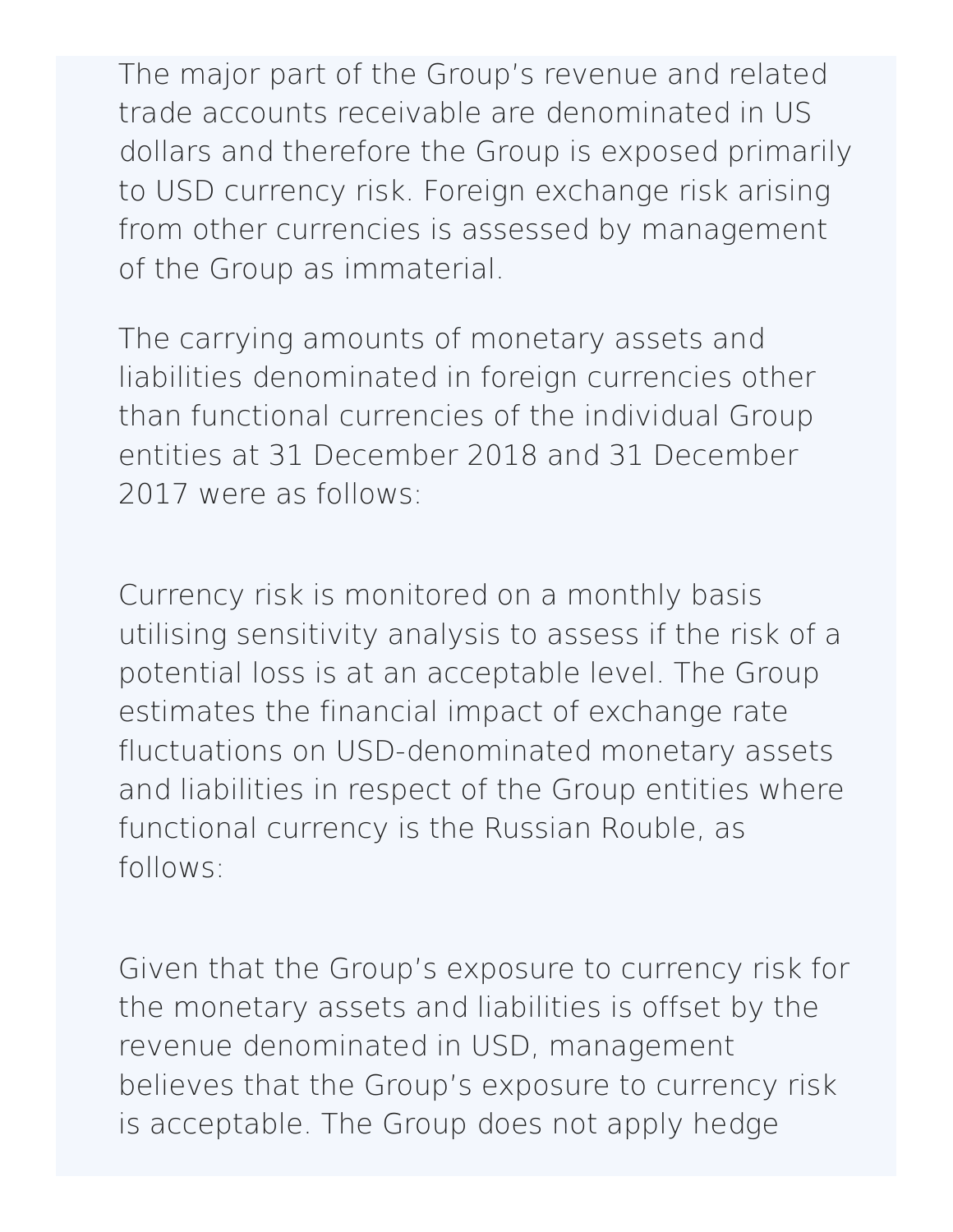The major part of the Group's revenue and related trade accounts receivable are denominated in US dollars and therefore the Group is exposed primarily to USD currency risk. Foreign exchange risk arising from other currencies is assessed by management of the Group as immaterial.

The carrying amounts of monetary assets and liabilities denominated in foreign currencies other than functional currencies of the individual Group entities at 31 December 2018 and 31 December 2017 were as follows:

Currency risk is monitored on a monthly basis utilising sensitivity analysis to assess if the risk of a potential loss is at an acceptable level. The Group estimates the financial impact of exchange rate fluctuations on USD-denominated monetary assets and liabilities in respect of the Group entities where functional currency is the Russian Rouble, as follows:

Given that the Group's exposure to currency risk for the monetary assets and liabilities is offset by the revenue denominated in USD, management believes that the Group's exposure to currency risk is acceptable. The Group does not apply hedge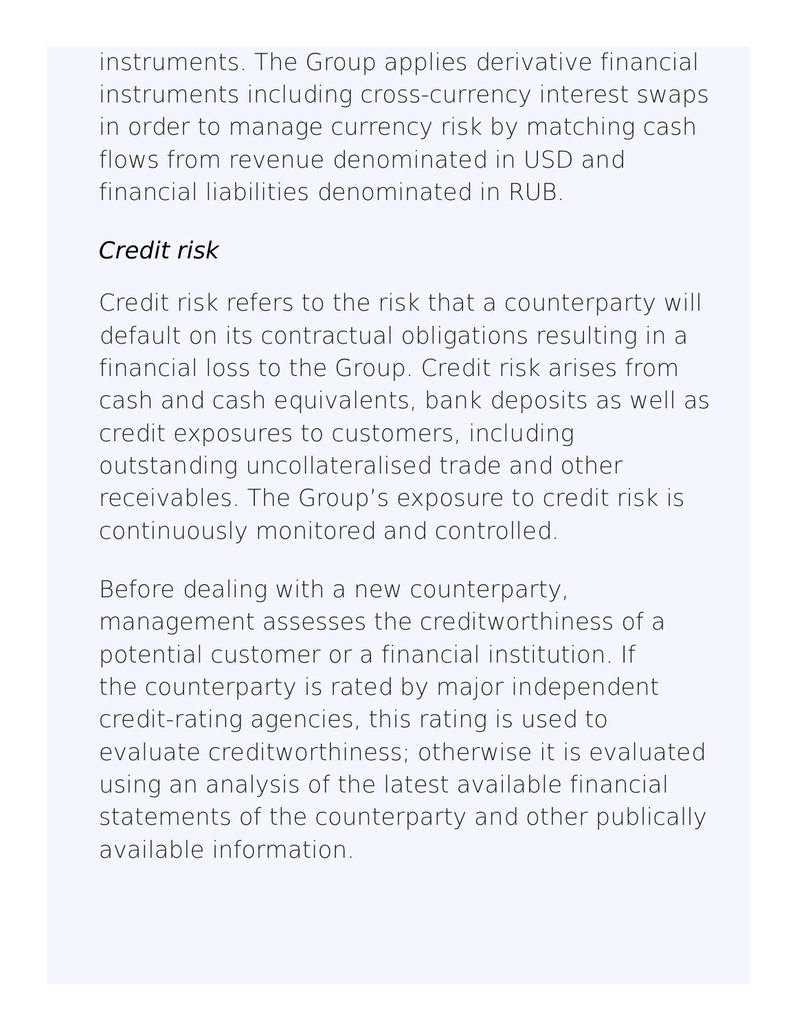instruments. The Group applies derivative financial instruments including cross-currency interest swaps in order to manage currency risk by matching cash flows from revenue denominated in USD and financial liabilities denominated in RUB.

*Credit risk*

Credit risk refers to the risk that a counterparty will default on its contractual obligations resulting in a financial loss to the Group. Credit risk arises from cash and cash equivalents, bank deposits as well as credit exposures to customers, including outstanding uncollateralised trade and other receivables. The Group's exposure to credit risk is continuously monitored and controlled.

Before dealing with a new counterparty, management assesses the creditworthiness of a potential customer or a financial institution. If the counterparty is rated by major independent credit-rating agencies, this rating is used to evaluate creditworthiness; otherwise it is evaluated using an analysis of the latest available financial statements of the counterparty and other publically available information.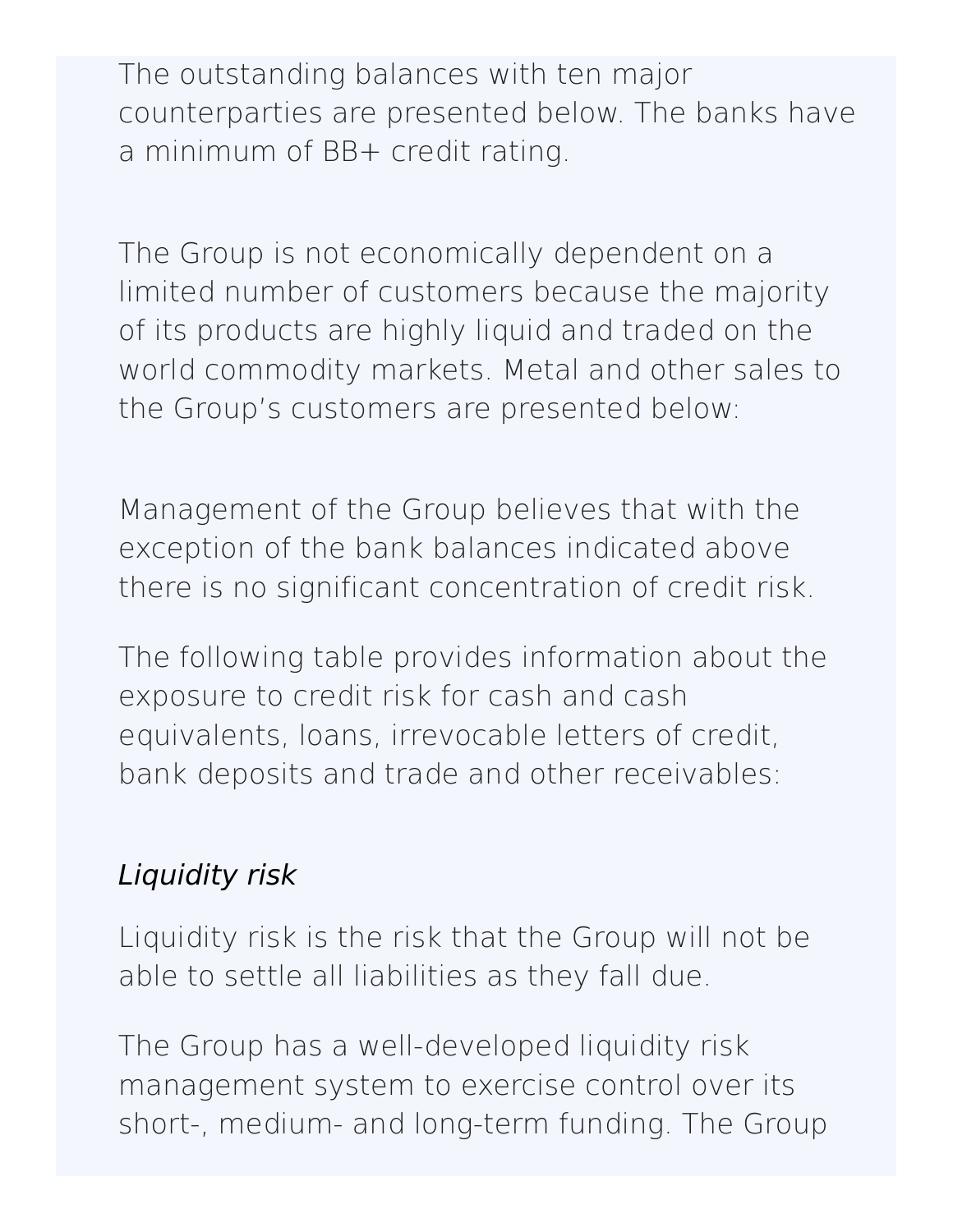The outstanding balances with ten major counterparties are presented below. The banks have a minimum of BB+ credit rating.

The Group is not economically dependent on a limited number of customers because the majority of its products are highly liquid and traded on the world commodity markets. Metal and other sales to the Group's customers are presented below:

Management of the Group believes that with the exception of the bank balances indicated above there is no significant concentration of credit risk.

The following table provides information about the exposure to credit risk for cash and cash equivalents, loans, irrevocable letters of credit, bank deposits and trade and other receivables:

*Liquidity risk*

Liquidity risk is the risk that the Group will not be able to settle all liabilities as they fall due.

The Group has a well-developed liquidity risk management system to exercise control over its short-, medium- and long-term funding. The Group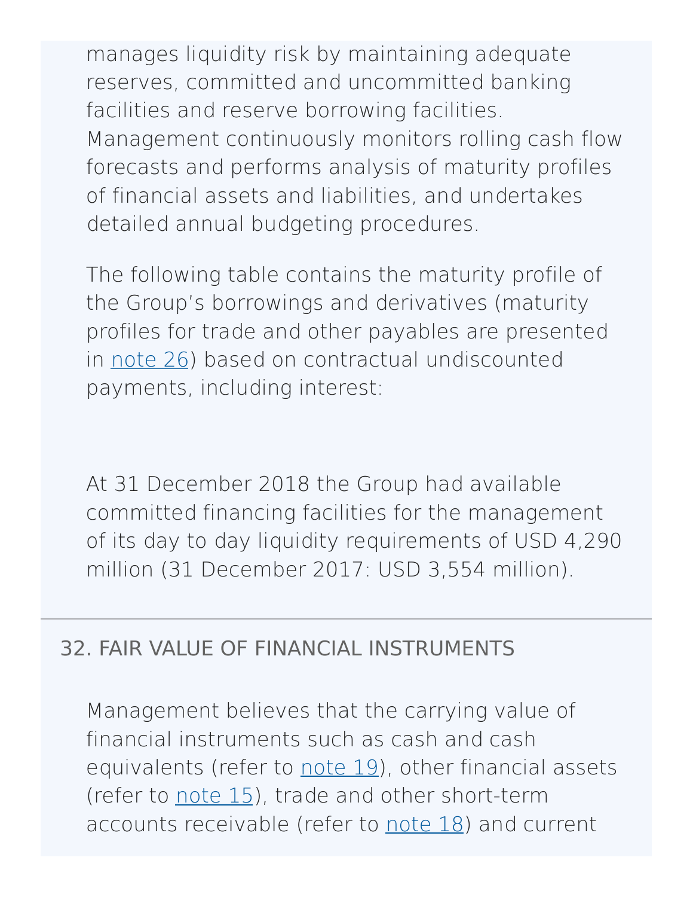manages liquidity risk by maintaining adequate reserves, committed and uncommitted banking facilities and reserve borrowing facilities. Management continuously monitors rolling cash flow forecasts and performs analysis of maturity profiles of financial assets and liabilities, and undertakes detailed annual budgeting procedures.

The following table contains the maturity profile of the Group's borrowings and derivatives (maturity profiles for trade and other payables are presented in note 26) based on contractual undiscounted payments, including interest:

At 31 December 2018 the Group had available committed financing facilities for the management of its day to day liquidity requirements of USD 4,290 million (31 December 2017: USD 3,554 million).

## 32. FAIR VALUE OF FINANCIAL INSTRUMENTS

Management believes that the carrying value of financial instruments such as cash and cash equivalents (refer to note 19), other financial assets (refer to note 15), trade and other short-term accounts receivable (refer to note 18) and current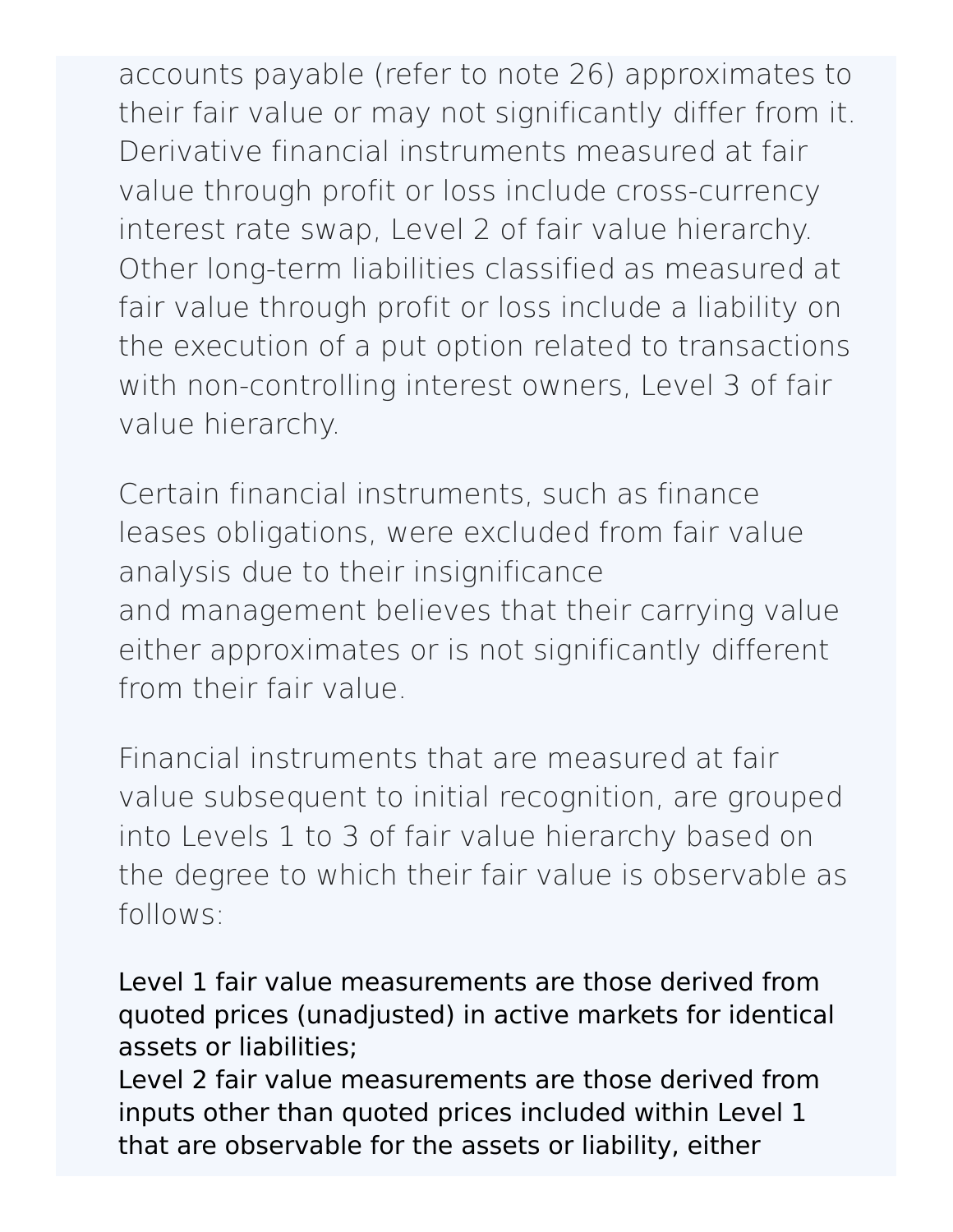accounts payable (refer to note 26) approximates to their fair value or may not significantly differ from it. Derivative financial instruments measured at fair value through profit or loss include cross-currency interest rate swap, Level 2 of fair value hierarchy. Other long-term liabilities classified as measured at fair value through profit or loss include a liability on the execution of a put option related to transactions with non-controlling interest owners, Level 3 of fair value hierarchy.

Certain financial instruments, such as finance leases obligations, were excluded from fair value analysis due to their insignificance and management believes that their carrying value either approximates or is not significantly different from their fair value.

Financial instruments that are measured at fair value subsequent to initial recognition, are grouped into Levels 1 to 3 of fair value hierarchy based on the degree to which their fair value is observable as follows:

Level 1 fair value measurements are those derived from quoted prices (unadjusted) in active markets for identical assets or liabilities;
Level 2 fair value measurements are those derived from inputs other than quoted prices included within Level 1 that are observable for the assets or liability, either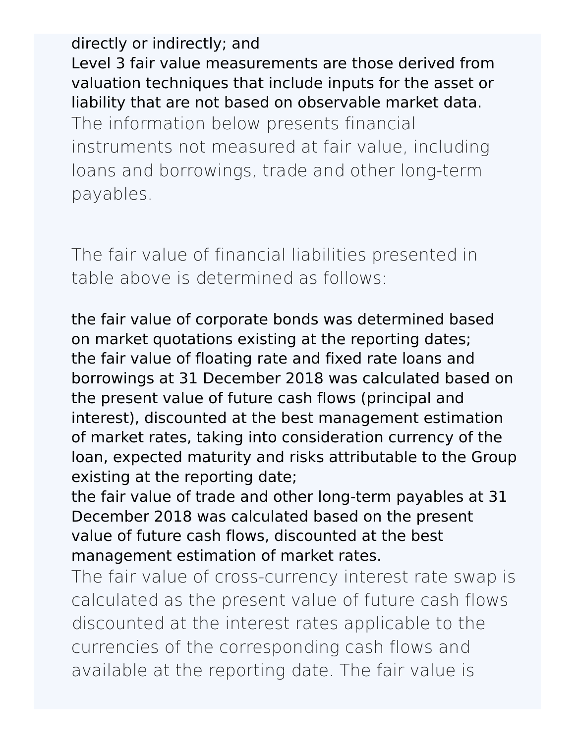directly or indirectly; and

Level 3 fair value measurements are those derived from valuation techniques that include inputs for the asset or liability that are not based on observable market data.

The information below presents financial instruments not measured at fair value, including loans and borrowings, trade and other long-term payables.

The fair value of financial liabilities presented in table above is determined as follows:

the fair value of corporate bonds was determined based on market quotations existing at the reporting dates;

the fair value of floating rate and fixed rate loans and borrowings at 31 December 2018 was calculated based on the present value of future cash flows (principal and interest), discounted at the best management estimation of market rates, taking into consideration currency of the loan, expected maturity and risks attributable to the Group existing at the reporting date;

the fair value of trade and other long-term payables at 31 December 2018 was calculated based on the present value of future cash flows, discounted at the best management estimation of market rates.

The fair value of cross-currency interest rate swap is calculated as the present value of future cash flows discounted at the interest rates applicable to the currencies of the corresponding cash flows and available at the reporting date. The fair value is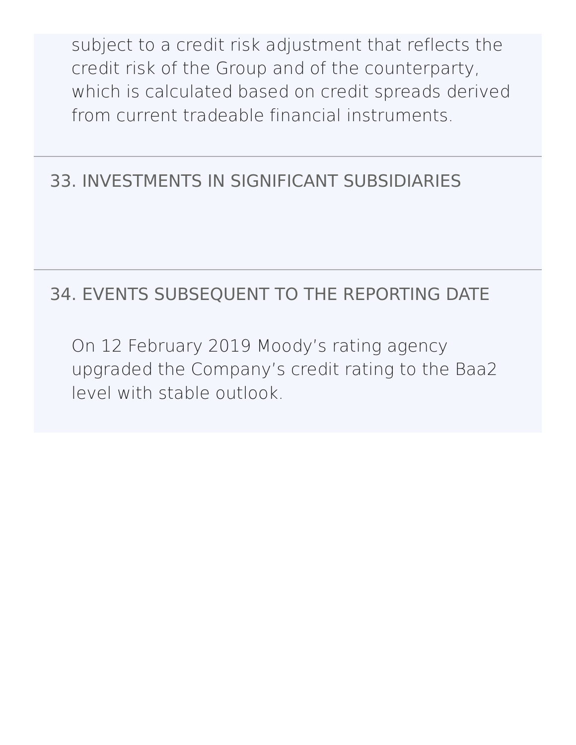subject to a credit risk adjustment that reflects the credit risk of the Group and of the counterparty, which is calculated based on credit spreads derived from current tradeable financial instruments.

## 33. INVESTMENTS IN SIGNIFICANT SUBSIDIARIES

## 34. EVENTS SUBSEQUENT TO THE REPORTING DATE

On 12 February 2019 Moody's rating agency upgraded the Company's credit rating to the Baa2 level with stable outlook.